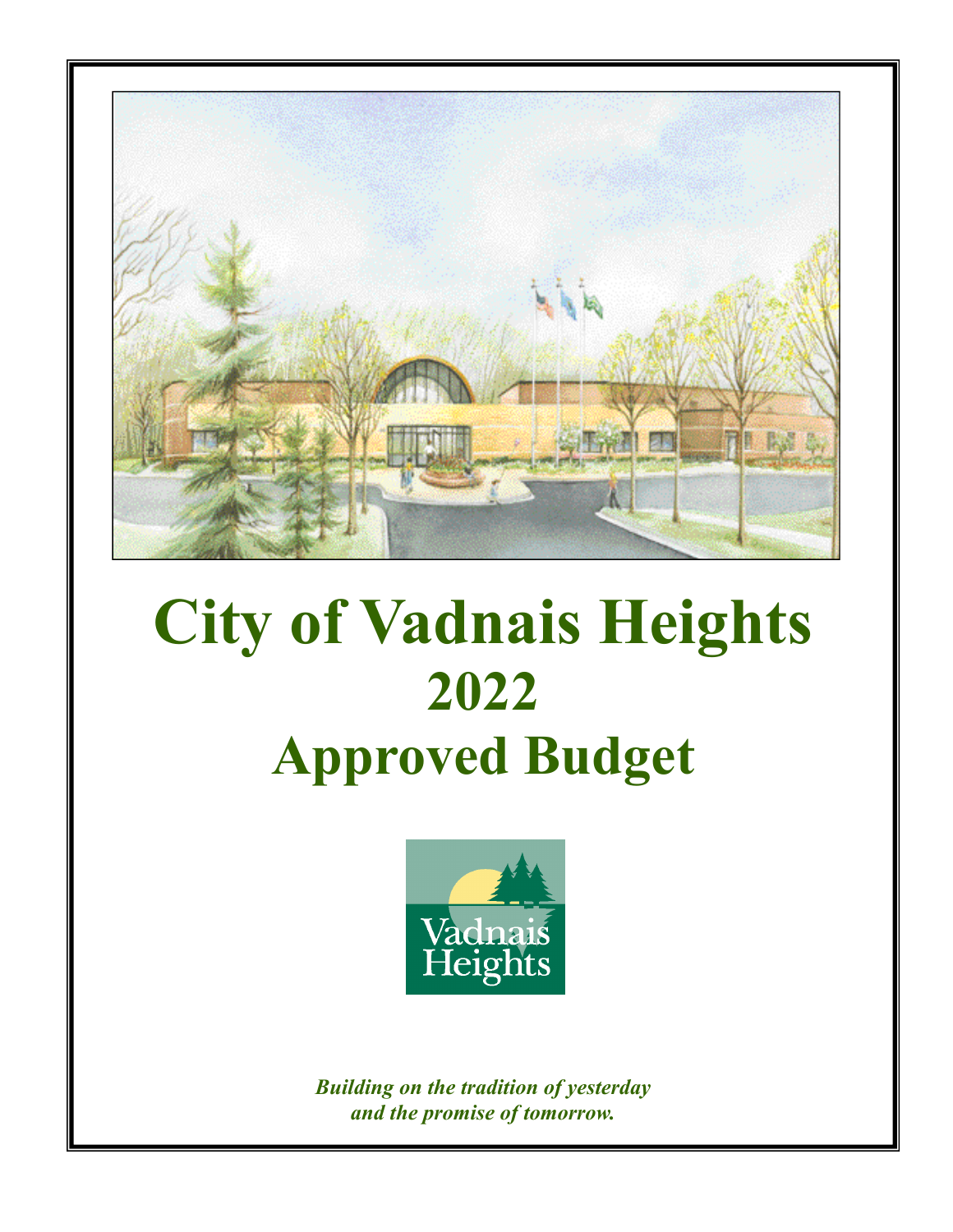# City of Vadnais Heights
## 2022
## Approved Budget

*Building on the tradition of yesterday*
*and the promise of tomorrow.*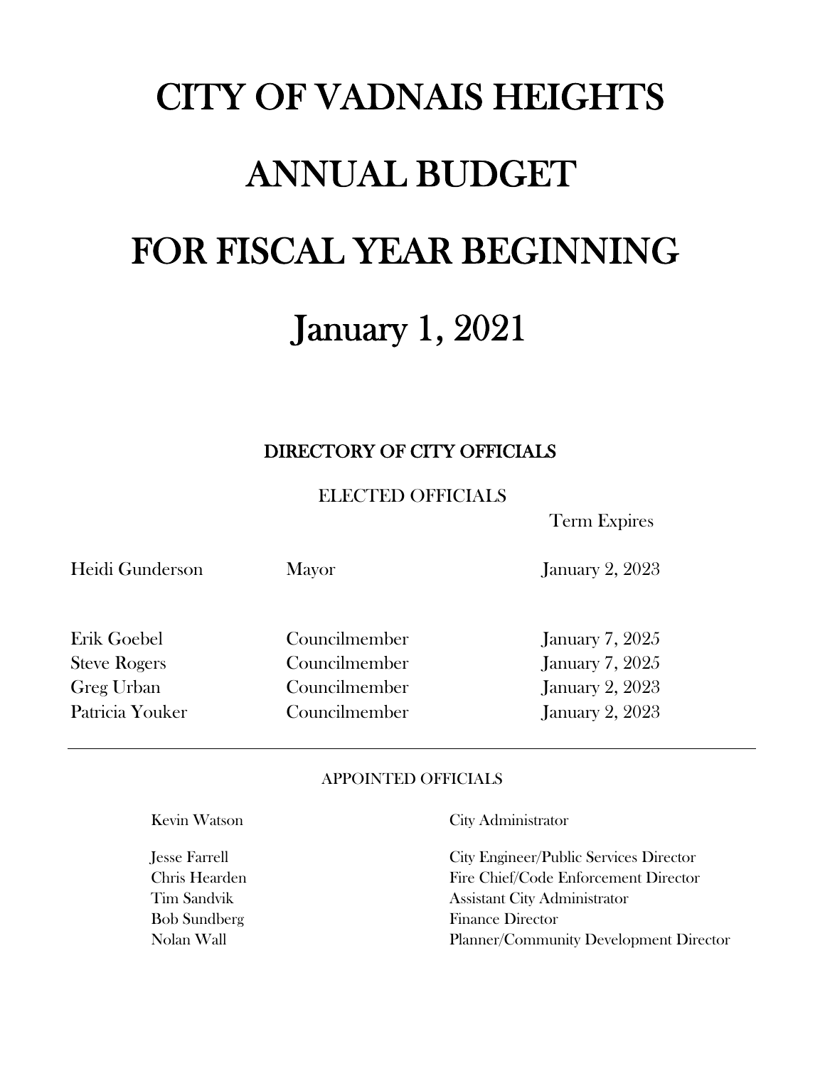# CITY OF VADNAIS HEIGHTS

# ANNUAL BUDGET

# FOR FISCAL YEAR BEGINNING

# January 1, 2021

## DIRECTORY OF CITY OFFICIALS

### ELECTED OFFICIALS

| Name | Title | Term Expires |
|---|---|---|
| Heidi Gunderson | Mayor | January 2, 2023 |
| Erik Goebel | Councilmember | January 7, 2025 |
| Steve Rogers | Councilmember | January 7, 2025 |
| Greg Urban | Councilmember | January 2, 2023 |
| Patricia Youker | Councilmember | January 2, 2023 |

---

### APPOINTED OFFICIALS

| Name | Title |
|---|---|
| Kevin Watson | City Administrator |
| Jesse Farrell | City Engineer/Public Services Director |
| Chris Hearden | Fire Chief/Code Enforcement Director |
| Tim Sandvik | Assistant City Administrator |
| Bob Sundberg | Finance Director |
| Nolan Wall | Planner/Community Development Director |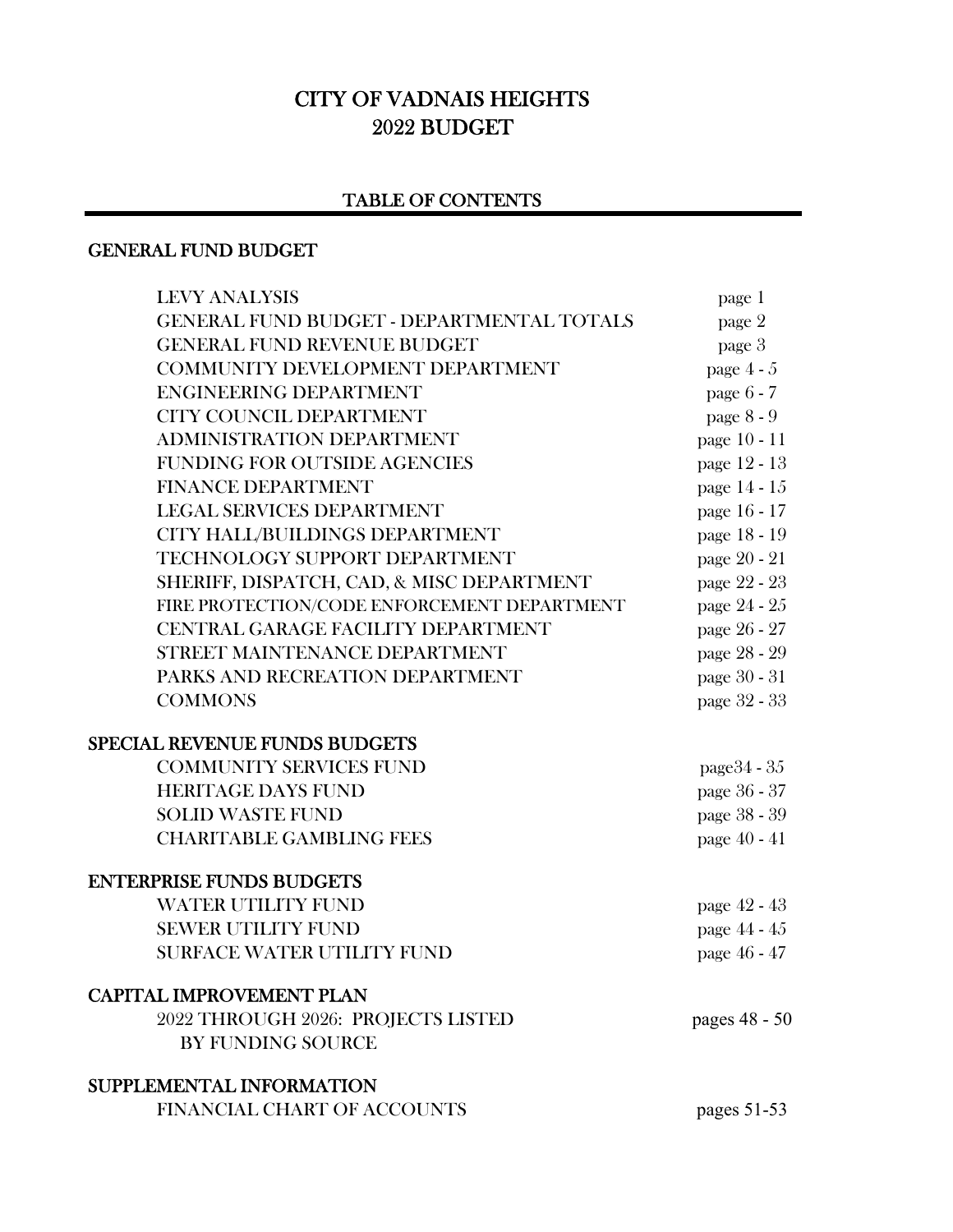# CITY OF VADNAIS HEIGHTS
# 2022 BUDGET

## TABLE OF CONTENTS

### GENERAL FUND BUDGET

| | |
|---|---|
| LEVY ANALYSIS | page 1 |
| GENERAL FUND BUDGET - DEPARTMENTAL TOTALS | page 2 |
| GENERAL FUND REVENUE BUDGET | page 3 |
| COMMUNITY DEVELOPMENT DEPARTMENT | page 4 - 5 |
| ENGINEERING DEPARTMENT | page 6 - 7 |
| CITY COUNCIL DEPARTMENT | page 8 - 9 |
| ADMINISTRATION DEPARTMENT | page 10 - 11 |
| FUNDING FOR OUTSIDE AGENCIES | page 12 - 13 |
| FINANCE DEPARTMENT | page 14 - 15 |
| LEGAL SERVICES DEPARTMENT | page 16 - 17 |
| CITY HALL/BUILDINGS DEPARTMENT | page 18 - 19 |
| TECHNOLOGY SUPPORT DEPARTMENT | page 20 - 21 |
| SHERIFF, DISPATCH, CAD, & MISC DEPARTMENT | page 22 - 23 |
| FIRE PROTECTION/CODE ENFORCEMENT DEPARTMENT | page 24 - 25 |
| CENTRAL GARAGE FACILITY DEPARTMENT | page 26 - 27 |
| STREET MAINTENANCE DEPARTMENT | page 28 - 29 |
| PARKS AND RECREATION DEPARTMENT | page 30 - 31 |
| COMMONS | page 32 - 33 |

### SPECIAL REVENUE FUNDS BUDGETS

| | |
|---|---|
| COMMUNITY SERVICES FUND | page34 - 35 |
| HERITAGE DAYS FUND | page 36 - 37 |
| SOLID WASTE FUND | page 38 - 39 |
| CHARITABLE GAMBLING FEES | page 40 - 41 |

### ENTERPRISE FUNDS BUDGETS

| | |
|---|---|
| WATER UTILITY FUND | page 42 - 43 |
| SEWER UTILITY FUND | page 44 - 45 |
| SURFACE WATER UTILITY FUND | page 46 - 47 |

### CAPITAL IMPROVEMENT PLAN

| | |
|---|---|
| 2022 THROUGH 2026: PROJECTS LISTED BY FUNDING SOURCE | pages 48 - 50 |

### SUPPLEMENTAL INFORMATION

| | |
|---|---|
| FINANCIAL CHART OF ACCOUNTS | pages 51-53 |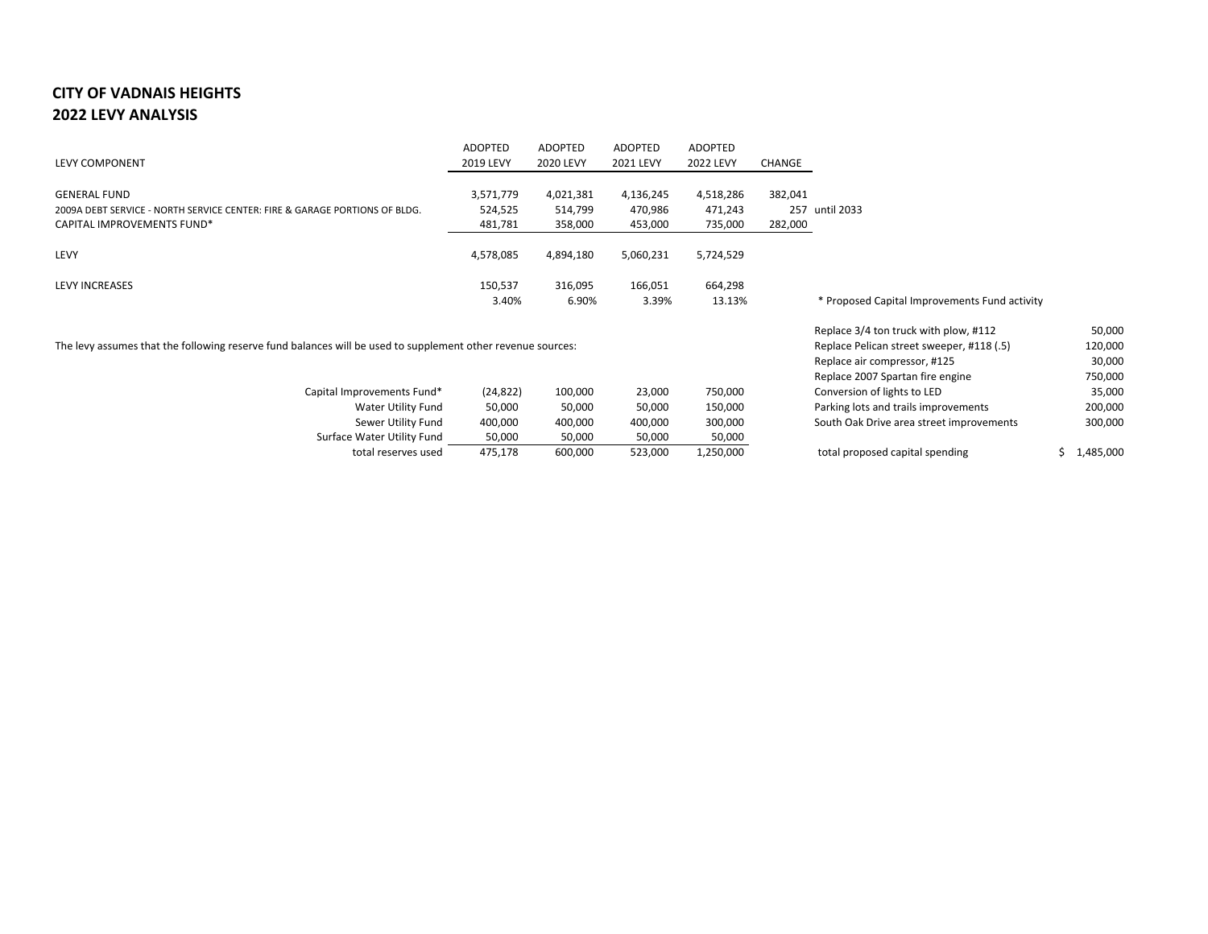# CITY OF VADNAIS HEIGHTS

## 2022 LEVY ANALYSIS

| LEVY COMPONENT | ADOPTED 2019 LEVY | ADOPTED 2020 LEVY | ADOPTED 2021 LEVY | ADOPTED 2022 LEVY | CHANGE | |
|---|---|---|---|---|---|---|
| GENERAL FUND | 3,571,779 | 4,021,381 | 4,136,245 | 4,518,286 | 382,041 | |
| 2009A DEBT SERVICE - NORTH SERVICE CENTER: FIRE & GARAGE PORTIONS OF BLDG. | 524,525 | 514,799 | 470,986 | 471,243 | 257 | until 2033 |
| CAPITAL IMPROVEMENTS FUND* | 481,781 | 358,000 | 453,000 | 735,000 | 282,000 | |
| LEVY | 4,578,085 | 4,894,180 | 5,060,231 | 5,724,529 | | |
| LEVY INCREASES | 150,537 | 316,095 | 166,051 | 664,298 | | |
| | 3.40% | 6.90% | 3.39% | 13.13% | | |

The levy assumes that the following reserve fund balances will be used to supplement other revenue sources:

| | | | | |
|---|---|---|---|---|
| Capital Improvements Fund* | (24,822) | 100,000 | 23,000 | 750,000 |
| Water Utility Fund | 50,000 | 50,000 | 50,000 | 150,000 |
| Sewer Utility Fund | 400,000 | 400,000 | 400,000 | 300,000 |
| Surface Water Utility Fund | 50,000 | 50,000 | 50,000 | 50,000 |
| total reserves used | 475,178 | 600,000 | 523,000 | 1,250,000 |

\* Proposed Capital Improvements Fund activity

| | |
|---|---|
| Replace 3/4 ton truck with plow, #112 | 50,000 |
| Replace Pelican street sweeper, #118 (.5) | 120,000 |
| Replace air compressor, #125 | 30,000 |
| Replace 2007 Spartan fire engine | 750,000 |
| Conversion of lights to LED | 35,000 |
| Parking lots and trails improvements | 200,000 |
| South Oak Drive area street improvements | 300,000 |
| total proposed capital spending | $ 1,485,000 |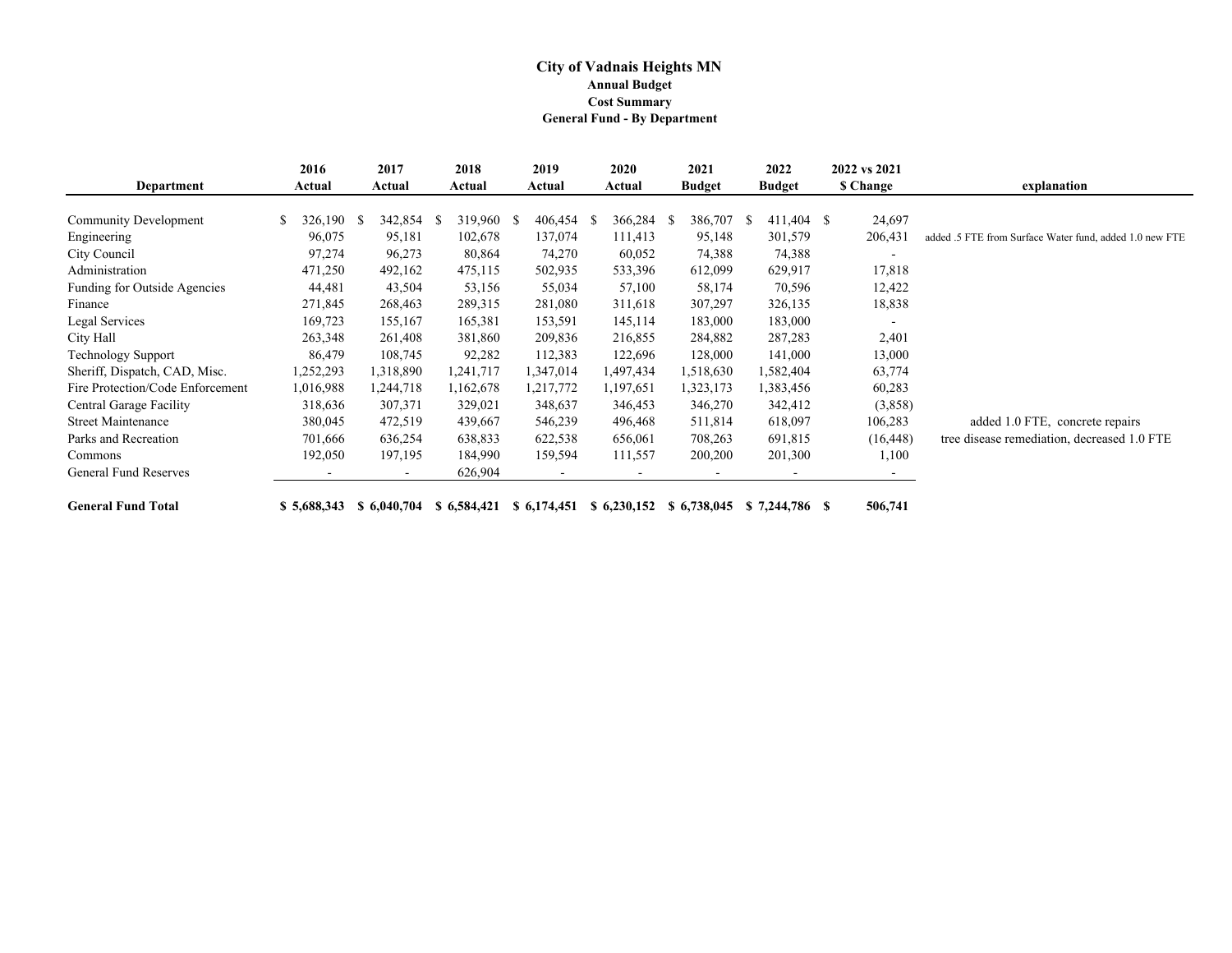# City of Vadnais Heights MN

## Annual Budget

### Cost Summary

### General Fund - By Department

| Department | 2016 Actual | 2017 Actual | 2018 Actual | 2019 Actual | 2020 Actual | 2021 Budget | 2022 Budget | 2022 vs 2021 $ Change | explanation |
|---|---|---|---|---|---|---|---|---|---|
| Community Development | $ 326,190 | $ 342,854 | $ 319,960 | $ 406,454 | $ 366,284 | $ 386,707 | $ 411,404 | $ 24,697 | |
| Engineering | 96,075 | 95,181 | 102,678 | 137,074 | 111,413 | 95,148 | 301,579 | 206,431 | added .5 FTE from Surface Water fund, added 1.0 new FTE |
| City Council | 97,274 | 96,273 | 80,864 | 74,270 | 60,052 | 74,388 | 74,388 | - | |
| Administration | 471,250 | 492,162 | 475,115 | 502,935 | 533,396 | 612,099 | 629,917 | 17,818 | |
| Funding for Outside Agencies | 44,481 | 43,504 | 53,156 | 55,034 | 57,100 | 58,174 | 70,596 | 12,422 | |
| Finance | 271,845 | 268,463 | 289,315 | 281,080 | 311,618 | 307,297 | 326,135 | 18,838 | |
| Legal Services | 169,723 | 155,167 | 165,381 | 153,591 | 145,114 | 183,000 | 183,000 | - | |
| City Hall | 263,348 | 261,408 | 381,860 | 209,836 | 216,855 | 284,882 | 287,283 | 2,401 | |
| Technology Support | 86,479 | 108,745 | 92,282 | 112,383 | 122,696 | 128,000 | 141,000 | 13,000 | |
| Sheriff, Dispatch, CAD, Misc. | 1,252,293 | 1,318,890 | 1,241,717 | 1,347,014 | 1,497,434 | 1,518,630 | 1,582,404 | 63,774 | |
| Fire Protection/Code Enforcement | 1,016,988 | 1,244,718 | 1,162,678 | 1,217,772 | 1,197,651 | 1,323,173 | 1,383,456 | 60,283 | |
| Central Garage Facility | 318,636 | 307,371 | 329,021 | 348,637 | 346,453 | 346,270 | 342,412 | (3,858) | |
| Street Maintenance | 380,045 | 472,519 | 439,667 | 546,239 | 496,468 | 511,814 | 618,097 | 106,283 | added 1.0 FTE, concrete repairs |
| Parks and Recreation | 701,666 | 636,254 | 638,833 | 622,538 | 656,061 | 708,263 | 691,815 | (16,448) | tree disease remediation, decreased 1.0 FTE |
| Commons | 192,050 | 197,195 | 184,990 | 159,594 | 111,557 | 200,200 | 201,300 | 1,100 | |
| General Fund Reserves | - | - | 626,904 | - | - | - | - | - | |
| **General Fund Total** | **$ 5,688,343** | **$ 6,040,704** | **$ 6,584,421** | **$ 6,174,451** | **$ 6,230,152** | **$ 6,738,045** | **$ 7,244,786** | **$ 506,741** | |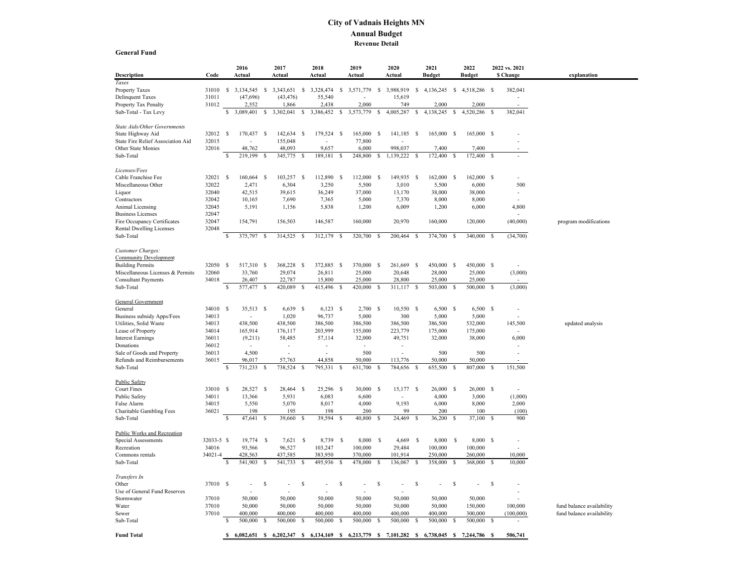# City of Vadnais Heights MN

## Annual Budget

### Revenue Detail

**General Fund**

| Description | Code | 2016 Actual | 2017 Actual | 2018 Actual | 2019 Actual | 2020 Actual | 2021 Budget | 2022 Budget | 2022 vs. 2021 $ Change | explanation |
|---|---|---|---|---|---|---|---|---|---|---|
| *Taxes* | | | | | | | | | | |
| Property Taxes | 31010 | $ 3,134,545 | $ 3,343,651 | $ 3,328,474 | $ 3,571,779 | $ 3,988,919 | $ 4,136,245 | $ 4,518,286 | $ 382,041 | |
| Delinquent Taxes | 31011 | (47,696) | (43,476) | 55,540 | - | 15,619 | | | - | |
| Property Tax Penalty | 31012 | 2,552 | 1,866 | 2,438 | 2,000 | 749 | 2,000 | 2,000 | - | |
| Sub-Total - Tax Levy | | $ 3,089,401 | $ 3,302,041 | $ 3,386,452 | $ 3,573,779 | $ 4,005,287 | $ 4,138,245 | $ 4,520,286 | $ 382,041 | |
| *State Aids/Other Governments* | | | | | | | | | | |
| State Highway Aid | 32012 | $ 170,437 | $ 142,634 | $ 179,524 | $ 165,000 | $ 141,185 | $ 165,000 | $ 165,000 | $ - | |
| State Fire Relief Association Aid | 32015 | - | 155,048 | - | 77,800 | - | | | - | |
| Other State Monies | 32016 | 48,762 | 48,093 | 9,657 | 6,000 | 998,037 | 7,400 | 7,400 | - | |
| Sub-Total | | $ 219,199 | $ 345,775 | $ 189,181 | $ 248,800 | $ 1,139,222 | $ 172,400 | $ 172,400 | $ - | |
| *Licenses/Fees* | | | | | | | | | | |
| Cable Franchise Fee | 32021 | $ 160,664 | $ 103,257 | $ 112,890 | $ 112,000 | $ 149,935 | $ 162,000 | $ 162,000 | $ - | |
| Miscellaneous Other | 32022 | 2,471 | 6,304 | 3,250 | 5,500 | 3,010 | 5,500 | 6,000 | 500 | |
| Liquor | 32040 | 42,515 | 39,615 | 36,249 | 37,000 | 13,170 | 38,000 | 38,000 | - | |
| Contractors | 32042 | 10,165 | 7,690 | 7,365 | 5,000 | 7,370 | 8,000 | 8,000 | - | |
| Animal Licensing | 32045 | 5,191 | 1,156 | 5,838 | 1,200 | 6,009 | 1,200 | 6,000 | 4,800 | |
| Business Licenses | 32047 | | | | | | | | - | |
| Fire Occupancy Certificates | 32047 | 154,791 | 156,503 | 146,587 | 160,000 | 20,970 | 160,000 | 120,000 | (40,000) | program modifications |
| Rental Dwelling Licenses | 32048 | | | | | | | | | |
| Sub-Total | | $ 375,797 | $ 314,525 | $ 312,179 | $ 320,700 | $ 200,464 | $ 374,700 | $ 340,000 | $ (34,700) | |
| *Customer Charges:* | | | | | | | | | | |
| Community Development | | | | | | | | | | |
| Building Permits | 32050 | $ 517,310 | $ 368,228 | $ 372,885 | $ 370,000 | $ 261,669 | $ 450,000 | $ 450,000 | $ - | |
| Miscellaneous Licenses & Permits | 32060 | 33,760 | 29,074 | 26,811 | 25,000 | 20,648 | 28,000 | 25,000 | (3,000) | |
| Consultant Payments | 34018 | 26,407 | 22,787 | 15,800 | 25,000 | 28,800 | 25,000 | 25,000 | - | |
| Sub-Total | | $ 577,477 | $ 420,089 | $ 415,496 | $ 420,000 | $ 311,117 | $ 503,000 | $ 500,000 | $ (3,000) | |
| General Government | | | | | | | | | | |
| General | 34010 | $ 35,513 | $ 6,639 | $ 6,123 | $ 2,700 | $ 10,550 | $ 6,500 | $ 6,500 | $ - | |
| Business subsidy Apps/Fees | 34013 | - | 1,020 | 96,737 | 5,000 | 300 | 5,000 | 5,000 | - | |
| Utilities, Solid Waste | 34013 | 438,500 | 438,500 | 386,500 | 386,500 | 386,500 | 386,500 | 532,000 | 145,500 | updated analysis |
| Lease of Property | 34014 | 165,914 | 176,117 | 203,999 | 155,000 | 223,779 | 175,000 | 175,000 | - | |
| Interest Earnings | 36011 | (9,211) | 58,485 | 57,114 | 32,000 | 49,751 | 32,000 | 38,000 | 6,000 | |
| Donations | 36012 | - | - | - | - | - | | | - | |
| Sale of Goods and Property | 36013 | 4,500 | - | - | 500 | - | 500 | 500 | - | |
| Refunds and Reimbursements | 36015 | 96,017 | 57,763 | 44,858 | 50,000 | 113,776 | 50,000 | 50,000 | - | |
| Sub-Total | | $ 731,233 | $ 738,524 | $ 795,331 | $ 631,700 | $ 784,656 | $ 655,500 | $ 807,000 | $ 151,500 | |
| Public Safety | | | | | | | | | | |
| Court Fines | 33010 | $ 28,527 | $ 28,464 | $ 25,296 | $ 30,000 | $ 15,177 | $ 26,000 | $ 26,000 | $ - | |
| Public Safety | 34011 | 13,366 | 5,931 | 6,083 | 6,600 | - | 4,000 | 3,000 | (1,000) | |
| False Alarm | 34015 | 5,550 | 5,070 | 8,017 | 4,000 | 9,193 | 6,000 | 8,000 | 2,000 | |
| Charitable Gambling Fees | 36021 | 198 | 195 | 198 | 200 | 99 | 200 | 100 | (100) | |
| Sub-Total | | $ 47,641 | $ 39,660 | $ 39,594 | $ 40,800 | $ 24,469 | $ 36,200 | $ 37,100 | $ 900 | |
| Public Works and Recreation | | | | | | | | | | |
| Special Assessments | 32033-5 | $ 19,774 | $ 7,621 | $ 8,739 | $ 8,000 | $ 4,669 | $ 8,000 | $ 8,000 | $ - | |
| Recreation | 34016 | 93,566 | 96,527 | 103,247 | 100,000 | 29,484 | 100,000 | 100,000 | - | |
| Commons rentals | 34021-4 | 428,563 | 437,585 | 383,950 | 370,000 | 101,914 | 250,000 | 260,000 | 10,000 | |
| Sub-Total | | $ 541,903 | $ 541,733 | $ 495,936 | $ 478,000 | $ 136,067 | $ 358,000 | $ 368,000 | $ 10,000 | |
| *Transfers In* | | | | | | | | | | |
| Other | 37010 | $ - | $ - | $ - | $ - | $ - | $ - | $ - | $ - | |
| Use of General Fund Reserves | | - | - | - | - | - | | | - | |
| Stormwater | 37010 | 50,000 | 50,000 | 50,000 | 50,000 | 50,000 | 50,000 | 50,000 | - | |
| Water | 37010 | 50,000 | 50,000 | 50,000 | 50,000 | 50,000 | 50,000 | 150,000 | 100,000 | fund balance availability |
| Sewer | 37010 | 400,000 | 400,000 | 400,000 | 400,000 | 400,000 | 400,000 | 300,000 | (100,000) | fund balance availability |
| Sub-Total | | $ 500,000 | $ 500,000 | $ 500,000 | $ 500,000 | $ 500,000 | $ 500,000 | $ 500,000 | $ - | |
| **Fund Total** | | **$ 6,082,651** | **$ 6,202,347** | **$ 6,134,169** | **$ 6,213,779** | **$ 7,101,282** | **$ 6,738,045** | **$ 7,244,786** | **$ 506,741** | |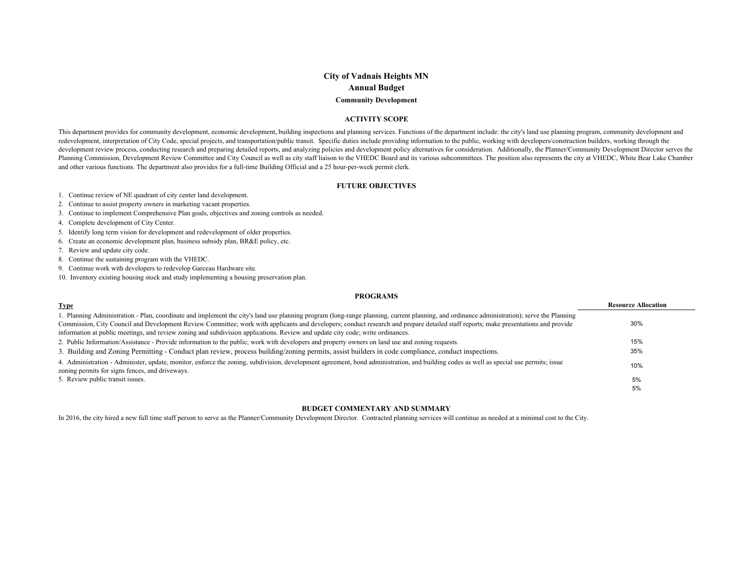# City of Vadnais Heights MN

## Annual Budget

### Community Development

#### ACTIVITY SCOPE

This department provides for community development, economic development, building inspections and planning services. Functions of the department include: the city's land use planning program, community development and redevelopment, interpretation of City Code, special projects, and transportation/public transit. Specific duties include providing information to the public, working with developers/construction builders, working through the development review process, conducting research and preparing detailed reports, and analyzing policies and development policy alternatives for consideration. Additionally, the Planner/Community Development Director serves the Planning Commission, Development Review Committee and City Council as well as city staff liaison to the VHEDC Board and its various subcommittees. The position also represents the city at VHEDC, White Bear Lake Chamber and other various functions. The department also provides for a full-time Building Official and a 25 hour-per-week permit clerk.

#### FUTURE OBJECTIVES

1. Continue review of NE quadrant of city center land development.
2. Continue to assist property owners in marketing vacant properties.
3. Continue to implement Comprehensive Plan goals, objectives and zoning controls as needed.
4. Complete development of City Center.
5. Identify long term vision for development and redevelopment of older properties.
6. Create an economic development plan, business subsidy plan, BR&E policy, etc.
7. Review and update city code.
8. Continue the sustaining program with the VHEDC.
9. Continue work with developers to redevelop Garceau Hardware site.
10. Inventory existing housing stock and study implementing a housing preservation plan.

#### PROGRAMS

| Type | Resource Allocation |
|---|---|
| 1. Planning Administration - Plan, coordinate and implement the city's land use planning program (long-range planning, current planning, and ordinance administration); serve the Planning Commission, City Council and Development Review Committee; work with applicants and developers; conduct research and prepare detailed staff reports; make presentations and provide information at public meetings, and review zoning and subdivision applications. Review and update city code; write ordinances. | 30% |
| 2. Public Information/Assistance - Provide information to the public; work with developers and property owners on land use and zoning requests. | 15% |
| 3. Building and Zoning Permitting - Conduct plan review, process building/zoning permits, assist builders in code compliance, conduct inspections. | 35% |
| 4. Administration - Administer, update, monitor, enforce the zoning, subdivision, development agreement, bond administration, and building codes as well as special use permits; issue zoning permits for signs fences, and driveways. | 10% |
| 5. Review public transit issues. | 5% |
| | 5% |

#### BUDGET COMMENTARY AND SUMMARY

In 2016, the city hired a new full time staff person to serve as the Planner/Community Development Director. Contracted planning services will continue as needed at a minimal cost to the City.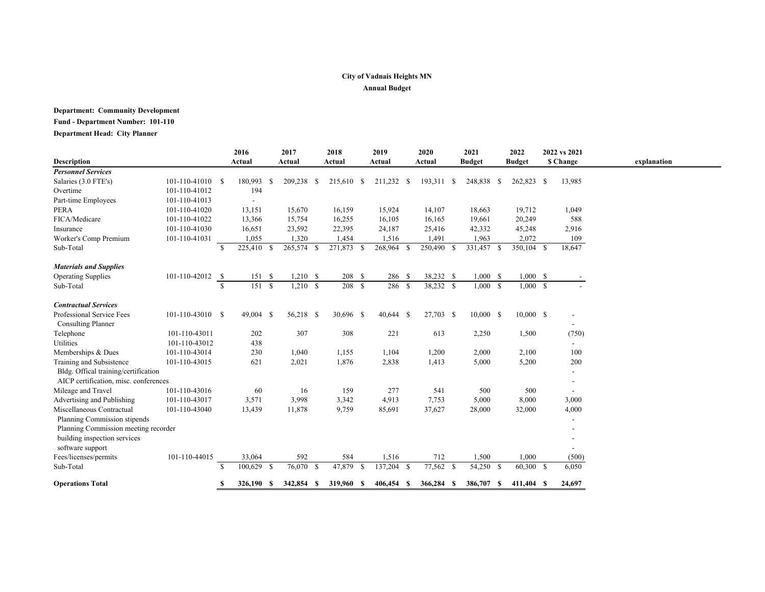**City of Vadnais Heights MN**

**Annual Budget**

**Department: Community Development**

**Fund - Department Number: 101-110**

**Department Head: City Planner**

| Description | | 2016 Actual | 2017 Actual | 2018 Actual | 2019 Actual | 2020 Actual | 2021 Budget | 2022 Budget | 2022 vs 2021 $ Change | explanation |
|---|---|---|---|---|---|---|---|---|---|---|
| ***Personnel Services*** | | | | | | | | | | |
| Salaries (3.0 FTE's) | 101-110-41010 | $ 180,993 | $ 209,238 | $ 215,610 | $ 211,232 | $ 193,311 | $ 248,838 | $ 262,823 | $ 13,985 | |
| Overtime | 101-110-41012 | 194 | | | | | | | | |
| Part-time Employees | 101-110-41013 | - | | | | | | | | |
| PERA | 101-110-41020 | 13,151 | 15,670 | 16,159 | 15,924 | 14,107 | 18,663 | 19,712 | 1,049 | |
| FICA/Medicare | 101-110-41022 | 13,366 | 15,754 | 16,255 | 16,105 | 16,165 | 19,661 | 20,249 | 588 | |
| Insurance | 101-110-41030 | 16,651 | 23,592 | 22,395 | 24,187 | 25,416 | 42,332 | 45,248 | 2,916 | |
| Worker's Comp Premium | 101-110-41031 | 1,055 | 1,320 | 1,454 | 1,516 | 1,491 | 1,963 | 2,072 | 109 | |
| Sub-Total | | $ 225,410 | $ 265,574 | $ 271,873 | $ 268,964 | $ 250,490 | $ 331,457 | $ 350,104 | $ 18,647 | |
| ***Materials and Supplies*** | | | | | | | | | | |
| Operating Supplies | 101-110-42012 | $ 151 | $ 1,210 | $ 208 | $ 286 | $ 38,232 | $ 1,000 | $ 1,000 | $ - | |
| Sub-Total | | $ 151 | $ 1,210 | $ 208 | $ 286 | $ 38,232 | $ 1,000 | $ 1,000 | $ - | |
| ***Contractual Services*** | | | | | | | | | | |
| Professional Service Fees | 101-110-43010 | $ 49,004 | $ 56,218 | $ 30,696 | $ 40,644 | $ 27,703 | $ 10,000 | $ 10,000 | $ - | |
| Consulting Planner | | | | | | | | | - | |
| Telephone | 101-110-43011 | 202 | 307 | 308 | 221 | 613 | 2,250 | 1,500 | (750) | |
| Utilities | 101-110-43012 | 438 | | | | | | | - | |
| Memberships & Dues | 101-110-43014 | 230 | 1,040 | 1,155 | 1,104 | 1,200 | 2,000 | 2,100 | 100 | |
| Training and Subsistence | 101-110-43015 | 621 | 2,021 | 1,876 | 2,838 | 1,413 | 5,000 | 5,200 | 200 | |
| Bldg. Offical training/certification | | | | | | | | | - | |
| AICP certification, misc. conferences | | | | | | | | | - | |
| Mileage and Travel | 101-110-43016 | 60 | 16 | 159 | 277 | 541 | 500 | 500 | - | |
| Advertising and Publishing | 101-110-43017 | 3,571 | 3,998 | 3,342 | 4,913 | 7,753 | 5,000 | 8,000 | 3,000 | |
| Miscellaneous Contractual | 101-110-43040 | 13,439 | 11,878 | 9,759 | 85,691 | 37,627 | 28,000 | 32,000 | 4,000 | |
| Planning Commission stipends | | | | | | | | | - | |
| Planning Commission meeting recorder | | | | | | | | | - | |
| building inspection services | | | | | | | | | - | |
| software support | | | | | | | | | - | |
| Fees/licenses/permits | 101-110-44015 | 33,064 | 592 | 584 | 1,516 | 712 | 1,500 | 1,000 | (500) | |
| Sub-Total | | $ 100,629 | $ 76,070 | $ 47,879 | $ 137,204 | $ 77,562 | $ 54,250 | $ 60,300 | $ 6,050 | |
| **Operations Total** | | **$ 326,190** | **$ 342,854** | **$ 319,960** | **$ 406,454** | **$ 366,284** | **$ 386,707** | **$ 411,404** | **$ 24,697** | |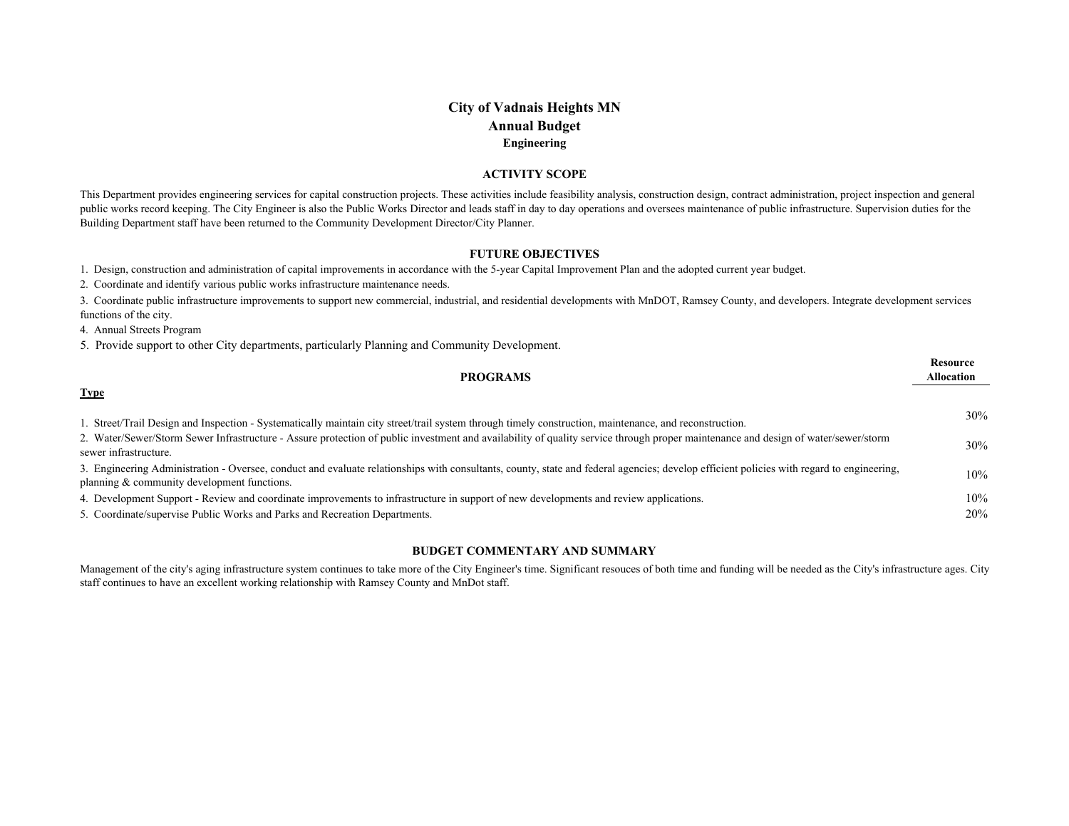# City of Vadnais Heights MN

## Annual Budget

### Engineering

#### ACTIVITY SCOPE

This Department provides engineering services for capital construction projects. These activities include feasibility analysis, construction design, contract administration, project inspection and general public works record keeping. The City Engineer is also the Public Works Director and leads staff in day to day operations and oversees maintenance of public infrastructure. Supervision duties for the Building Department staff have been returned to the Community Development Director/City Planner.

#### FUTURE OBJECTIVES

1. Design, construction and administration of capital improvements in accordance with the 5-year Capital Improvement Plan and the adopted current year budget.
2. Coordinate and identify various public works infrastructure maintenance needs.
3. Coordinate public infrastructure improvements to support new commercial, industrial, and residential developments with MnDOT, Ramsey County, and developers. Integrate development services functions of the city.
4. Annual Streets Program
5. Provide support to other City departments, particularly Planning and Community Development.

#### PROGRAMS

| Type | Resource Allocation |
|---|---|
| 1. Street/Trail Design and Inspection - Systematically maintain city street/trail system through timely construction, maintenance, and reconstruction. | 30% |
| 2. Water/Sewer/Storm Sewer Infrastructure - Assure protection of public investment and availability of quality service through proper maintenance and design of water/sewer/storm sewer infrastructure. | 30% |
| 3. Engineering Administration - Oversee, conduct and evaluate relationships with consultants, county, state and federal agencies; develop efficient policies with regard to engineering, planning & community development functions. | 10% |
| 4. Development Support - Review and coordinate improvements to infrastructure in support of new developments and review applications. | 10% |
| 5. Coordinate/supervise Public Works and Parks and Recreation Departments. | 20% |

#### BUDGET COMMENTARY AND SUMMARY

Management of the city's aging infrastructure system continues to take more of the City Engineer's time. Significant resouces of both time and funding will be needed as the City's infrastructure ages. City staff continues to have an excellent working relationship with Ramsey County and MnDot staff.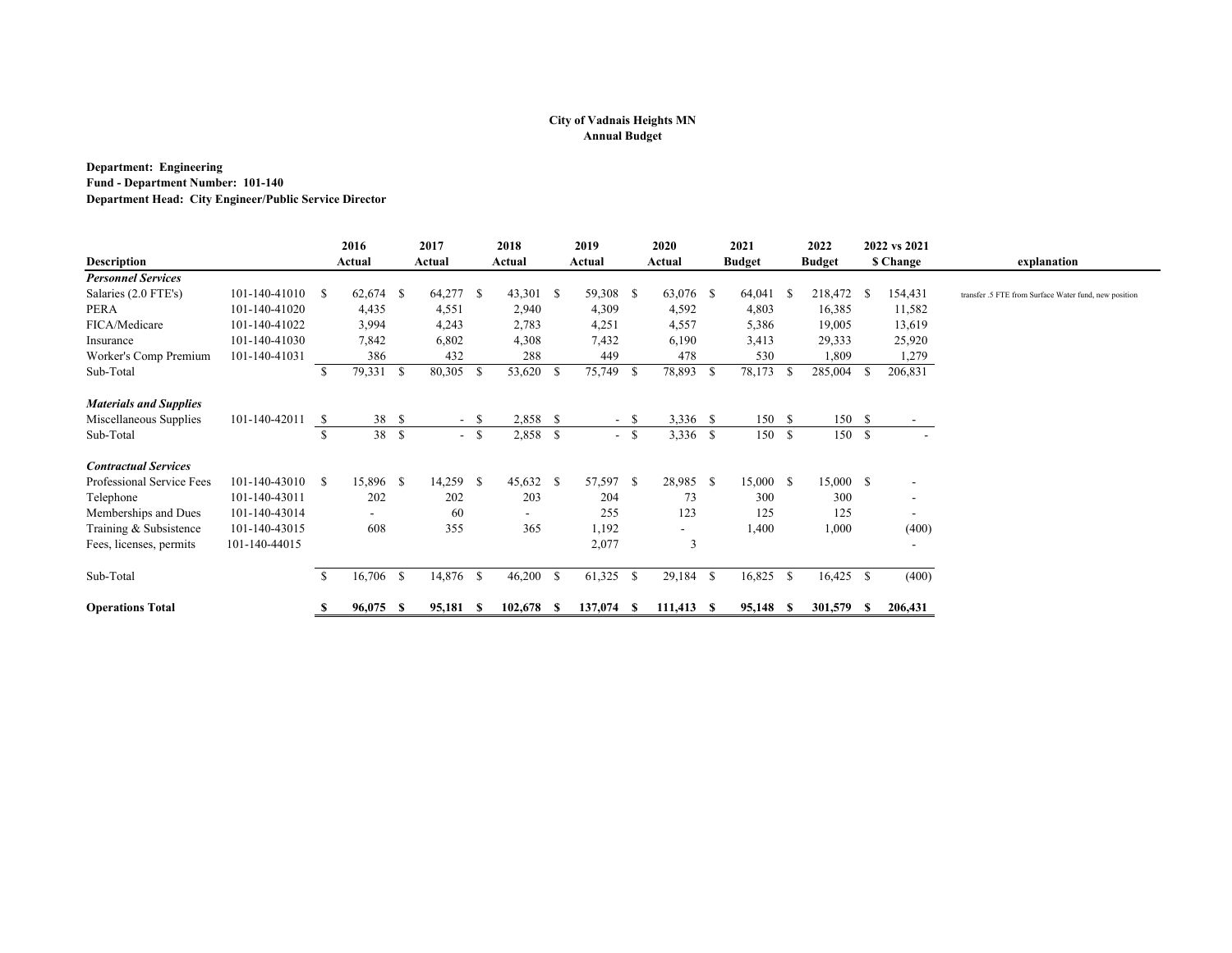**City of Vadnais Heights MN**
**Annual Budget**

**Department: Engineering**
**Fund - Department Number: 101-140**
**Department Head: City Engineer/Public Service Director**

| Description | | 2016 Actual | 2017 Actual | 2018 Actual | 2019 Actual | 2020 Actual | 2021 Budget | 2022 Budget | 2022 vs 2021 $ Change | explanation |
|---|---|---|---|---|---|---|---|---|---|---|
| ***Personnel Services*** | | | | | | | | | | |
| Salaries (2.0 FTE's) | 101-140-41010 | $ 62,674 | $ 64,277 | $ 43,301 | $ 59,308 | $ 63,076 | $ 64,041 | $ 218,472 | $ 154,431 | transfer .5 FTE from Surface Water fund, new position |
| PERA | 101-140-41020 | 4,435 | 4,551 | 2,940 | 4,309 | 4,592 | 4,803 | 16,385 | 11,582 | |
| FICA/Medicare | 101-140-41022 | 3,994 | 4,243 | 2,783 | 4,251 | 4,557 | 5,386 | 19,005 | 13,619 | |
| Insurance | 101-140-41030 | 7,842 | 6,802 | 4,308 | 7,432 | 6,190 | 3,413 | 29,333 | 25,920 | |
| Worker's Comp Premium | 101-140-41031 | 386 | 432 | 288 | 449 | 478 | 530 | 1,809 | 1,279 | |
| Sub-Total | | $ 79,331 | $ 80,305 | $ 53,620 | $ 75,749 | $ 78,893 | $ 78,173 | $ 285,004 | $ 206,831 | |
| ***Materials and Supplies*** | | | | | | | | | | |
| Miscellaneous Supplies | 101-140-42011 | $ 38 | $ - | $ 2,858 | $ - | $ 3,336 | $ 150 | $ 150 | $ - | |
| Sub-Total | | $ 38 | $ - | $ 2,858 | $ - | $ 3,336 | $ 150 | $ 150 | $ - | |
| ***Contractual Services*** | | | | | | | | | | |
| Professional Service Fees | 101-140-43010 | $ 15,896 | $ 14,259 | $ 45,632 | $ 57,597 | $ 28,985 | $ 15,000 | $ 15,000 | $ - | |
| Telephone | 101-140-43011 | 202 | 202 | 203 | 204 | 73 | 300 | 300 | - | |
| Memberships and Dues | 101-140-43014 | - | 60 | - | 255 | 123 | 125 | 125 | - | |
| Training & Subsistence | 101-140-43015 | 608 | 355 | 365 | 1,192 | - | 1,400 | 1,000 | (400) | |
| Fees, licenses, permits | 101-140-44015 | | | | 2,077 | 3 | | | - | |
| Sub-Total | | $ 16,706 | $ 14,876 | $ 46,200 | $ 61,325 | $ 29,184 | $ 16,825 | $ 16,425 | $ (400) | |
| **Operations Total** | | **$ 96,075** | **$ 95,181** | **$ 102,678** | **$ 137,074** | **$ 111,413** | **$ 95,148** | **$ 301,579** | **$ 206,431** | |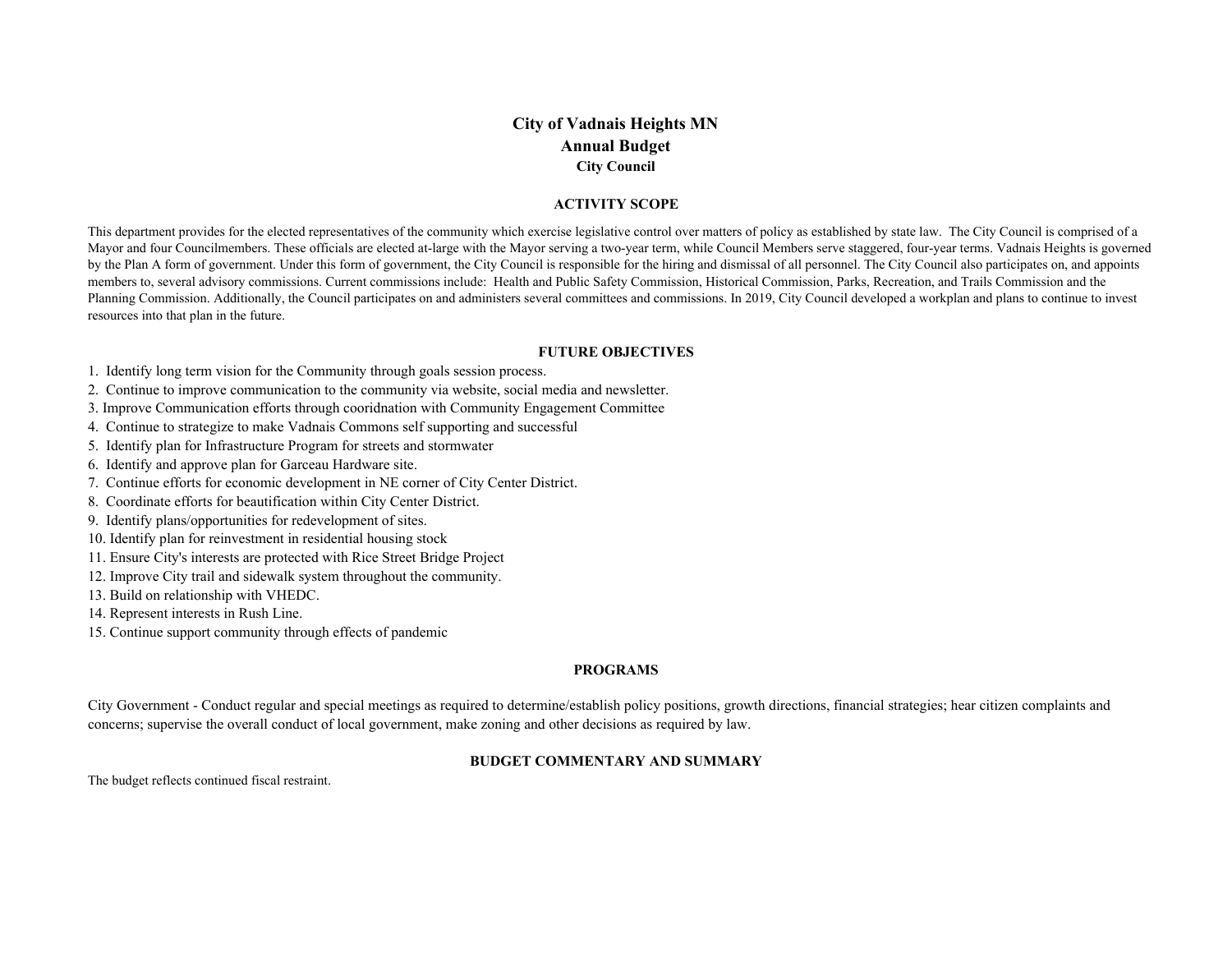# City of Vadnais Heights MN

## Annual Budget

### City Council

#### ACTIVITY SCOPE

This department provides for the elected representatives of the community which exercise legislative control over matters of policy as established by state law. The City Council is comprised of a Mayor and four Councilmembers. These officials are elected at-large with the Mayor serving a two-year term, while Council Members serve staggered, four-year terms. Vadnais Heights is governed by the Plan A form of government. Under this form of government, the City Council is responsible for the hiring and dismissal of all personnel. The City Council also participates on, and appoints members to, several advisory commissions. Current commissions include: Health and Public Safety Commission, Historical Commission, Parks, Recreation, and Trails Commission and the Planning Commission. Additionally, the Council participates on and administers several committees and commissions. In 2019, City Council developed a workplan and plans to continue to invest resources into that plan in the future.

#### FUTURE OBJECTIVES

1. Identify long term vision for the Community through goals session process.
2. Continue to improve communication to the community via website, social media and newsletter.
3. Improve Communication efforts through cooridnation with Community Engagement Committee
4. Continue to strategize to make Vadnais Commons self supporting and successful
5. Identify plan for Infrastructure Program for streets and stormwater
6. Identify and approve plan for Garceau Hardware site.
7. Continue efforts for economic development in NE corner of City Center District.
8. Coordinate efforts for beautification within City Center District.
9. Identify plans/opportunities for redevelopment of sites.
10. Identify plan for reinvestment in residential housing stock
11. Ensure City's interests are protected with Rice Street Bridge Project
12. Improve City trail and sidewalk system throughout the community.
13. Build on relationship with VHEDC.
14. Represent interests in Rush Line.
15. Continue support community through effects of pandemic

#### PROGRAMS

City Government - Conduct regular and special meetings as required to determine/establish policy positions, growth directions, financial strategies; hear citizen complaints and concerns; supervise the overall conduct of local government, make zoning and other decisions as required by law.

#### BUDGET COMMENTARY AND SUMMARY

The budget reflects continued fiscal restraint.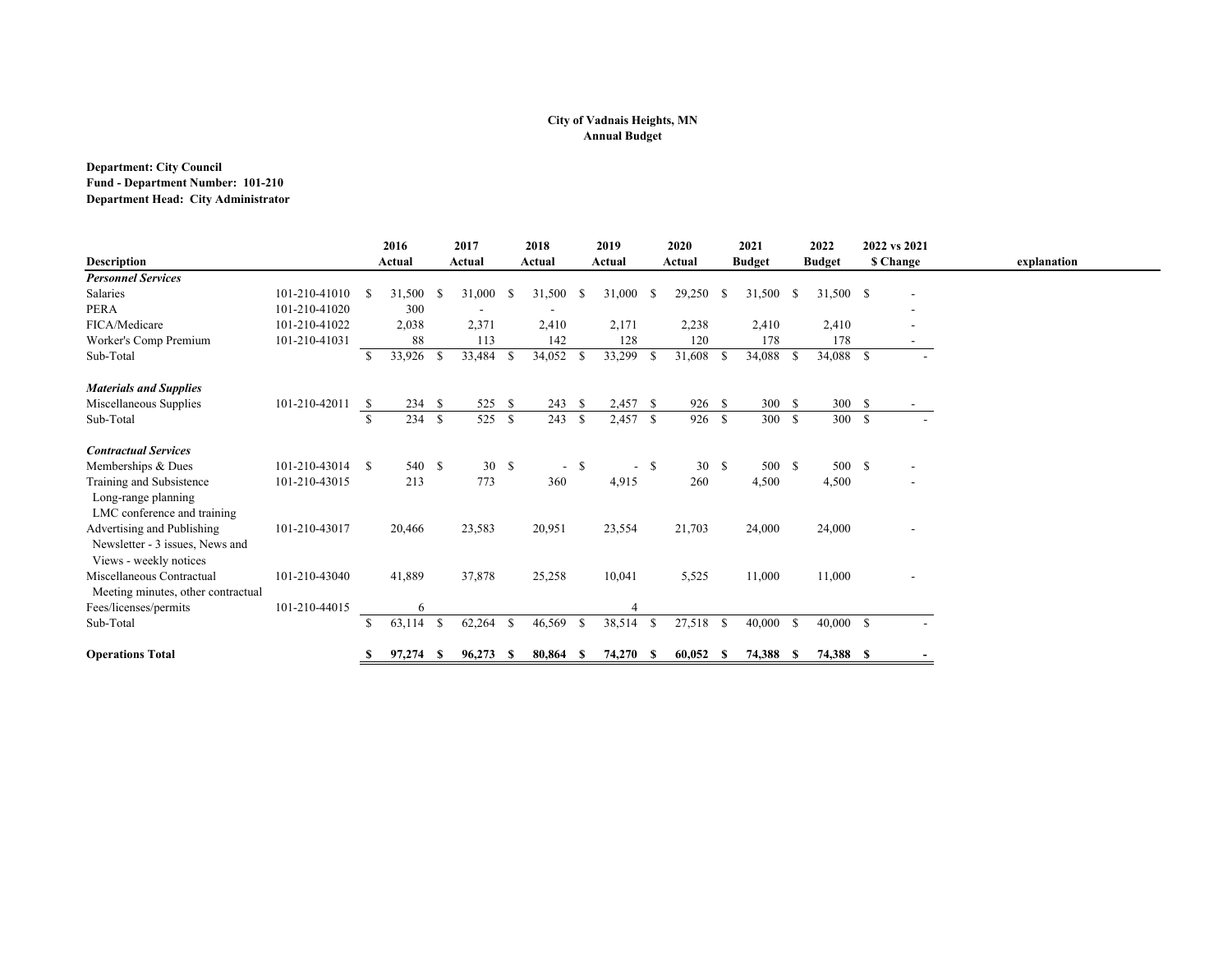**City of Vadnais Heights, MN**
**Annual Budget**

**Department: City Council**
**Fund - Department Number: 101-210**
**Department Head: City Administrator**

| Description | | 2016 Actual | 2017 Actual | 2018 Actual | 2019 Actual | 2020 Actual | 2021 Budget | 2022 Budget | 2022 vs 2021 $ Change | explanation |
|---|---|---|---|---|---|---|---|---|---|---|
| ***Personnel Services*** | | | | | | | | | | |
| Salaries | 101-210-41010 | $ 31,500 | $ 31,000 | $ 31,500 | $ 31,000 | $ 29,250 | $ 31,500 | $ 31,500 | $ - | |
| PERA | 101-210-41020 | 300 | - | - | | | | | - | |
| FICA/Medicare | 101-210-41022 | 2,038 | 2,371 | 2,410 | 2,171 | 2,238 | 2,410 | 2,410 | - | |
| Worker's Comp Premium | 101-210-41031 | 88 | 113 | 142 | 128 | 120 | 178 | 178 | - | |
| Sub-Total | | $ 33,926 | $ 33,484 | $ 34,052 | $ 33,299 | $ 31,608 | $ 34,088 | $ 34,088 | $ - | |
| ***Materials and Supplies*** | | | | | | | | | | |
| Miscellaneous Supplies | 101-210-42011 | $ 234 | $ 525 | $ 243 | $ 2,457 | $ 926 | $ 300 | $ 300 | $ - | |
| Sub-Total | | $ 234 | $ 525 | $ 243 | $ 2,457 | $ 926 | $ 300 | $ 300 | $ - | |
| ***Contractual Services*** | | | | | | | | | | |
| Memberships & Dues | 101-210-43014 | $ 540 | $ 30 | $ - | $ - | $ 30 | $ 500 | $ 500 | $ - | |
| Training and Subsistence<br>Long-range planning<br>LMC conference and training | 101-210-43015 | 213 | 773 | 360 | 4,915 | 260 | 4,500 | 4,500 | - | |
| Advertising and Publishing<br>Newsletter - 3 issues, News and Views - weekly notices | 101-210-43017 | 20,466 | 23,583 | 20,951 | 23,554 | 21,703 | 24,000 | 24,000 | - | |
| Miscellaneous Contractual<br>Meeting minutes, other contractual | 101-210-43040 | 41,889 | 37,878 | 25,258 | 10,041 | 5,525 | 11,000 | 11,000 | - | |
| Fees/licenses/permits | 101-210-44015 | 6 | | | 4 | | | | | |
| Sub-Total | | $ 63,114 | $ 62,264 | $ 46,569 | $ 38,514 | $ 27,518 | $ 40,000 | $ 40,000 | $ - | |
| **Operations Total** | | **$ 97,274** | **$ 96,273** | **$ 80,864** | **$ 74,270** | **$ 60,052** | **$ 74,388** | **$ 74,388** | **$ -** | |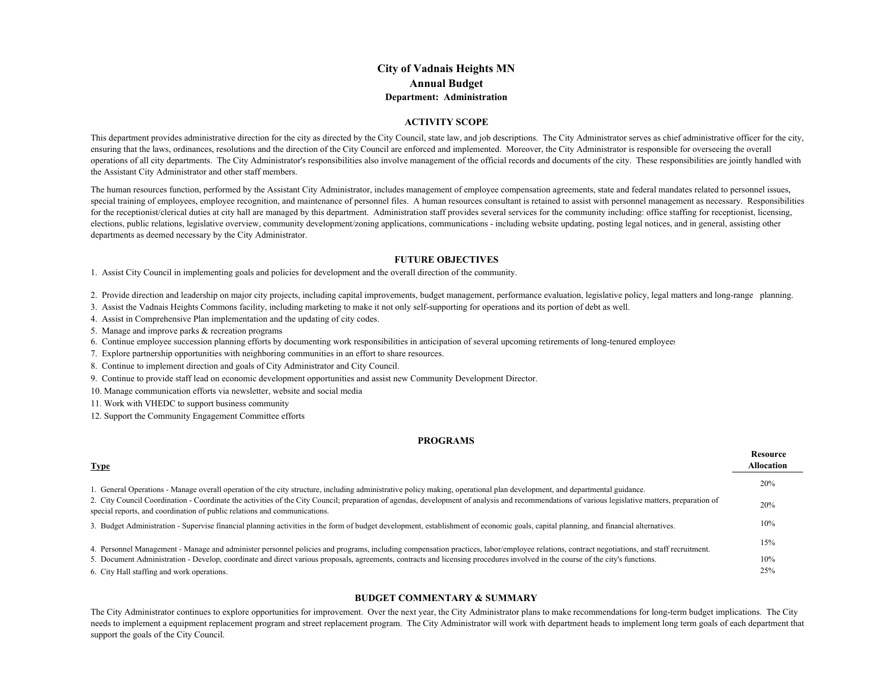# City of Vadnais Heights MN

## Annual Budget

### Department: Administration

### ACTIVITY SCOPE

This department provides administrative direction for the city as directed by the City Council, state law, and job descriptions. The City Administrator serves as chief administrative officer for the city, ensuring that the laws, ordinances, resolutions and the direction of the City Council are enforced and implemented. Moreover, the City Administrator is responsible for overseeing the overall operations of all city departments. The City Administrator's responsibilities also involve management of the official records and documents of the city. These responsibilities are jointly handled with the Assistant City Administrator and other staff members.

The human resources function, performed by the Assistant City Administrator, includes management of employee compensation agreements, state and federal mandates related to personnel issues, special training of employees, employee recognition, and maintenance of personnel files. A human resources consultant is retained to assist with personnel management as necessary. Responsibilities for the receptionist/clerical duties at city hall are managed by this department. Administration staff provides several services for the community including: office staffing for receptionist, licensing, elections, public relations, legislative overview, community development/zoning applications, communications - including website updating, posting legal notices, and in general, assisting other departments as deemed necessary by the City Administrator.

### FUTURE OBJECTIVES

1. Assist City Council in implementing goals and policies for development and the overall direction of the community.
2. Provide direction and leadership on major city projects, including capital improvements, budget management, performance evaluation, legislative policy, legal matters and long-range planning.
3. Assist the Vadnais Heights Commons facility, including marketing to make it not only self-supporting for operations and its portion of debt as well.
4. Assist in Comprehensive Plan implementation and the updating of city codes.
5. Manage and improve parks & recreation programs
6. Continue employee succession planning efforts by documenting work responsibilities in anticipation of several upcoming retirements of long-tenured employees
7. Explore partnership opportunities with neighboring communities in an effort to share resources.
8. Continue to implement direction and goals of City Administrator and City Council.
9. Continue to provide staff lead on economic development opportunities and assist new Community Development Director.
10. Manage communication efforts via newsletter, website and social media
11. Work with VHEDC to support business community
12. Support the Community Engagement Committee efforts

### PROGRAMS

| Type | Resource Allocation |
|---|---|
| 1. General Operations - Manage overall operation of the city structure, including administrative policy making, operational plan development, and departmental guidance. | 20% |
| 2. City Council Coordination - Coordinate the activities of the City Council; preparation of agendas, development of analysis and recommendations of various legislative matters, preparation of special reports, and coordination of public relations and communications. | 20% |
| 3. Budget Administration - Supervise financial planning activities in the form of budget development, establishment of economic goals, capital planning, and financial alternatives. | 10% |
| 4. Personnel Management - Manage and administer personnel policies and programs, including compensation practices, labor/employee relations, contract negotiations, and staff recruitment. | 15% |
| 5. Document Administration - Develop, coordinate and direct various proposals, agreements, contracts and licensing procedures involved in the course of the city's functions. | 10% |
| 6. City Hall staffing and work operations. | 25% |

### BUDGET COMMENTARY & SUMMARY

The City Administrator continues to explore opportunities for improvement. Over the next year, the City Administrator plans to make recommendations for long-term budget implications. The City needs to implement a equipment replacement program and street replacement program. The City Administrator will work with department heads to implement long term goals of each department that support the goals of the City Council.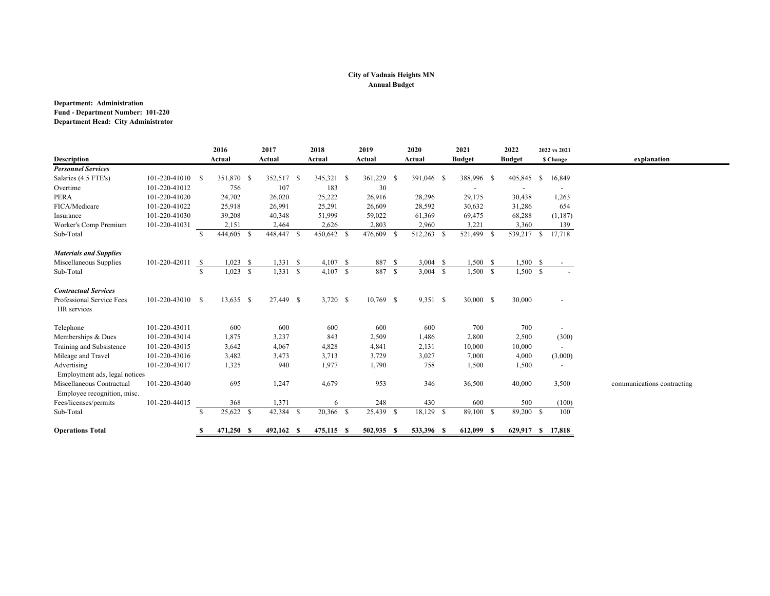**City of Vadnais Heights MN**
**Annual Budget**

**Department: Administration**
**Fund - Department Number: 101-220**
**Department Head: City Administrator**

| Description | | 2016 Actual | 2017 Actual | 2018 Actual | 2019 Actual | 2020 Actual | 2021 Budget | 2022 Budget | 2022 vs 2021 $ Change | explanation |
|---|---|---|---|---|---|---|---|---|---|---|
| ***Personnel Services*** | | | | | | | | | | |
| Salaries (4.5 FTE's) | 101-220-41010 | $ 351,870 | $ 352,517 | $ 345,321 | $ 361,229 | $ 391,046 | $ 388,996 | $ 405,845 | $ 16,849 | |
| Overtime | 101-220-41012 | 756 | 107 | 183 | 30 | | - | - | - | |
| PERA | 101-220-41020 | 24,702 | 26,020 | 25,222 | 26,916 | 28,296 | 29,175 | 30,438 | 1,263 | |
| FICA/Medicare | 101-220-41022 | 25,918 | 26,991 | 25,291 | 26,609 | 28,592 | 30,632 | 31,286 | 654 | |
| Insurance | 101-220-41030 | 39,208 | 40,348 | 51,999 | 59,022 | 61,369 | 69,475 | 68,288 | (1,187) | |
| Worker's Comp Premium | 101-220-41031 | 2,151 | 2,464 | 2,626 | 2,803 | 2,960 | 3,221 | 3,360 | 139 | |
| Sub-Total | | $ 444,605 | $ 448,447 | $ 450,642 | $ 476,609 | $ 512,263 | $ 521,499 | $ 539,217 | $ 17,718 | |
| ***Materials and Supplies*** | | | | | | | | | | |
| Miscellaneous Supplies | 101-220-42011 | $ 1,023 | $ 1,331 | $ 4,107 | $ 887 | $ 3,004 | $ 1,500 | $ 1,500 | $ - | |
| Sub-Total | | $ 1,023 | $ 1,331 | $ 4,107 | $ 887 | $ 3,004 | $ 1,500 | $ 1,500 | $ - | |
| ***Contractual Services*** | | | | | | | | | | |
| Professional Service Fees<br>HR services | 101-220-43010 | $ 13,635 | $ 27,449 | $ 3,720 | $ 10,769 | $ 9,351 | $ 30,000 | $ 30,000 | - | |
| Telephone | 101-220-43011 | 600 | 600 | 600 | 600 | 600 | 700 | 700 | - | |
| Memberships & Dues | 101-220-43014 | 1,875 | 3,237 | 843 | 2,509 | 1,486 | 2,800 | 2,500 | (300) | |
| Training and Subsistence | 101-220-43015 | 3,642 | 4,067 | 4,828 | 4,841 | 2,131 | 10,000 | 10,000 | - | |
| Mileage and Travel | 101-220-43016 | 3,482 | 3,473 | 3,713 | 3,729 | 3,027 | 7,000 | 4,000 | (3,000) | |
| Advertising<br>Employment ads, legal notices | 101-220-43017 | 1,325 | 940 | 1,977 | 1,790 | 758 | 1,500 | 1,500 | - | |
| Miscellaneous Contractual<br>Employee recognition, misc. | 101-220-43040 | 695 | 1,247 | 4,679 | 953 | 346 | 36,500 | 40,000 | 3,500 | communications contracting |
| Fees/licenses/permits | 101-220-44015 | 368 | 1,371 | 6 | 248 | 430 | 600 | 500 | (100) | |
| Sub-Total | | $ 25,622 | $ 42,384 | $ 20,366 | $ 25,439 | $ 18,129 | $ 89,100 | $ 89,200 | $ 100 | |
| **Operations Total** | | **$ 471,250** | **$ 492,162** | **$ 475,115** | **$ 502,935** | **$ 533,396** | **$ 612,099** | **$ 629,917** | **$ 17,818** | |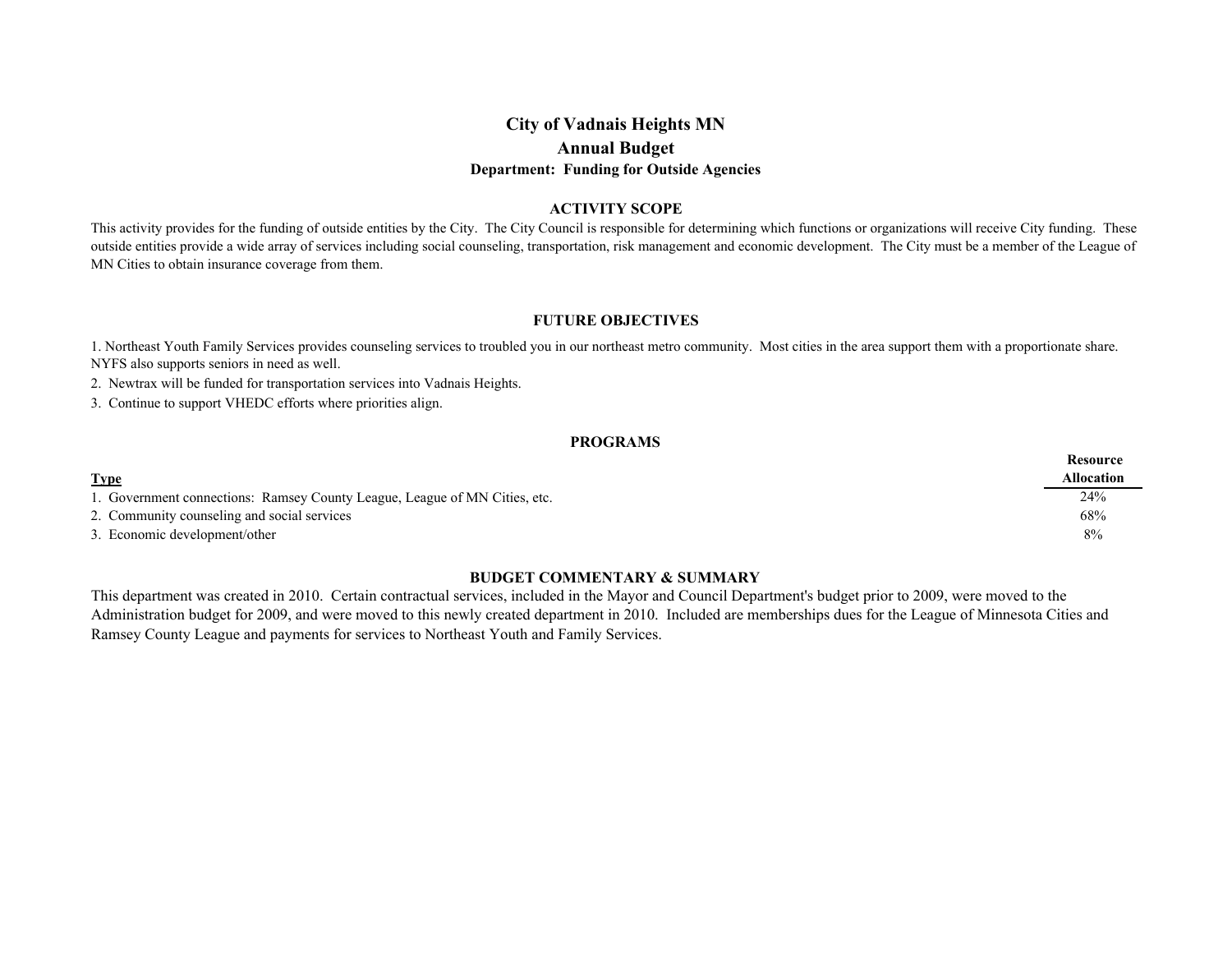# City of Vadnais Heights MN

## Annual Budget

### Department: Funding for Outside Agencies

#### ACTIVITY SCOPE

This activity provides for the funding of outside entities by the City. The City Council is responsible for determining which functions or organizations will receive City funding. These outside entities provide a wide array of services including social counseling, transportation, risk management and economic development. The City must be a member of the League of MN Cities to obtain insurance coverage from them.

#### FUTURE OBJECTIVES

1. Northeast Youth Family Services provides counseling services to troubled you in our northeast metro community. Most cities in the area support them with a proportionate share. NYFS also supports seniors in need as well.
2. Newtrax will be funded for transportation services into Vadnais Heights.
3. Continue to support VHEDC efforts where priorities align.

#### PROGRAMS

| Type | Resource Allocation |
|---|---|
| 1. Government connections: Ramsey County League, League of MN Cities, etc. | 24% |
| 2. Community counseling and social services | 68% |
| 3. Economic development/other | 8% |

#### BUDGET COMMENTARY & SUMMARY

This department was created in 2010. Certain contractual services, included in the Mayor and Council Department's budget prior to 2009, were moved to the Administration budget for 2009, and were moved to this newly created department in 2010. Included are memberships dues for the League of Minnesota Cities and Ramsey County League and payments for services to Northeast Youth and Family Services.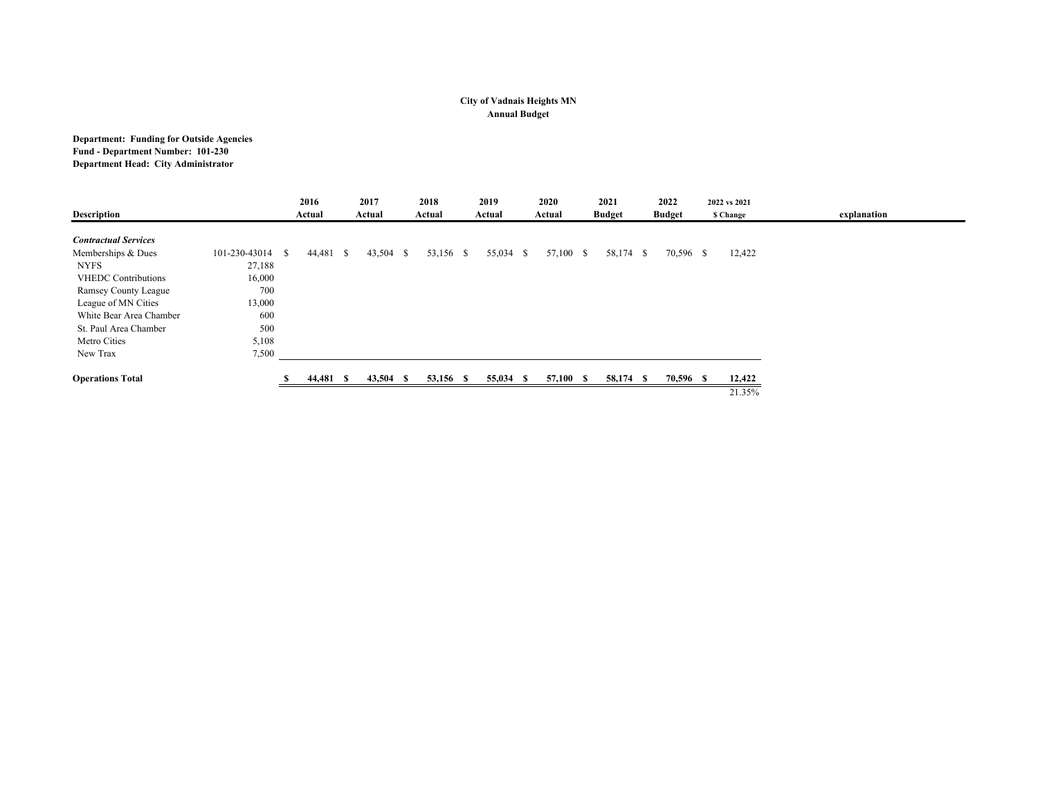**City of Vadnais Heights MN**
**Annual Budget**

**Department: Funding for Outside Agencies**
**Fund - Department Number: 101-230**
**Department Head: City Administrator**

| Description | | 2016 Actual | 2017 Actual | 2018 Actual | 2019 Actual | 2020 Actual | 2021 Budget | 2022 Budget | 2022 vs 2021 $ Change | explanation |
|---|---|---|---|---|---|---|---|---|---|---|
| ***Contractual Services*** | | | | | | | | | | |
| Memberships & Dues | 101-230-43014 | $ 44,481 | $ 43,504 | $ 53,156 | $ 55,034 | $ 57,100 | $ 58,174 | $ 70,596 | $ 12,422 | |
| NYFS | 27,188 | | | | | | | | | |
| VHEDC Contributions | 16,000 | | | | | | | | | |
| Ramsey County League | 700 | | | | | | | | | |
| League of MN Cities | 13,000 | | | | | | | | | |
| White Bear Area Chamber | 600 | | | | | | | | | |
| St. Paul Area Chamber | 500 | | | | | | | | | |
| Metro Cities | 5,108 | | | | | | | | | |
| New Trax | 7,500 | | | | | | | | | |
| **Operations Total** | | **$ 44,481** | **$ 43,504** | **$ 53,156** | **$ 55,034** | **$ 57,100** | **$ 58,174** | **$ 70,596** | **$ 12,422** | |
| | | | | | | | | | 21.35% | |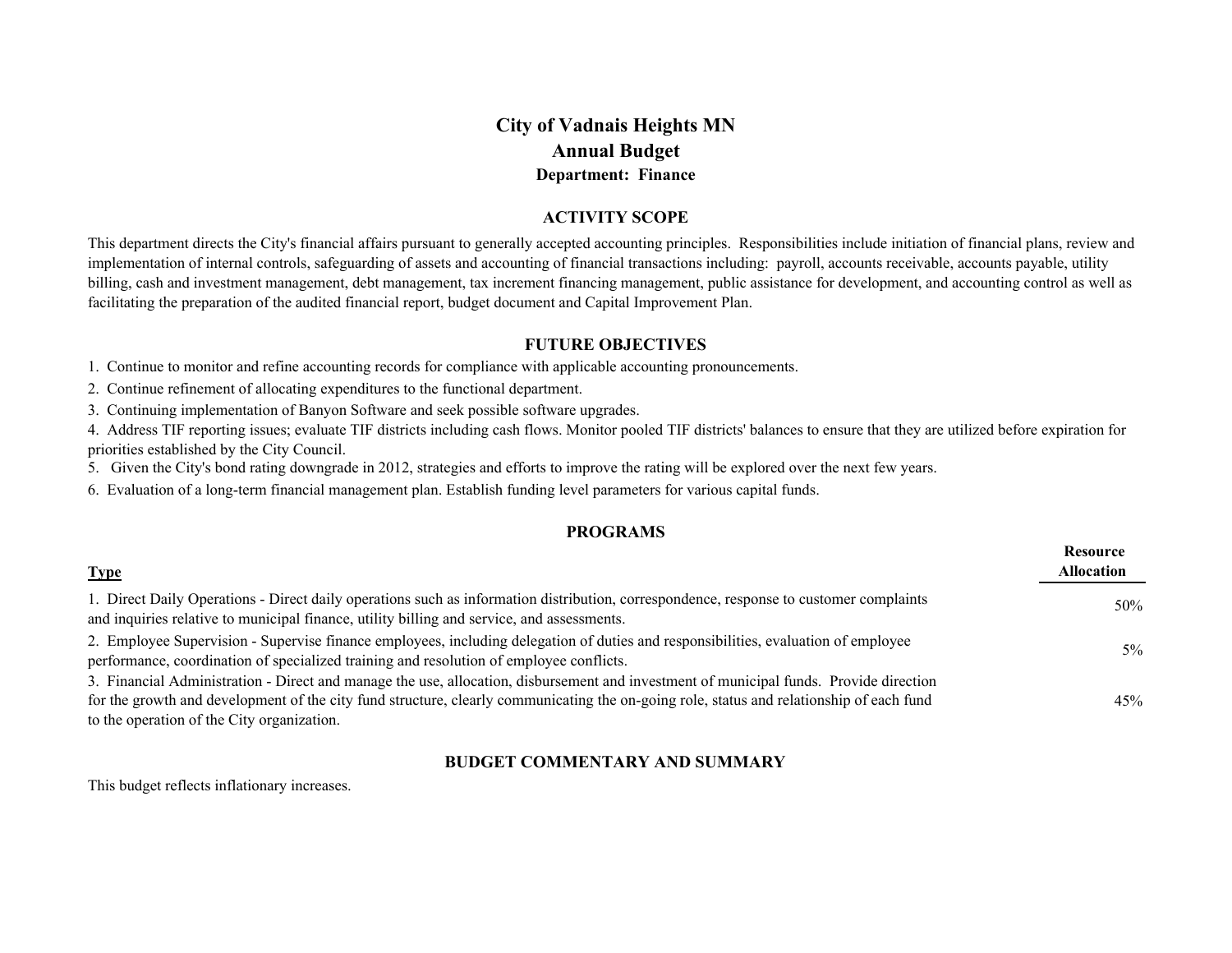# City of Vadnais Heights MN
## Annual Budget
### Department: Finance

### ACTIVITY SCOPE

This department directs the City's financial affairs pursuant to generally accepted accounting principles. Responsibilities include initiation of financial plans, review and implementation of internal controls, safeguarding of assets and accounting of financial transactions including: payroll, accounts receivable, accounts payable, utility billing, cash and investment management, debt management, tax increment financing management, public assistance for development, and accounting control as well as facilitating the preparation of the audited financial report, budget document and Capital Improvement Plan.

### FUTURE OBJECTIVES

1. Continue to monitor and refine accounting records for compliance with applicable accounting pronouncements.
2. Continue refinement of allocating expenditures to the functional department.
3. Continuing implementation of Banyon Software and seek possible software upgrades.
4. Address TIF reporting issues; evaluate TIF districts including cash flows. Monitor pooled TIF districts' balances to ensure that they are utilized before expiration for priorities established by the City Council.
5. Given the City's bond rating downgrade in 2012, strategies and efforts to improve the rating will be explored over the next few years.
6. Evaluation of a long-term financial management plan. Establish funding level parameters for various capital funds.

### PROGRAMS

| Type | Resource Allocation |
|---|---|
| 1. Direct Daily Operations - Direct daily operations such as information distribution, correspondence, response to customer complaints and inquiries relative to municipal finance, utility billing and service, and assessments. | 50% |
| 2. Employee Supervision - Supervise finance employees, including delegation of duties and responsibilities, evaluation of employee performance, coordination of specialized training and resolution of employee conflicts. | 5% |
| 3. Financial Administration - Direct and manage the use, allocation, disbursement and investment of municipal funds. Provide direction for the growth and development of the city fund structure, clearly communicating the on-going role, status and relationship of each fund to the operation of the City organization. | 45% |

### BUDGET COMMENTARY AND SUMMARY

This budget reflects inflationary increases.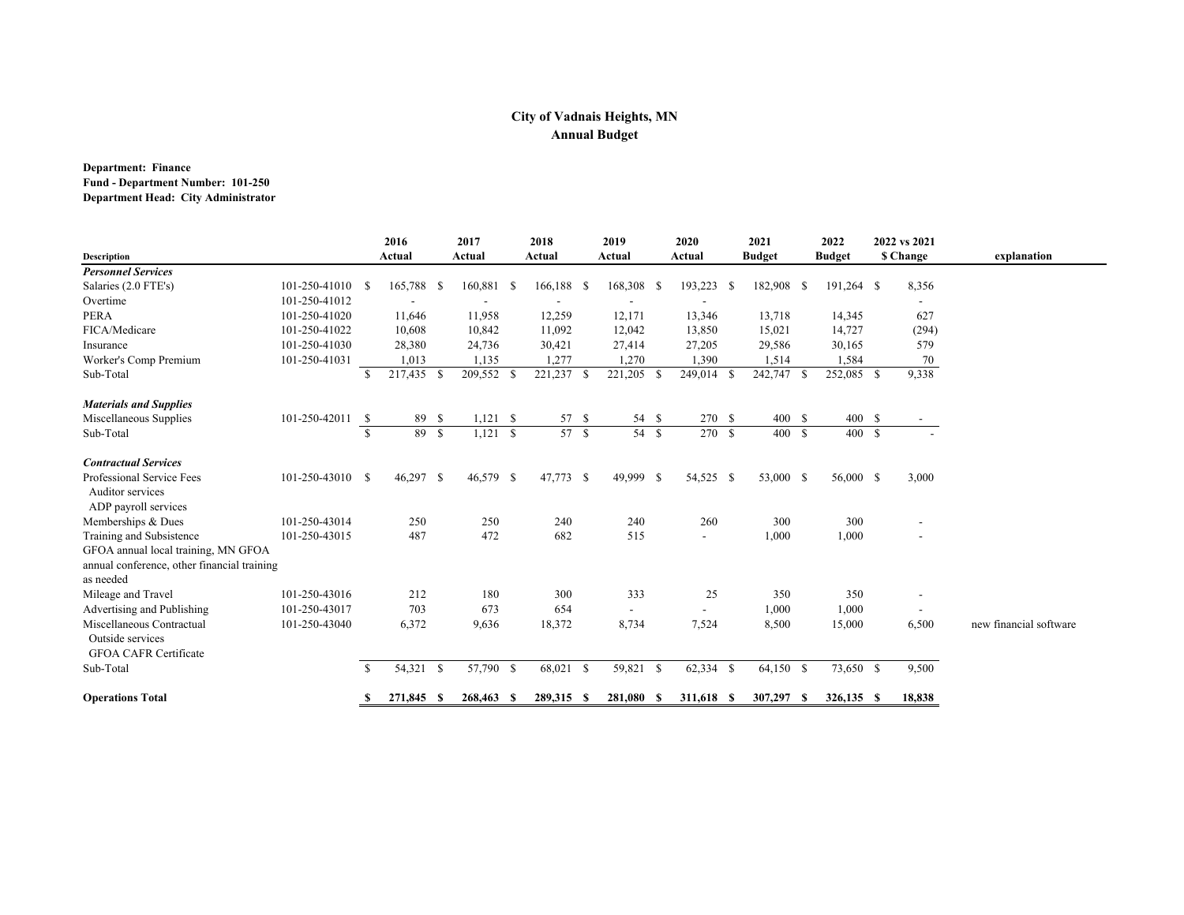**City of Vadnais Heights, MN**
**Annual Budget**

**Department: Finance**
**Fund - Department Number: 101-250**
**Department Head: City Administrator**

| Description | | 2016 Actual | 2017 Actual | 2018 Actual | 2019 Actual | 2020 Actual | 2021 Budget | 2022 Budget | 2022 vs 2021 $ Change | explanation |
|---|---|---|---|---|---|---|---|---|---|---|
| ***Personnel Services*** | | | | | | | | | | |
| Salaries (2.0 FTE's) | 101-250-41010 | $ 165,788 | $ 160,881 | $ 166,188 | $ 168,308 | $ 193,223 | $ 182,908 | $ 191,264 | $ 8,356 | |
| Overtime | 101-250-41012 | - | - | - | - | - | | | - | |
| PERA | 101-250-41020 | 11,646 | 11,958 | 12,259 | 12,171 | 13,346 | 13,718 | 14,345 | 627 | |
| FICA/Medicare | 101-250-41022 | 10,608 | 10,842 | 11,092 | 12,042 | 13,850 | 15,021 | 14,727 | (294) | |
| Insurance | 101-250-41030 | 28,380 | 24,736 | 30,421 | 27,414 | 27,205 | 29,586 | 30,165 | 579 | |
| Worker's Comp Premium | 101-250-41031 | 1,013 | 1,135 | 1,277 | 1,270 | 1,390 | 1,514 | 1,584 | 70 | |
| Sub-Total | | $ 217,435 | $ 209,552 | $ 221,237 | $ 221,205 | $ 249,014 | $ 242,747 | $ 252,085 | $ 9,338 | |
| ***Materials and Supplies*** | | | | | | | | | | |
| Miscellaneous Supplies | 101-250-42011 | $ 89 | $ 1,121 | $ 57 | $ 54 | $ 270 | $ 400 | $ 400 | $ - | |
| Sub-Total | | $ 89 | $ 1,121 | $ 57 | $ 54 | $ 270 | $ 400 | $ 400 | $ - | |
| ***Contractual Services*** | | | | | | | | | | |
| Professional Service Fees<br>Auditor services<br>ADP payroll services | 101-250-43010 | $ 46,297 | $ 46,579 | $ 47,773 | $ 49,999 | $ 54,525 | $ 53,000 | $ 56,000 | $ 3,000 | |
| Memberships & Dues | 101-250-43014 | 250 | 250 | 240 | 240 | 260 | 300 | 300 | - | |
| Training and Subsistence<br>GFOA annual local training, MN GFOA annual conference, other financial training as needed | 101-250-43015 | 487 | 472 | 682 | 515 | - | 1,000 | 1,000 | - | |
| Mileage and Travel | 101-250-43016 | 212 | 180 | 300 | 333 | 25 | 350 | 350 | - | |
| Advertising and Publishing | 101-250-43017 | 703 | 673 | 654 | - | - | 1,000 | 1,000 | - | |
| Miscellaneous Contractual<br>Outside services<br>GFOA CAFR Certificate | 101-250-43040 | 6,372 | 9,636 | 18,372 | 8,734 | 7,524 | 8,500 | 15,000 | 6,500 | new financial software |
| Sub-Total | | $ 54,321 | $ 57,790 | $ 68,021 | $ 59,821 | $ 62,334 | $ 64,150 | $ 73,650 | $ 9,500 | |
| **Operations Total** | | **$ 271,845** | **$ 268,463** | **$ 289,315** | **$ 281,080** | **$ 311,618** | **$ 307,297** | **$ 326,135** | **$ 18,838** | |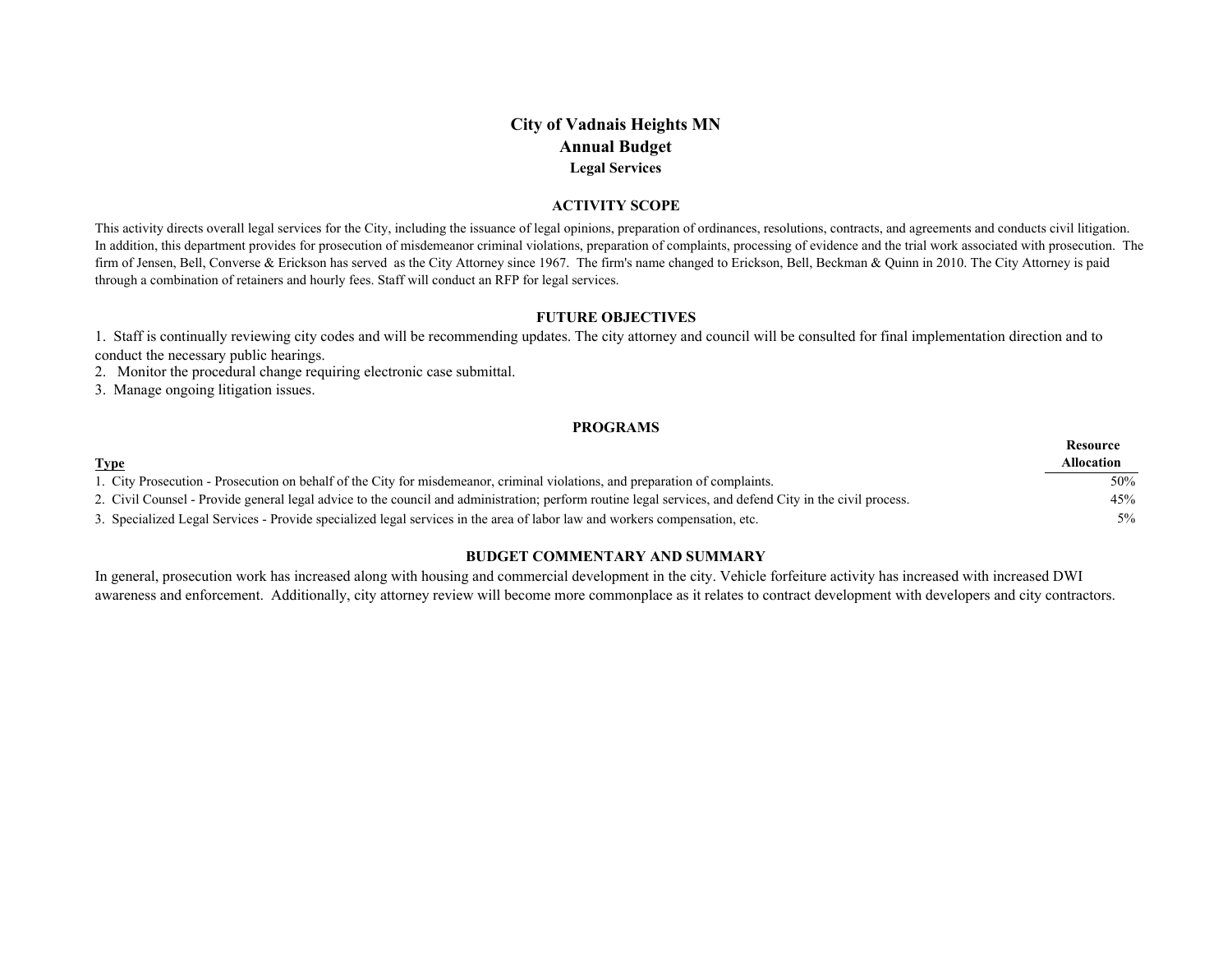# City of Vadnais Heights MN

## Annual Budget

### Legal Services

### ACTIVITY SCOPE

This activity directs overall legal services for the City, including the issuance of legal opinions, preparation of ordinances, resolutions, contracts, and agreements and conducts civil litigation. In addition, this department provides for prosecution of misdemeanor criminal violations, preparation of complaints, processing of evidence and the trial work associated with prosecution. The firm of Jensen, Bell, Converse & Erickson has served as the City Attorney since 1967. The firm's name changed to Erickson, Bell, Beckman & Quinn in 2010. The City Attorney is paid through a combination of retainers and hourly fees. Staff will conduct an RFP for legal services.

### FUTURE OBJECTIVES

1. Staff is continually reviewing city codes and will be recommending updates. The city attorney and council will be consulted for final implementation direction and to conduct the necessary public hearings.
2. Monitor the procedural change requiring electronic case submittal.
3. Manage ongoing litigation issues.

### PROGRAMS

| Type | Resource Allocation |
|---|---|
| 1. City Prosecution - Prosecution on behalf of the City for misdemeanor, criminal violations, and preparation of complaints. | 50% |
| 2. Civil Counsel - Provide general legal advice to the council and administration; perform routine legal services, and defend City in the civil process. | 45% |
| 3. Specialized Legal Services - Provide specialized legal services in the area of labor law and workers compensation, etc. | 5% |

### BUDGET COMMENTARY AND SUMMARY

In general, prosecution work has increased along with housing and commercial development in the city. Vehicle forfeiture activity has increased with increased DWI awareness and enforcement. Additionally, city attorney review will become more commonplace as it relates to contract development with developers and city contractors.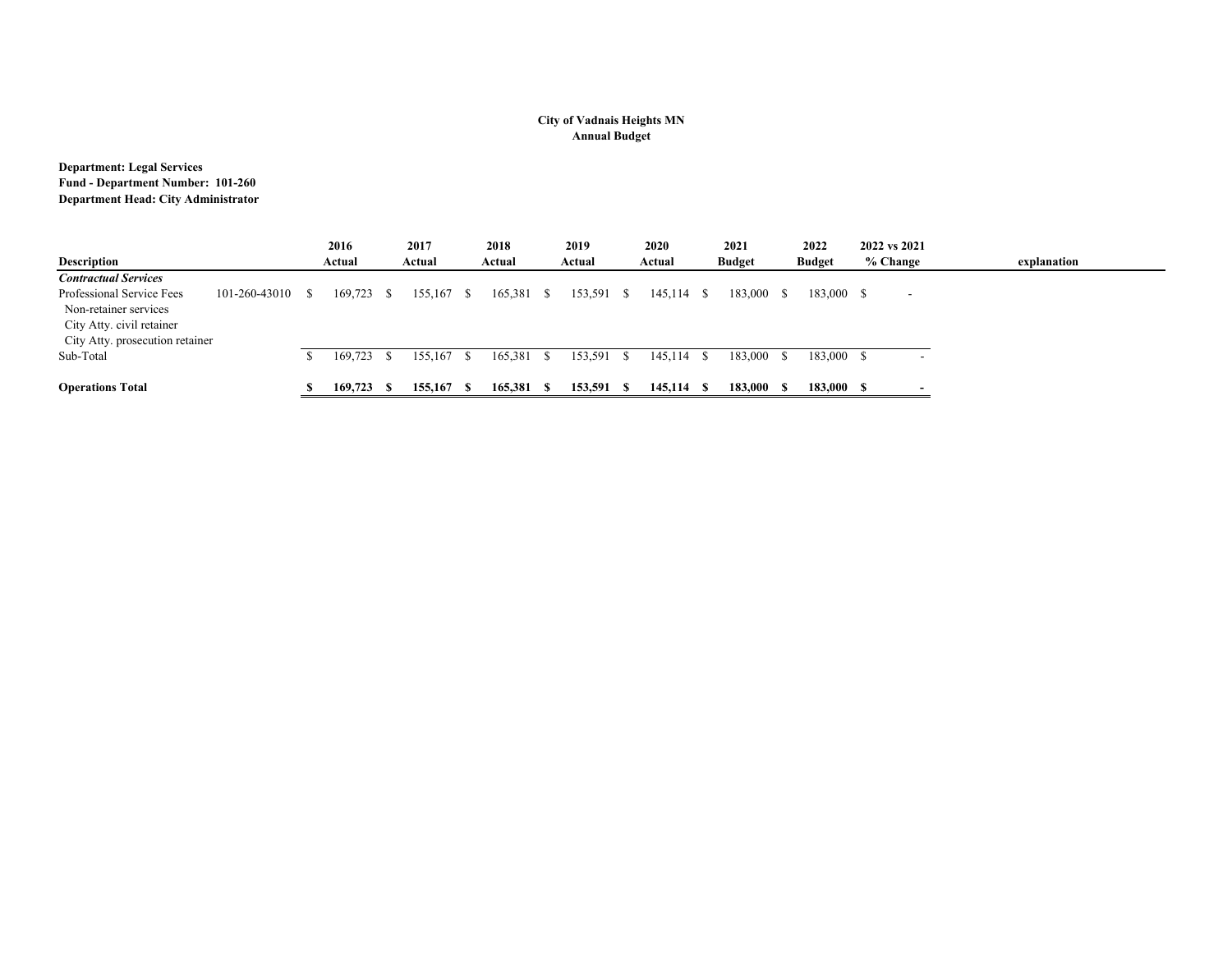**City of Vadnais Heights MN**
**Annual Budget**

**Department: Legal Services**
**Fund - Department Number: 101-260**
**Department Head: City Administrator**

| Description | | 2016 Actual | 2017 Actual | 2018 Actual | 2019 Actual | 2020 Actual | 2021 Budget | 2022 Budget | 2022 vs 2021 % Change | explanation |
|---|---|---|---|---|---|---|---|---|---|---|
| ***Contractual Services*** | | | | | | | | | | |
| Professional Service Fees | 101-260-43010 | $ 169,723 | $ 155,167 | $ 165,381 | $ 153,591 | $ 145,114 | $ 183,000 | $ 183,000 | $ - | |
| Non-retainer services | | | | | | | | | | |
| City Atty. civil retainer | | | | | | | | | | |
| City Atty. prosecution retainer | | | | | | | | | | |
| Sub-Total | | $ 169,723 | $ 155,167 | $ 165,381 | $ 153,591 | $ 145,114 | $ 183,000 | $ 183,000 | $ - | |
| **Operations Total** | | **$ 169,723** | **$ 155,167** | **$ 165,381** | **$ 153,591** | **$ 145,114** | **$ 183,000** | **$ 183,000** | **$ -** | |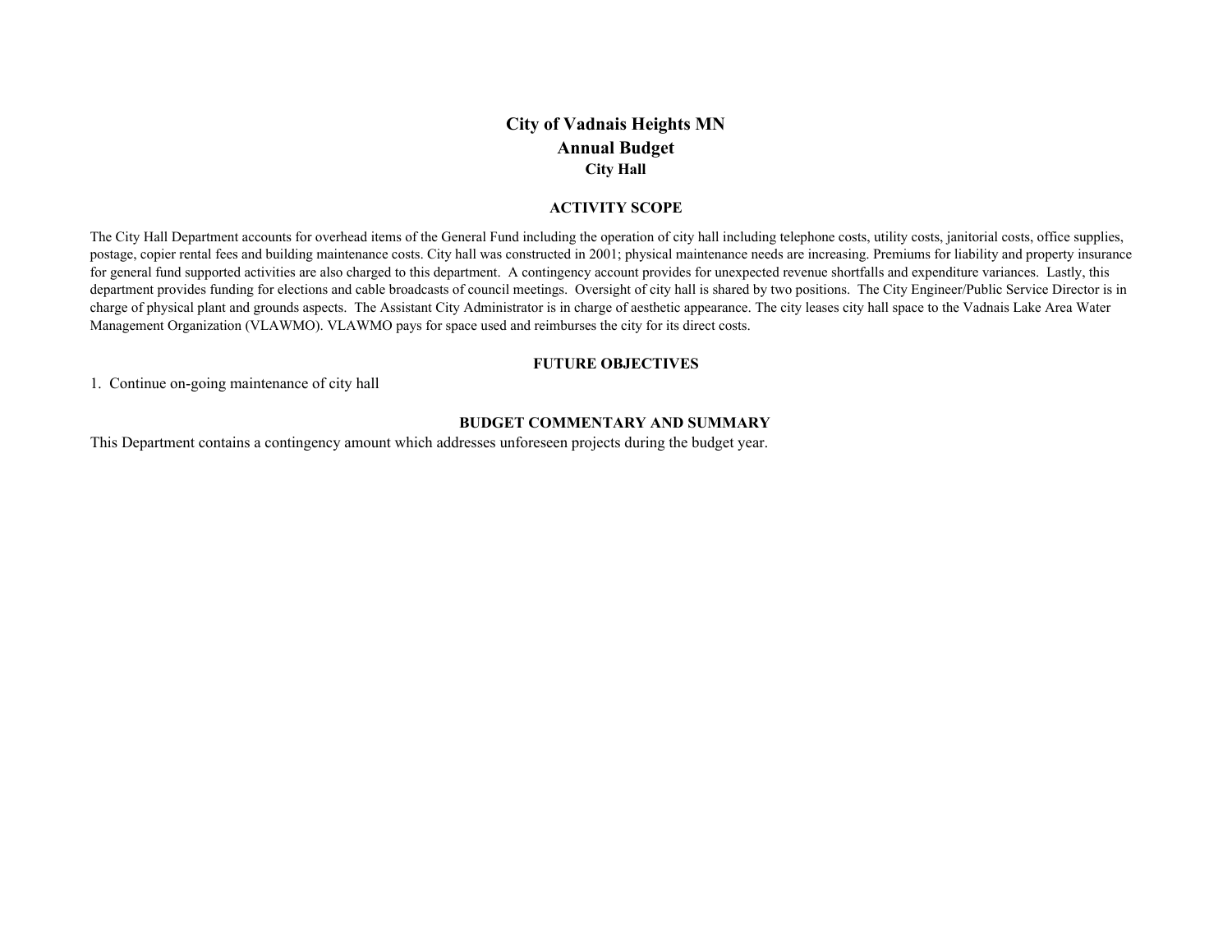# City of Vadnais Heights MN

## Annual Budget

### City Hall

### ACTIVITY SCOPE

The City Hall Department accounts for overhead items of the General Fund including the operation of city hall including telephone costs, utility costs, janitorial costs, office supplies, postage, copier rental fees and building maintenance costs. City hall was constructed in 2001; physical maintenance needs are increasing. Premiums for liability and property insurance for general fund supported activities are also charged to this department. A contingency account provides for unexpected revenue shortfalls and expenditure variances. Lastly, this department provides funding for elections and cable broadcasts of council meetings. Oversight of city hall is shared by two positions. The City Engineer/Public Service Director is in charge of physical plant and grounds aspects. The Assistant City Administrator is in charge of aesthetic appearance. The city leases city hall space to the Vadnais Lake Area Water Management Organization (VLAWMO). VLAWMO pays for space used and reimburses the city for its direct costs.

### FUTURE OBJECTIVES

1. Continue on-going maintenance of city hall

### BUDGET COMMENTARY AND SUMMARY

This Department contains a contingency amount which addresses unforeseen projects during the budget year.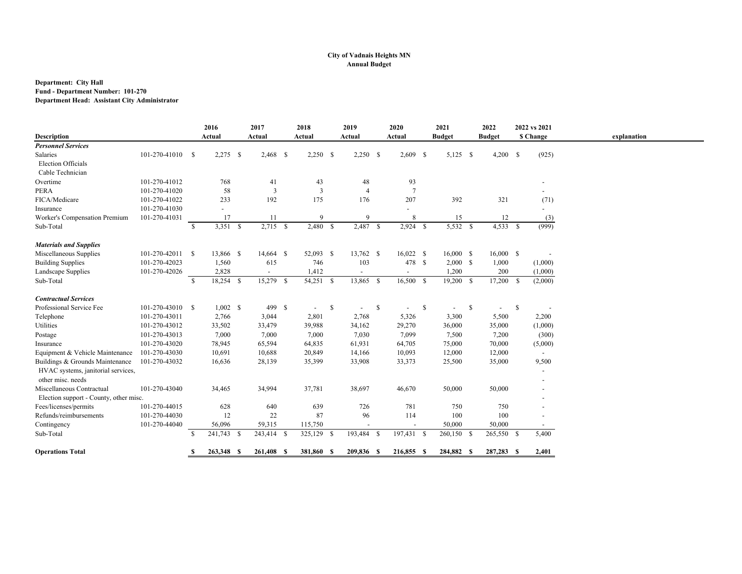**City of Vadnais Heights MN**
**Annual Budget**

**Department: City Hall**
**Fund - Department Number: 101-270**
**Department Head: Assistant City Administrator**

| Description | | 2016 Actual | 2017 Actual | 2018 Actual | 2019 Actual | 2020 Actual | 2021 Budget | 2022 Budget | 2022 vs 2021 $ Change | explanation |
|---|---|---|---|---|---|---|---|---|---|---|
| ***Personnel Services*** | | | | | | | | | | |
| Salaries | 101-270-41010 | $ 2,275 | $ 2,468 | $ 2,250 | $ 2,250 | $ 2,609 | $ 5,125 | $ 4,200 | $ (925) | |
| Election Officials | | | | | | | | | | |
| Cable Technician | | | | | | | | | | |
| Overtime | 101-270-41012 | 768 | 41 | 43 | 48 | 93 | | | - | |
| PERA | 101-270-41020 | 58 | 3 | 3 | 4 | 7 | | | - | |
| FICA/Medicare | 101-270-41022 | 233 | 192 | 175 | 176 | 207 | 392 | 321 | (71) | |
| Insurance | 101-270-41030 | - | | | | - | | | - | |
| Worker's Compensation Premium | 101-270-41031 | 17 | 11 | 9 | 9 | 8 | 15 | 12 | (3) | |
| Sub-Total | | $ 3,351 | $ 2,715 | $ 2,480 | $ 2,487 | $ 2,924 | $ 5,532 | $ 4,533 | $ (999) | |
| ***Materials and Supplies*** | | | | | | | | | | |
| Miscellaneous Supplies | 101-270-42011 | $ 13,866 | $ 14,664 | $ 52,093 | $ 13,762 | $ 16,022 | $ 16,000 | $ 16,000 | $ - | |
| Building Supplies | 101-270-42023 | 1,560 | 615 | 746 | 103 | 478 | $ 2,000 | $ 1,000 | (1,000) | |
| Landscape Supplies | 101-270-42026 | 2,828 | - | 1,412 | - | - | 1,200 | 200 | (1,000) | |
| Sub-Total | | $ 18,254 | $ 15,279 | $ 54,251 | $ 13,865 | $ 16,500 | $ 19,200 | $ 17,200 | $ (2,000) | |
| ***Contractual Services*** | | | | | | | | | | |
| Professional Service Fee | 101-270-43010 | $ 1,002 | $ 499 | $ - | $ - | $ - | $ - | $ - | $ - | |
| Telephone | 101-270-43011 | 2,766 | 3,044 | 2,801 | 2,768 | 5,326 | 3,300 | 5,500 | 2,200 | |
| Utilities | 101-270-43012 | 33,502 | 33,479 | 39,988 | 34,162 | 29,270 | 36,000 | 35,000 | (1,000) | |
| Postage | 101-270-43013 | 7,000 | 7,000 | 7,000 | 7,030 | 7,099 | 7,500 | 7,200 | (300) | |
| Insurance | 101-270-43020 | 78,945 | 65,594 | 64,835 | 61,931 | 64,705 | 75,000 | 70,000 | (5,000) | |
| Equipment & Vehicle Maintenance | 101-270-43030 | 10,691 | 10,688 | 20,849 | 14,166 | 10,093 | 12,000 | 12,000 | - | |
| Buildings & Grounds Maintenance | 101-270-43032 | 16,636 | 28,139 | 35,399 | 33,908 | 33,373 | 25,500 | 35,000 | 9,500 | |
| HVAC systems, janitorial services, | | | | | | | | | - | |
| other misc. needs | | | | | | | | | - | |
| Miscellaneous Contractual | 101-270-43040 | 34,465 | 34,994 | 37,781 | 38,697 | 46,670 | 50,000 | 50,000 | - | |
| Election support - County, other misc. | | | | | | | | | - | |
| Fees/licenses/permits | 101-270-44015 | 628 | 640 | 639 | 726 | 781 | 750 | 750 | - | |
| Refunds/reimbursements | 101-270-44030 | 12 | 22 | 87 | 96 | 114 | 100 | 100 | - | |
| Contingency | 101-270-44040 | 56,096 | 59,315 | 115,750 | - | - | 50,000 | 50,000 | - | |
| Sub-Total | | $ 241,743 | $ 243,414 | $ 325,129 | $ 193,484 | $ 197,431 | $ 260,150 | $ 265,550 | $ 5,400 | |
| **Operations Total** | | **$ 263,348** | **$ 261,408** | **$ 381,860** | **$ 209,836** | **$ 216,855** | **$ 284,882** | **$ 287,283** | **$ 2,401** | |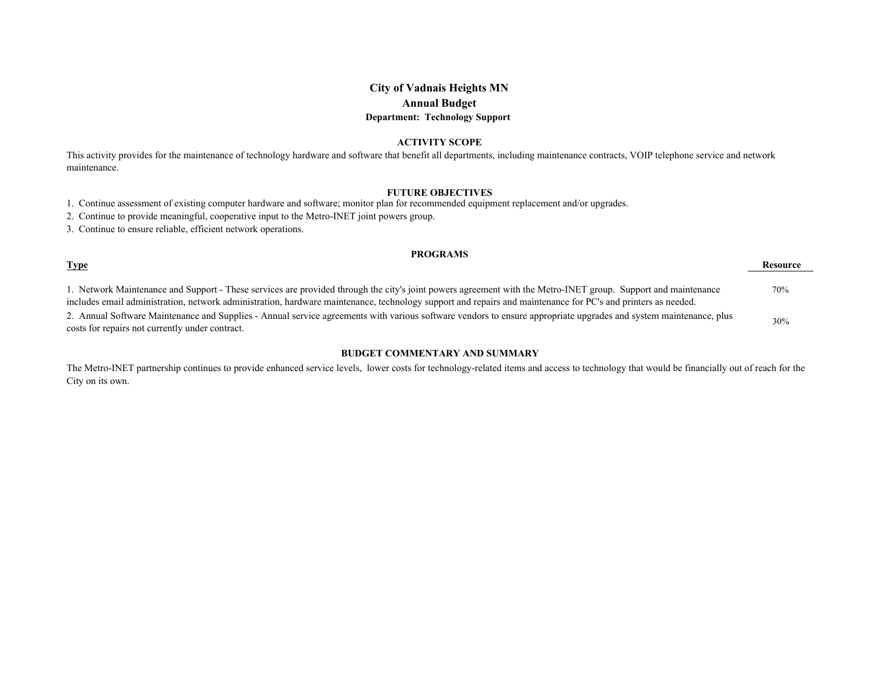# City of Vadnais Heights MN

## Annual Budget

### Department: Technology Support

#### ACTIVITY SCOPE

This activity provides for the maintenance of technology hardware and software that benefit all departments, including maintenance contracts, VOIP telephone service and network maintenance.

#### FUTURE OBJECTIVES

1. Continue assessment of existing computer hardware and software; monitor plan for recommended equipment replacement and/or upgrades.
2. Continue to provide meaningful, cooperative input to the Metro-INET joint powers group.
3. Continue to ensure reliable, efficient network operations.

#### PROGRAMS

| Type | Resource |
|---|---|
| 1. Network Maintenance and Support - These services are provided through the city's joint powers agreement with the Metro-INET group. Support and maintenance includes email administration, network administration, hardware maintenance, technology support and repairs and maintenance for PC's and printers as needed. | 70% |
| 2. Annual Software Maintenance and Supplies - Annual service agreements with various software vendors to ensure appropriate upgrades and system maintenance, plus costs for repairs not currently under contract. | 30% |

#### BUDGET COMMENTARY AND SUMMARY

The Metro-INET partnership continues to provide enhanced service levels, lower costs for technology-related items and access to technology that would be financially out of reach for the City on its own.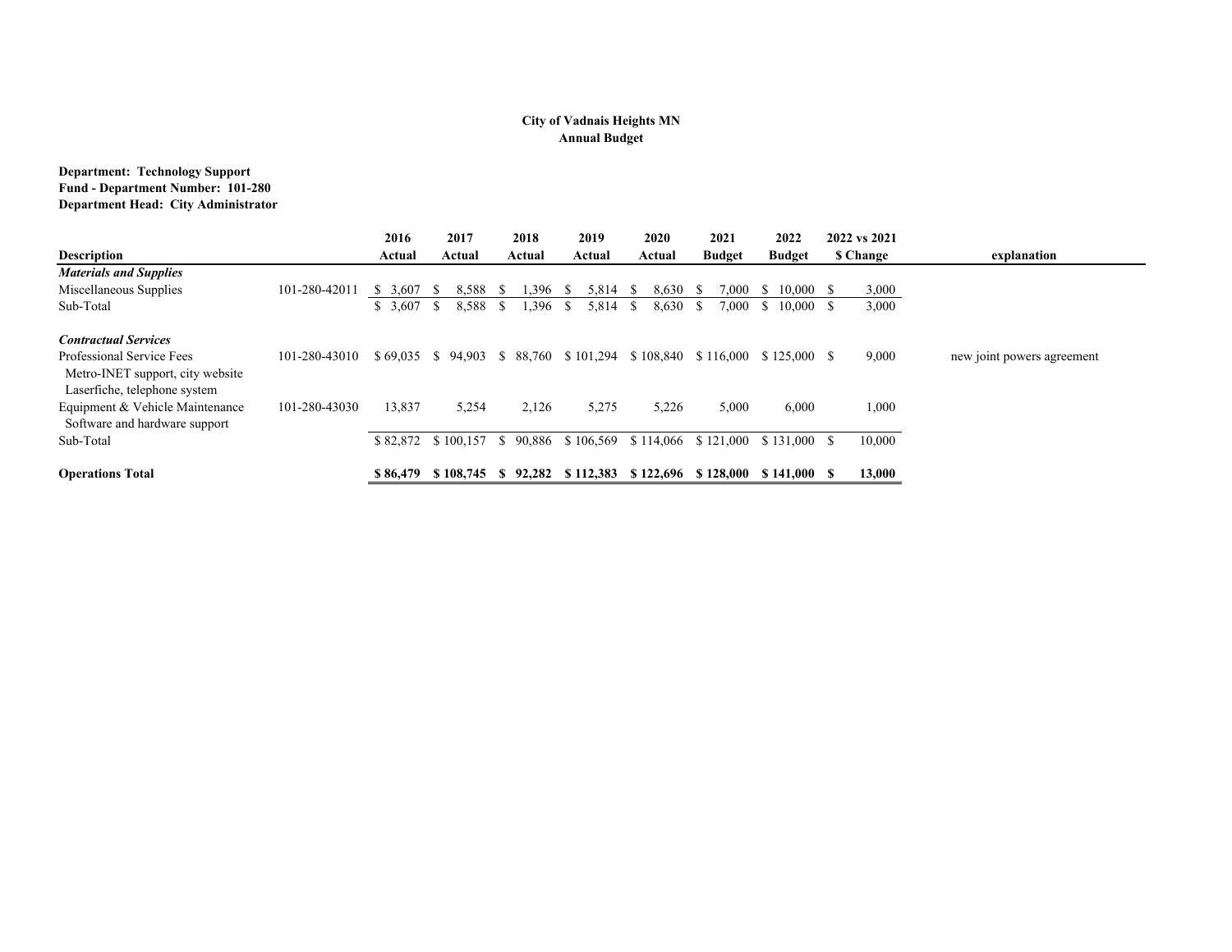**City of Vadnais Heights MN**
**Annual Budget**

**Department: Technology Support**
**Fund - Department Number: 101-280**
**Department Head: City Administrator**

| Description | | 2016 Actual | 2017 Actual | 2018 Actual | 2019 Actual | 2020 Actual | 2021 Budget | 2022 Budget | 2022 vs 2021 $ Change | explanation |
|---|---|---|---|---|---|---|---|---|---|---|
| ***Materials and Supplies*** | | | | | | | | | | |
| Miscellaneous Supplies | 101-280-42011 | $ 3,607 | $ 8,588 | $ 1,396 | $ 5,814 | $ 8,630 | $ 7,000 | $ 10,000 | $ 3,000 | |
| Sub-Total | | $ 3,607 | $ 8,588 | $ 1,396 | $ 5,814 | $ 8,630 | $ 7,000 | $ 10,000 | $ 3,000 | |
| ***Contractual Services*** | | | | | | | | | | |
| Professional Service Fees<br>Metro-INET support, city website<br>Laserfiche, telephone system | 101-280-43010 | $ 69,035 | $ 94,903 | $ 88,760 | $ 101,294 | $ 108,840 | $ 116,000 | $ 125,000 | $ 9,000 | new joint powers agreement |
| Equipment & Vehicle Maintenance<br>Software and hardware support | 101-280-43030 | 13,837 | 5,254 | 2,126 | 5,275 | 5,226 | 5,000 | 6,000 | 1,000 | |
| Sub-Total | | $ 82,872 | $ 100,157 | $ 90,886 | $ 106,569 | $ 114,066 | $ 121,000 | $ 131,000 | $ 10,000 | |
| **Operations Total** | | **$ 86,479** | **$ 108,745** | **$ 92,282** | **$ 112,383** | **$ 122,696** | **$ 128,000** | **$ 141,000** | **$ 13,000** | |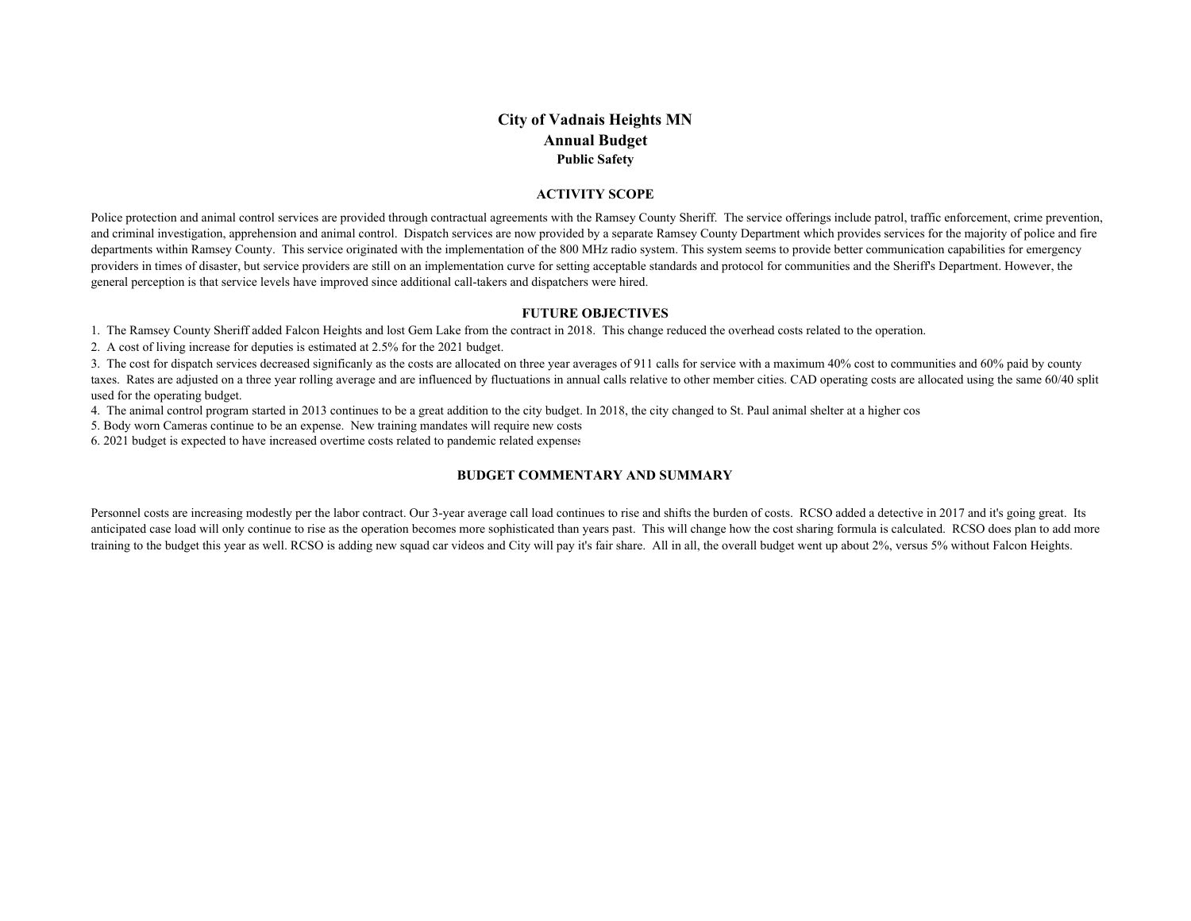# City of Vadnais Heights MN

## Annual Budget

### Public Safety

#### ACTIVITY SCOPE

Police protection and animal control services are provided through contractual agreements with the Ramsey County Sheriff. The service offerings include patrol, traffic enforcement, crime prevention, and criminal investigation, apprehension and animal control. Dispatch services are now provided by a separate Ramsey County Department which provides services for the majority of police and fire departments within Ramsey County. This service originated with the implementation of the 800 MHz radio system. This system seems to provide better communication capabilities for emergency providers in times of disaster, but service providers are still on an implementation curve for setting acceptable standards and protocol for communities and the Sheriff's Department. However, the general perception is that service levels have improved since additional call-takers and dispatchers were hired.

#### FUTURE OBJECTIVES

1. The Ramsey County Sheriff added Falcon Heights and lost Gem Lake from the contract in 2018. This change reduced the overhead costs related to the operation.
2. A cost of living increase for deputies is estimated at 2.5% for the 2021 budget.
3. The cost for dispatch services decreased significanly as the costs are allocated on three year averages of 911 calls for service with a maximum 40% cost to communities and 60% paid by county taxes. Rates are adjusted on a three year rolling average and are influenced by fluctuations in annual calls relative to other member cities. CAD operating costs are allocated using the same 60/40 split used for the operating budget.
4. The animal control program started in 2013 continues to be a great addition to the city budget. In 2018, the city changed to St. Paul animal shelter at a higher cos
5. Body worn Cameras continue to be an expense. New training mandates will require new costs
6. 2021 budget is expected to have increased overtime costs related to pandemic related expenses

#### BUDGET COMMENTARY AND SUMMARY

Personnel costs are increasing modestly per the labor contract. Our 3-year average call load continues to rise and shifts the burden of costs. RCSO added a detective in 2017 and it's going great. Its anticipated case load will only continue to rise as the operation becomes more sophisticated than years past. This will change how the cost sharing formula is calculated. RCSO does plan to add more training to the budget this year as well. RCSO is adding new squad car videos and City will pay it's fair share. All in all, the overall budget went up about 2%, versus 5% without Falcon Heights.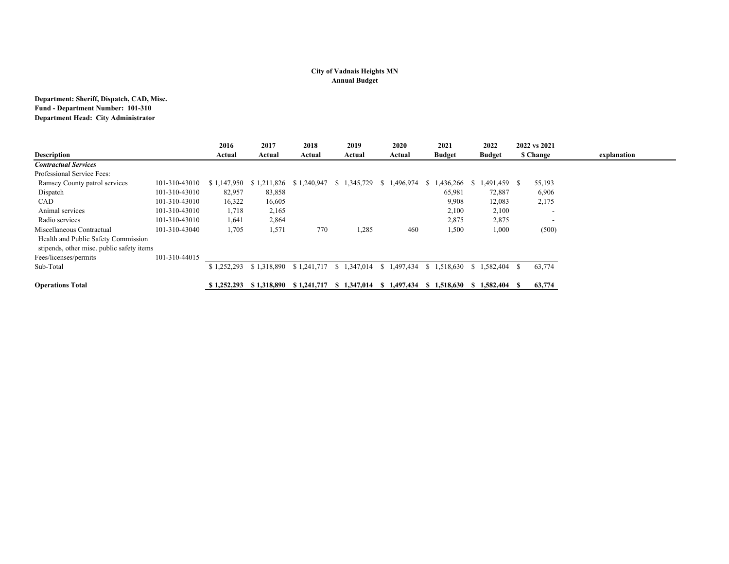**City of Vadnais Heights MN**
**Annual Budget**

**Department: Sheriff, Dispatch, CAD, Misc.**
**Fund - Department Number: 101-310**
**Department Head: City Administrator**

| Description | | 2016 Actual | 2017 Actual | 2018 Actual | 2019 Actual | 2020 Actual | 2021 Budget | 2022 Budget | 2022 vs 2021 $ Change | explanation |
|---|---|---|---|---|---|---|---|---|---|---|
| ***Contractual Services*** | | | | | | | | | | |
| Professional Service Fees: | | | | | | | | | | |
| Ramsey County patrol services | 101-310-43010 | $ 1,147,950 | $ 1,211,826 | $ 1,240,947 | $ 1,345,729 | $ 1,496,974 | $ 1,436,266 | $ 1,491,459 | $ 55,193 | |
| Dispatch | 101-310-43010 | 82,957 | 83,858 | | | | 65,981 | 72,887 | 6,906 | |
| CAD | 101-310-43010 | 16,322 | 16,605 | | | | 9,908 | 12,083 | 2,175 | |
| Animal services | 101-310-43010 | 1,718 | 2,165 | | | | 2,100 | 2,100 | - | |
| Radio services | 101-310-43010 | 1,641 | 2,864 | | | | 2,875 | 2,875 | - | |
| Miscellaneous Contractual | 101-310-43040 | 1,705 | 1,571 | 770 | 1,285 | 460 | 1,500 | 1,000 | (500) | |
| Health and Public Safety Commission stipends, other misc. public safety items | | | | | | | | | | |
| Fees/licenses/permits | 101-310-44015 | | | | | | | | | |
| Sub-Total | | $ 1,252,293 | $ 1,318,890 | $ 1,241,717 | $ 1,347,014 | $ 1,497,434 | $ 1,518,630 | $ 1,582,404 | $ 63,774 | |
| **Operations Total** | | **$ 1,252,293** | **$ 1,318,890** | **$ 1,241,717** | **$ 1,347,014** | **$ 1,497,434** | **$ 1,518,630** | **$ 1,582,404** | **$ 63,774** | |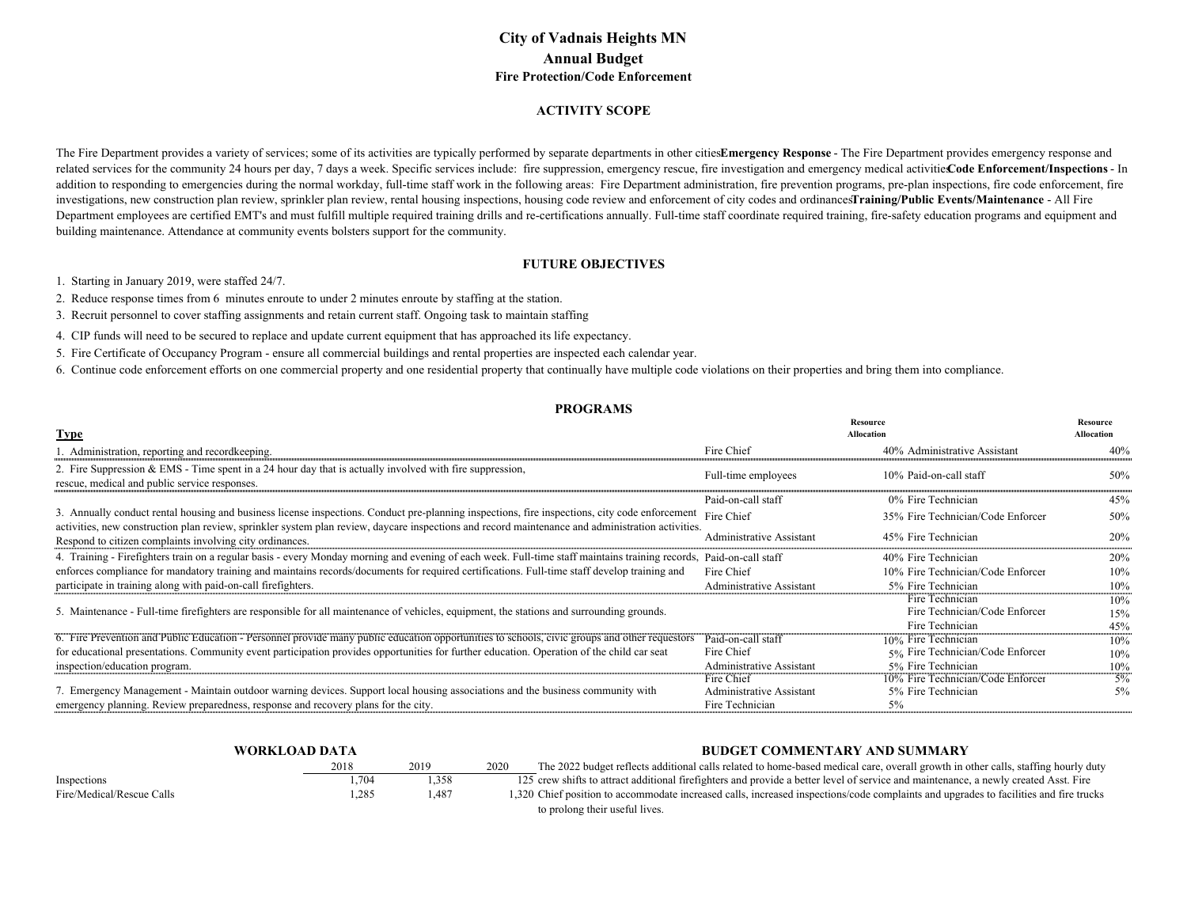# City of Vadnais Heights MN

## Annual Budget

### Fire Protection/Code Enforcement

### ACTIVITY SCOPE

The Fire Department provides a variety of services; some of its activities are typically performed by separate departments in other cities**Emergency Response** - The Fire Department provides emergency response and related services for the community 24 hours per day, 7 days a week. Specific services include: fire suppression, emergency rescue, fire investigation and emergency medical activities**Code Enforcement/Inspections** - In addition to responding to emergencies during the normal workday, full-time staff work in the following areas: Fire Department administration, fire prevention programs, pre-plan inspections, fire code enforcement, fire investigations, new construction plan review, sprinkler plan review, rental housing inspections, housing code review and enforcement of city codes and ordinances**Training/Public Events/Maintenance** - All Fire Department employees are certified EMT's and must fulfill multiple required training drills and re-certifications annually. Full-time staff coordinate required training, fire-safety education programs and equipment and building maintenance. Attendance at community events bolsters support for the community.

### FUTURE OBJECTIVES

1. Starting in January 2019, were staffed 24/7.
2. Reduce response times from 6 minutes enroute to under 2 minutes enroute by staffing at the station.
3. Recruit personnel to cover staffing assignments and retain current staff. Ongoing task to maintain staffing
4. CIP funds will need to be secured to replace and update current equipment that has approached its life expectancy.
5. Fire Certificate of Occupancy Program - ensure all commercial buildings and rental properties are inspected each calendar year.
6. Continue code enforcement efforts on one commercial property and one residential property that continually have multiple code violations on their properties and bring them into compliance.

### PROGRAMS

| Type | | Resource Allocation | | Resource Allocation |
|---|---|---|---|---|
| 1. Administration, reporting and recordkeeping. | Fire Chief | 40% | Administrative Assistant | 40% |
| 2. Fire Suppression & EMS - Time spent in a 24 hour day that is actually involved with fire suppression, rescue, medical and public service responses. | Full-time employees | 10% | Paid-on-call staff | 50% |
| 3. Annually conduct rental housing and business license inspections. Conduct pre-planning inspections, fire inspections, city code enforcement activities, new construction plan review, sprinkler system plan review, daycare inspections and record maintenance and administration activities. Respond to citizen complaints involving city ordinances. | Paid-on-call staff | 0% | Fire Technician | 45% |
| | Fire Chief | 35% | Fire Technician/Code Enforcer | 50% |
| | Administrative Assistant | 45% | Fire Technician | 20% |
| 4. Training - Firefighters train on a regular basis - every Monday morning and evening of each week. Full-time staff maintains training records, enforces compliance for mandatory training and maintains records/documents for required certifications. Full-time staff develop training and participate in training along with paid-on-call firefighters. | Paid-on-call staff | 40% | Fire Technician | 20% |
| | Fire Chief | 10% | Fire Technician/Code Enforcer | 10% |
| | Administrative Assistant | 5% | Fire Technician | 10% |
| 5. Maintenance - Full-time firefighters are responsible for all maintenance of vehicles, equipment, the stations and surrounding grounds. | | | Fire Technician | 10% |
| | | | Fire Technician/Code Enforcer | 15% |
| | | | Fire Technician | 45% |
| 6. Fire Prevention and Public Education - Personnel provide many public education opportunities to schools, civic groups and other requestors for educational presentations. Community event participation provides opportunities for further education. Operation of the child car seat inspection/education program. | Paid-on-call staff | 10% | Fire Technician | 10% |
| | Fire Chief | 5% | Fire Technician/Code Enforcer | 10% |
| | Administrative Assistant | 5% | Fire Technician | 10% |
| 7. Emergency Management - Maintain outdoor warning devices. Support local housing associations and the business community with emergency planning. Review preparedness, response and recovery plans for the city. | Fire Chief | 10% | Fire Technician/Code Enforcer | 5% |
| | Administrative Assistant | 5% | Fire Technician | 5% |
| | Fire Technician | 5% | | |

### WORKLOAD DATA

| | 2018 | 2019 | 2020 |
|---|---|---|---|
| Inspections | 1,704 | 1,358 | 125 |
| Fire/Medical/Rescue Calls | 1,285 | 1,487 | 1,320 |

### BUDGET COMMENTARY AND SUMMARY

The 2022 budget reflects additional calls related to home-based medical care, overall growth in other calls, staffing hourly duty crew shifts to attract additional firefighters and provide a better level of service and maintenance, a newly created Asst. Fire Chief position to accommodate increased calls, increased inspections/code complaints and upgrades to facilities and fire trucks to prolong their useful lives.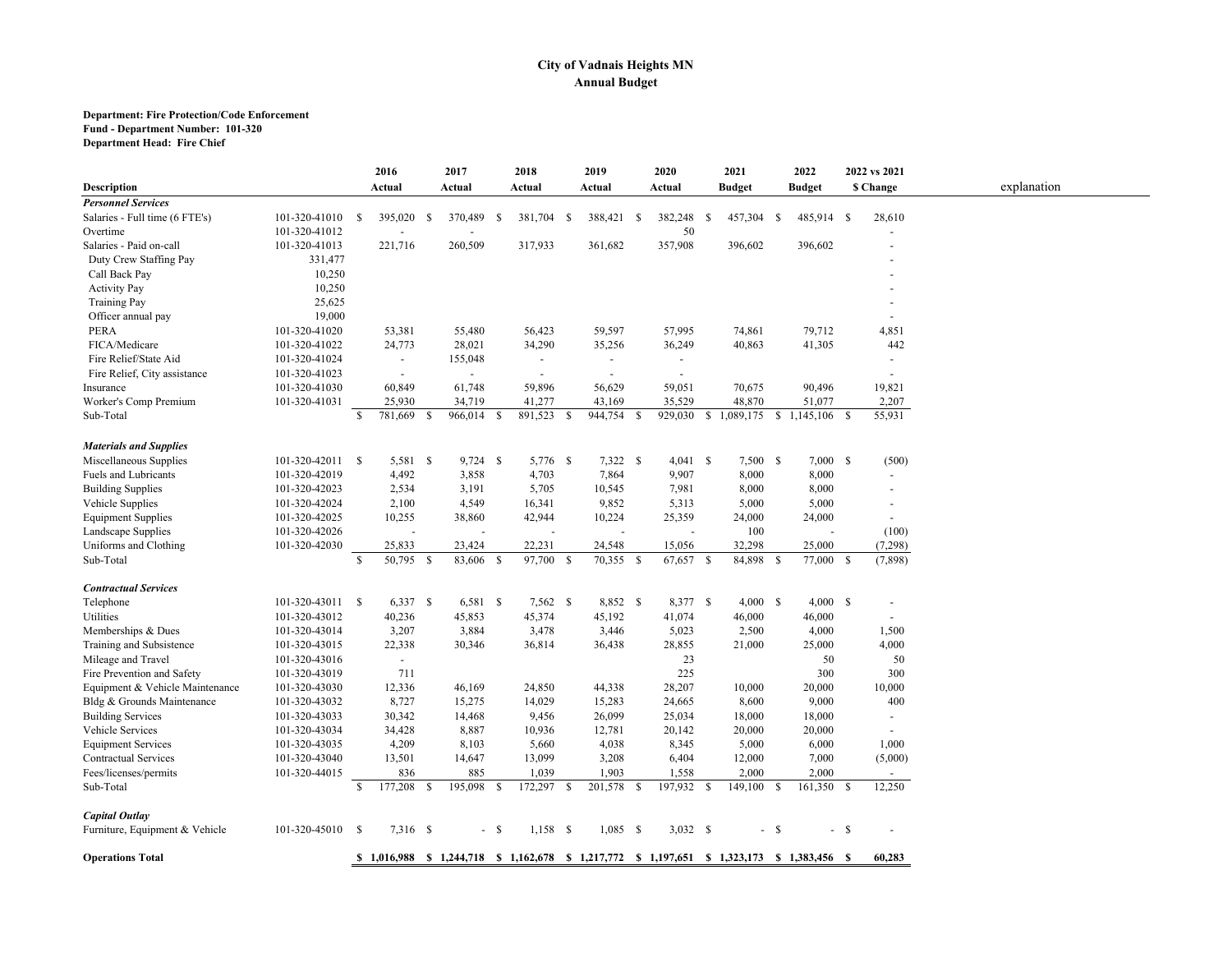**City of Vadnais Heights MN**
**Annual Budget**

**Department: Fire Protection/Code Enforcement**
**Fund - Department Number: 101-320**
**Department Head: Fire Chief**

| Description | | 2016 Actual | 2017 Actual | 2018 Actual | 2019 Actual | 2020 Actual | 2021 Budget | 2022 Budget | 2022 vs 2021 $ Change | explanation |
|---|---|---|---|---|---|---|---|---|---|---|
| ***Personnel Services*** | | | | | | | | | | |
| Salaries - Full time (6 FTE's) | 101-320-41010 | $ 395,020 | $ 370,489 | $ 381,704 | $ 388,421 | $ 382,248 | $ 457,304 | $ 485,914 | $ 28,610 | |
| Overtime | 101-320-41012 | - | - | | | 50 | | | - | |
| Salaries - Paid on-call | 101-320-41013 | 221,716 | 260,509 | 317,933 | 361,682 | 357,908 | 396,602 | 396,602 | - | |
| Duty Crew Staffing Pay | 331,477 | | | | | | | | - | |
| Call Back Pay | 10,250 | | | | | | | | - | |
| Activity Pay | 10,250 | | | | | | | | - | |
| Training Pay | 25,625 | | | | | | | | - | |
| Officer annual pay | 19,000 | | | | | | | | - | |
| PERA | 101-320-41020 | 53,381 | 55,480 | 56,423 | 59,597 | 57,995 | 74,861 | 79,712 | 4,851 | |
| FICA/Medicare | 101-320-41022 | 24,773 | 28,021 | 34,290 | 35,256 | 36,249 | 40,863 | 41,305 | 442 | |
| Fire Relief/State Aid | 101-320-41024 | - | 155,048 | - | - | - | | | - | |
| Fire Relief, City assistance | 101-320-41023 | - | - | - | - | - | | | - | |
| Insurance | 101-320-41030 | 60,849 | 61,748 | 59,896 | 56,629 | 59,051 | 70,675 | 90,496 | 19,821 | |
| Worker's Comp Premium | 101-320-41031 | 25,930 | 34,719 | 41,277 | 43,169 | 35,529 | 48,870 | 51,077 | 2,207 | |
| Sub-Total | | $ 781,669 | $ 966,014 | $ 891,523 | $ 944,754 | $ 929,030 | $ 1,089,175 | $ 1,145,106 | $ 55,931 | |
| ***Materials and Supplies*** | | | | | | | | | | |
| Miscellaneous Supplies | 101-320-42011 | $ 5,581 | $ 9,724 | $ 5,776 | $ 7,322 | $ 4,041 | $ 7,500 | $ 7,000 | $ (500) | |
| Fuels and Lubricants | 101-320-42019 | 4,492 | 3,858 | 4,703 | 7,864 | 9,907 | 8,000 | 8,000 | - | |
| Building Supplies | 101-320-42023 | 2,534 | 3,191 | 5,705 | 10,545 | 7,981 | 8,000 | 8,000 | - | |
| Vehicle Supplies | 101-320-42024 | 2,100 | 4,549 | 16,341 | 9,852 | 5,313 | 5,000 | 5,000 | - | |
| Equipment Supplies | 101-320-42025 | 10,255 | 38,860 | 42,944 | 10,224 | 25,359 | 24,000 | 24,000 | - | |
| Landscape Supplies | 101-320-42026 | - | - | - | - | - | 100 | - | (100) | |
| Uniforms and Clothing | 101-320-42030 | 25,833 | 23,424 | 22,231 | 24,548 | 15,056 | 32,298 | 25,000 | (7,298) | |
| Sub-Total | | $ 50,795 | $ 83,606 | $ 97,700 | $ 70,355 | $ 67,657 | $ 84,898 | $ 77,000 | $ (7,898) | |
| ***Contractual Services*** | | | | | | | | | | |
| Telephone | 101-320-43011 | $ 6,337 | $ 6,581 | $ 7,562 | $ 8,852 | $ 8,377 | $ 4,000 | $ 4,000 | $ - | |
| Utilities | 101-320-43012 | 40,236 | 45,853 | 45,374 | 45,192 | 41,074 | 46,000 | 46,000 | - | |
| Memberships & Dues | 101-320-43014 | 3,207 | 3,884 | 3,478 | 3,446 | 5,023 | 2,500 | 4,000 | 1,500 | |
| Training and Subsistence | 101-320-43015 | 22,338 | 30,346 | 36,814 | 36,438 | 28,855 | 21,000 | 25,000 | 4,000 | |
| Mileage and Travel | 101-320-43016 | - | | | | 23 | | 50 | 50 | |
| Fire Prevention and Safety | 101-320-43019 | 711 | | | | 225 | | 300 | 300 | |
| Equipment & Vehicle Maintenance | 101-320-43030 | 12,336 | 46,169 | 24,850 | 44,338 | 28,207 | 10,000 | 20,000 | 10,000 | |
| Bldg & Grounds Maintenance | 101-320-43032 | 8,727 | 15,275 | 14,029 | 15,283 | 24,665 | 8,600 | 9,000 | 400 | |
| Building Services | 101-320-43033 | 30,342 | 14,468 | 9,456 | 26,099 | 25,034 | 18,000 | 18,000 | - | |
| Vehicle Services | 101-320-43034 | 34,428 | 8,887 | 10,936 | 12,781 | 20,142 | 20,000 | 20,000 | - | |
| Equipment Services | 101-320-43035 | 4,209 | 8,103 | 5,660 | 4,038 | 8,345 | 5,000 | 6,000 | 1,000 | |
| Contractual Services | 101-320-43040 | 13,501 | 14,647 | 13,099 | 3,208 | 6,404 | 12,000 | 7,000 | (5,000) | |
| Fees/licenses/permits | 101-320-44015 | 836 | 885 | 1,039 | 1,903 | 1,558 | 2,000 | 2,000 | - | |
| Sub-Total | | $ 177,208 | $ 195,098 | $ 172,297 | $ 201,578 | $ 197,932 | $ 149,100 | $ 161,350 | $ 12,250 | |
| ***Capital Outlay*** | | | | | | | | | | |
| Furniture, Equipment & Vehicle | 101-320-45010 | $ 7,316 | $ - | $ 1,158 | $ 1,085 | $ 3,032 | $ - | $ - | $ - | |
| **Operations Total** | | **$ 1,016,988** | **$ 1,244,718** | **$ 1,162,678** | **$ 1,217,772** | **$ 1,197,651** | **$ 1,323,173** | **$ 1,383,456** | **$ 60,283** | |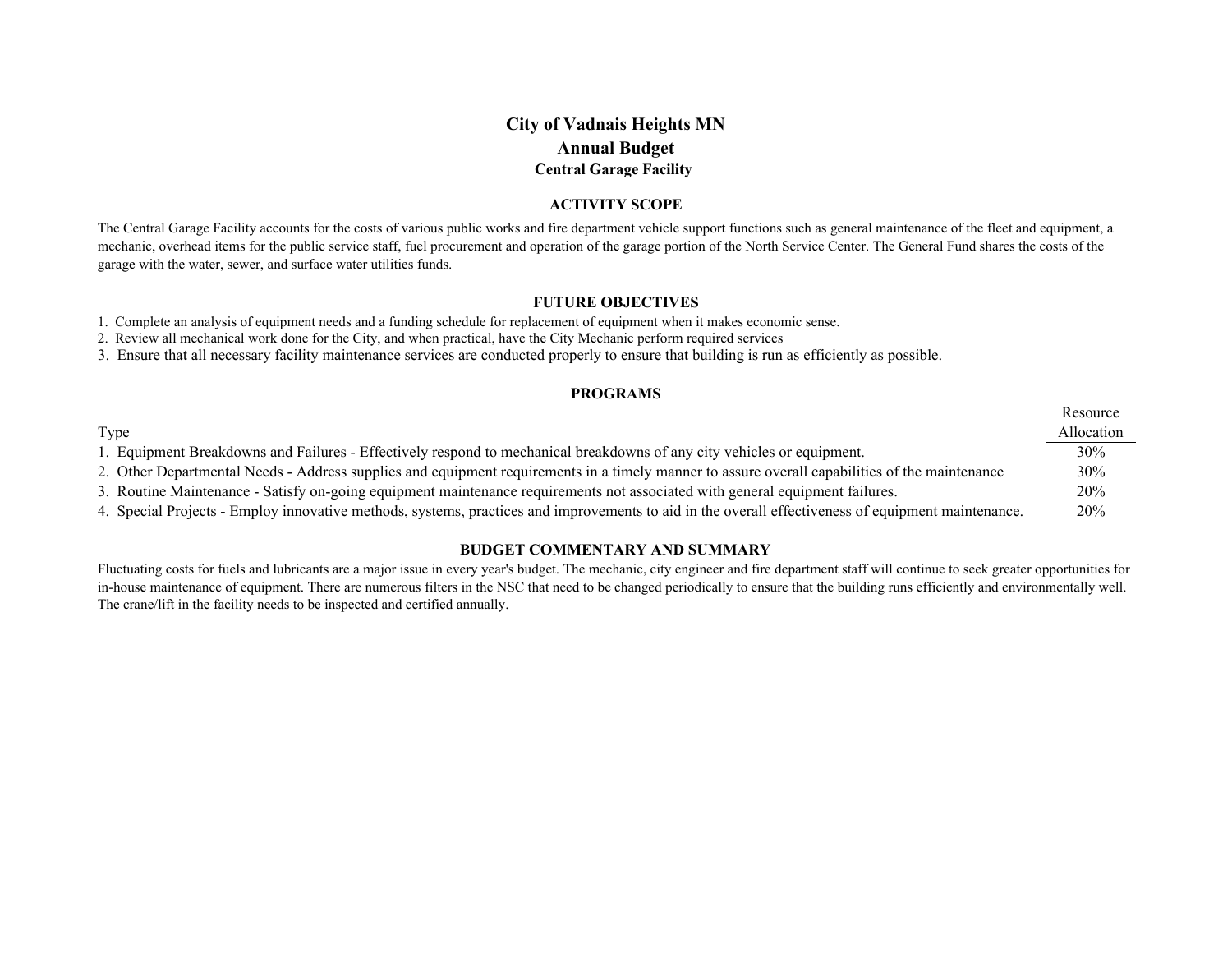# City of Vadnais Heights MN

## Annual Budget

### Central Garage Facility

#### ACTIVITY SCOPE

The Central Garage Facility accounts for the costs of various public works and fire department vehicle support functions such as general maintenance of the fleet and equipment, a mechanic, overhead items for the public service staff, fuel procurement and operation of the garage portion of the North Service Center. The General Fund shares the costs of the garage with the water, sewer, and surface water utilities funds.

#### FUTURE OBJECTIVES

1. Complete an analysis of equipment needs and a funding schedule for replacement of equipment when it makes economic sense.
2. Review all mechanical work done for the City, and when practical, have the City Mechanic perform required services.
3. Ensure that all necessary facility maintenance services are conducted properly to ensure that building is run as efficiently as possible.

#### PROGRAMS

| Type | Resource Allocation |
|---|---|
| 1. Equipment Breakdowns and Failures - Effectively respond to mechanical breakdowns of any city vehicles or equipment. | 30% |
| 2. Other Departmental Needs - Address supplies and equipment requirements in a timely manner to assure overall capabilities of the maintenance | 30% |
| 3. Routine Maintenance - Satisfy on-going equipment maintenance requirements not associated with general equipment failures. | 20% |
| 4. Special Projects - Employ innovative methods, systems, practices and improvements to aid in the overall effectiveness of equipment maintenance. | 20% |

#### BUDGET COMMENTARY AND SUMMARY

Fluctuating costs for fuels and lubricants are a major issue in every year's budget. The mechanic, city engineer and fire department staff will continue to seek greater opportunities for in-house maintenance of equipment. There are numerous filters in the NSC that need to be changed periodically to ensure that the building runs efficiently and environmentally well. The crane/lift in the facility needs to be inspected and certified annually.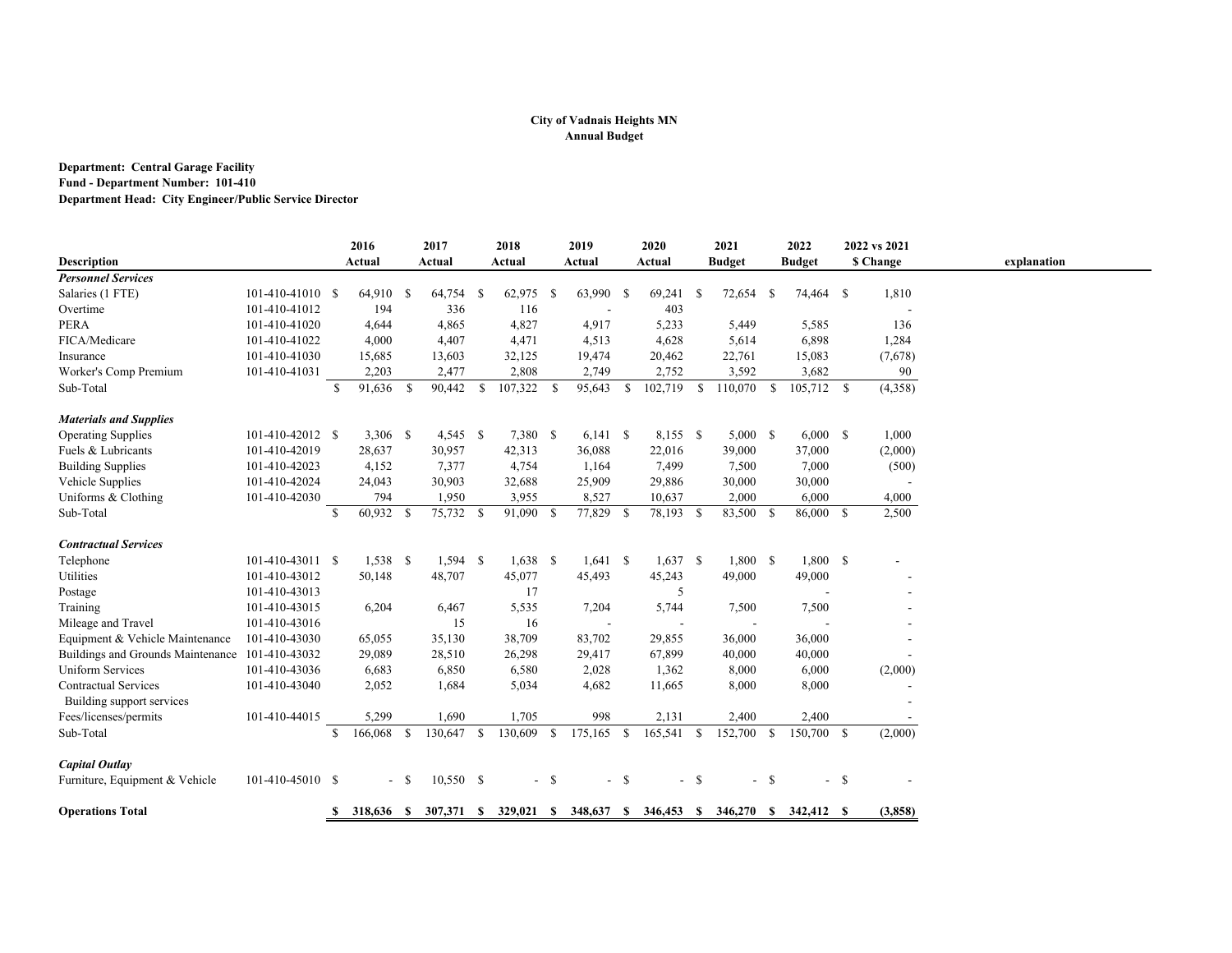**City of Vadnais Heights MN**
**Annual Budget**

**Department: Central Garage Facility**
**Fund - Department Number: 101-410**
**Department Head: City Engineer/Public Service Director**

| Description | | 2016 Actual | 2017 Actual | 2018 Actual | 2019 Actual | 2020 Actual | 2021 Budget | 2022 Budget | 2022 vs 2021 $ Change | explanation |
|---|---|---|---|---|---|---|---|---|---|---|
| ***Personnel Services*** | | | | | | | | | | |
| Salaries (1 FTE) | 101-410-41010 | $ 64,910 | $ 64,754 | $ 62,975 | $ 63,990 | $ 69,241 | $ 72,654 | $ 74,464 | $ 1,810 | |
| Overtime | 101-410-41012 | 194 | 336 | 116 | - | 403 | | | - | |
| PERA | 101-410-41020 | 4,644 | 4,865 | 4,827 | 4,917 | 5,233 | 5,449 | 5,585 | 136 | |
| FICA/Medicare | 101-410-41022 | 4,000 | 4,407 | 4,471 | 4,513 | 4,628 | 5,614 | 6,898 | 1,284 | |
| Insurance | 101-410-41030 | 15,685 | 13,603 | 32,125 | 19,474 | 20,462 | 22,761 | 15,083 | (7,678) | |
| Worker's Comp Premium | 101-410-41031 | 2,203 | 2,477 | 2,808 | 2,749 | 2,752 | 3,592 | 3,682 | 90 | |
| Sub-Total | | $ 91,636 | $ 90,442 | $ 107,322 | $ 95,643 | $ 102,719 | $ 110,070 | $ 105,712 | $ (4,358) | |
| ***Materials and Supplies*** | | | | | | | | | | |
| Operating Supplies | 101-410-42012 | $ 3,306 | $ 4,545 | $ 7,380 | $ 6,141 | $ 8,155 | $ 5,000 | $ 6,000 | $ 1,000 | |
| Fuels & Lubricants | 101-410-42019 | 28,637 | 30,957 | 42,313 | 36,088 | 22,016 | 39,000 | 37,000 | (2,000) | |
| Building Supplies | 101-410-42023 | 4,152 | 7,377 | 4,754 | 1,164 | 7,499 | 7,500 | 7,000 | (500) | |
| Vehicle Supplies | 101-410-42024 | 24,043 | 30,903 | 32,688 | 25,909 | 29,886 | 30,000 | 30,000 | - | |
| Uniforms & Clothing | 101-410-42030 | 794 | 1,950 | 3,955 | 8,527 | 10,637 | 2,000 | 6,000 | 4,000 | |
| Sub-Total | | $ 60,932 | $ 75,732 | $ 91,090 | $ 77,829 | $ 78,193 | $ 83,500 | $ 86,000 | $ 2,500 | |
| ***Contractual Services*** | | | | | | | | | | |
| Telephone | 101-410-43011 | $ 1,538 | $ 1,594 | $ 1,638 | $ 1,641 | $ 1,637 | $ 1,800 | $ 1,800 | $ - | |
| Utilities | 101-410-43012 | 50,148 | 48,707 | 45,077 | 45,493 | 45,243 | 49,000 | 49,000 | - | |
| Postage | 101-410-43013 | | | 17 | | 5 | | - | - | |
| Training | 101-410-43015 | 6,204 | 6,467 | 5,535 | 7,204 | 5,744 | 7,500 | 7,500 | - | |
| Mileage and Travel | 101-410-43016 | | 15 | 16 | - | - | - | - | - | |
| Equipment & Vehicle Maintenance | 101-410-43030 | 65,055 | 35,130 | 38,709 | 83,702 | 29,855 | 36,000 | 36,000 | - | |
| Buildings and Grounds Maintenance | 101-410-43032 | 29,089 | 28,510 | 26,298 | 29,417 | 67,899 | 40,000 | 40,000 | - | |
| Uniform Services | 101-410-43036 | 6,683 | 6,850 | 6,580 | 2,028 | 1,362 | 8,000 | 6,000 | (2,000) | |
| Contractual Services | 101-410-43040 | 2,052 | 1,684 | 5,034 | 4,682 | 11,665 | 8,000 | 8,000 | - | |
| Building support services | | | | | | | | | - | |
| Fees/licenses/permits | 101-410-44015 | 5,299 | 1,690 | 1,705 | 998 | 2,131 | 2,400 | 2,400 | - | |
| Sub-Total | | $ 166,068 | $ 130,647 | $ 130,609 | $ 175,165 | $ 165,541 | $ 152,700 | $ 150,700 | $ (2,000) | |
| ***Capital Outlay*** | | | | | | | | | | |
| Furniture, Equipment & Vehicle | 101-410-45010 | $ - | $ 10,550 | $ - | $ - | $ - | $ - | $ - | $ - | |
| **Operations Total** | | **$ 318,636** | **$ 307,371** | **$ 329,021** | **$ 348,637** | **$ 346,453** | **$ 346,270** | **$ 342,412** | **$ (3,858)** | |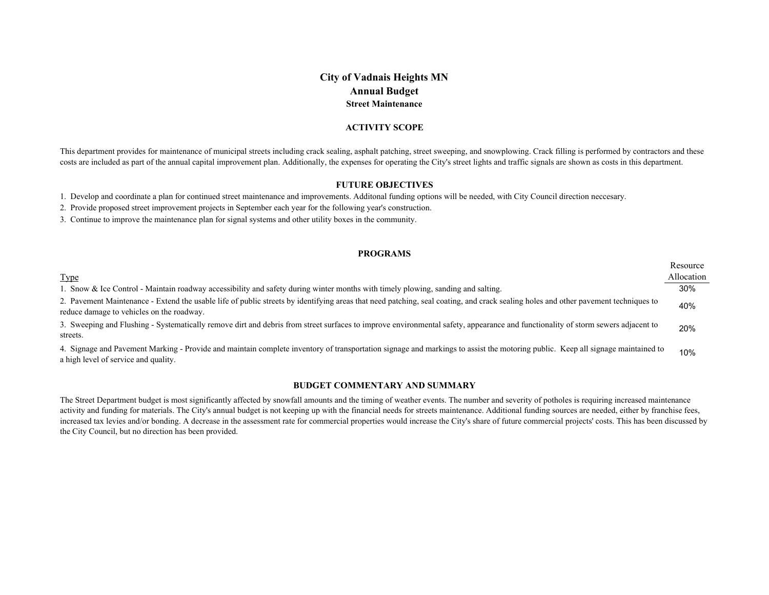# City of Vadnais Heights MN

## Annual Budget

### Street Maintenance

#### ACTIVITY SCOPE

This department provides for maintenance of municipal streets including crack sealing, asphalt patching, street sweeping, and snowplowing. Crack filling is performed by contractors and these costs are included as part of the annual capital improvement plan. Additionally, the expenses for operating the City's street lights and traffic signals are shown as costs in this department.

#### FUTURE OBJECTIVES

1. Develop and coordinate a plan for continued street maintenance and improvements. Additonal funding options will be needed, with City Council direction neccesary.
2. Provide proposed street improvement projects in September each year for the following year's construction.
3. Continue to improve the maintenance plan for signal systems and other utility boxes in the community.

#### PROGRAMS

| Type | Resource Allocation |
|---|---|
| 1. Snow & Ice Control - Maintain roadway accessibility and safety during winter months with timely plowing, sanding and salting. | 30% |
| 2. Pavement Maintenance - Extend the usable life of public streets by identifying areas that need patching, seal coating, and crack sealing holes and other pavement techniques to reduce damage to vehicles on the roadway. | 40% |
| 3. Sweeping and Flushing - Systematically remove dirt and debris from street surfaces to improve environmental safety, appearance and functionality of storm sewers adjacent to streets. | 20% |
| 4. Signage and Pavement Marking - Provide and maintain complete inventory of transportation signage and markings to assist the motoring public. Keep all signage maintained to a high level of service and quality. | 10% |

#### BUDGET COMMENTARY AND SUMMARY

The Street Department budget is most significantly affected by snowfall amounts and the timing of weather events. The number and severity of potholes is requiring increased maintenance activity and funding for materials. The City's annual budget is not keeping up with the financial needs for streets maintenance. Additional funding sources are needed, either by franchise fees, increased tax levies and/or bonding. A decrease in the assessment rate for commercial properties would increase the City's share of future commercial projects' costs. This has been discussed by the City Council, but no direction has been provided.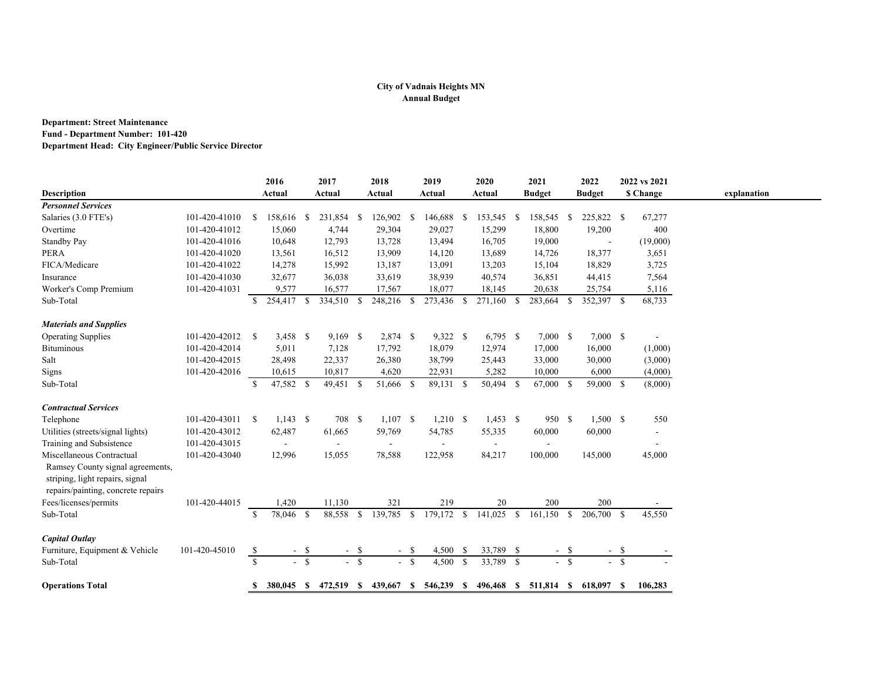**City of Vadnais Heights MN**
**Annual Budget**

**Department: Street Maintenance**
**Fund - Department Number: 101-420**
**Department Head: City Engineer/Public Service Director**

| Description | | 2016 Actual | 2017 Actual | 2018 Actual | 2019 Actual | 2020 Actual | 2021 Budget | 2022 Budget | 2022 vs 2021 $ Change | explanation |
|---|---|---|---|---|---|---|---|---|---|---|
| ***Personnel Services*** | | | | | | | | | | |
| Salaries (3.0 FTE's) | 101-420-41010 | $ 158,616 | $ 231,854 | $ 126,902 | $ 146,688 | $ 153,545 | $ 158,545 | $ 225,822 | $ 67,277 | |
| Overtime | 101-420-41012 | 15,060 | 4,744 | 29,304 | 29,027 | 15,299 | 18,800 | 19,200 | 400 | |
| Standby Pay | 101-420-41016 | 10,648 | 12,793 | 13,728 | 13,494 | 16,705 | 19,000 | - | (19,000) | |
| PERA | 101-420-41020 | 13,561 | 16,512 | 13,909 | 14,120 | 13,689 | 14,726 | 18,377 | 3,651 | |
| FICA/Medicare | 101-420-41022 | 14,278 | 15,992 | 13,187 | 13,091 | 13,203 | 15,104 | 18,829 | 3,725 | |
| Insurance | 101-420-41030 | 32,677 | 36,038 | 33,619 | 38,939 | 40,574 | 36,851 | 44,415 | 7,564 | |
| Worker's Comp Premium | 101-420-41031 | 9,577 | 16,577 | 17,567 | 18,077 | 18,145 | 20,638 | 25,754 | 5,116 | |
| Sub-Total | | $ 254,417 | $ 334,510 | $ 248,216 | $ 273,436 | $ 271,160 | $ 283,664 | $ 352,397 | $ 68,733 | |
| ***Materials and Supplies*** | | | | | | | | | | |
| Operating Supplies | 101-420-42012 | $ 3,458 | $ 9,169 | $ 2,874 | $ 9,322 | $ 6,795 | $ 7,000 | $ 7,000 | $ - | |
| Bituminous | 101-420-42014 | 5,011 | 7,128 | 17,792 | 18,079 | 12,974 | 17,000 | 16,000 | (1,000) | |
| Salt | 101-420-42015 | 28,498 | 22,337 | 26,380 | 38,799 | 25,443 | 33,000 | 30,000 | (3,000) | |
| Signs | 101-420-42016 | 10,615 | 10,817 | 4,620 | 22,931 | 5,282 | 10,000 | 6,000 | (4,000) | |
| Sub-Total | | $ 47,582 | $ 49,451 | $ 51,666 | $ 89,131 | $ 50,494 | $ 67,000 | $ 59,000 | $ (8,000) | |
| ***Contractual Services*** | | | | | | | | | | |
| Telephone | 101-420-43011 | $ 1,143 | $ 708 | $ 1,107 | $ 1,210 | $ 1,453 | $ 950 | $ 1,500 | $ 550 | |
| Utilities (streets/signal lights) | 101-420-43012 | 62,487 | 61,665 | 59,769 | 54,785 | 55,335 | 60,000 | 60,000 | - | |
| Training and Subsistence | 101-420-43015 | - | - | - | - | - | - | | - | |
| Miscellaneous Contractual<br>Ramsey County signal agreements, striping, light repairs, signal repairs/painting, concrete repairs | 101-420-43040 | 12,996 | 15,055 | 78,588 | 122,958 | 84,217 | 100,000 | 145,000 | 45,000 | |
| Fees/licenses/permits | 101-420-44015 | 1,420 | 11,130 | 321 | 219 | 20 | 200 | 200 | - | |
| Sub-Total | | $ 78,046 | $ 88,558 | $ 139,785 | $ 179,172 | $ 141,025 | $ 161,150 | $ 206,700 | $ 45,550 | |
| ***Capital Outlay*** | | | | | | | | | | |
| Furniture, Equipment & Vehicle | 101-420-45010 | $ - | $ - | $ - | $ 4,500 | $ 33,789 | $ - | $ - | $ - | |
| Sub-Total | | $ - | $ - | $ - | $ 4,500 | $ 33,789 | $ - | $ - | $ - | |
| **Operations Total** | | **$ 380,045** | **$ 472,519** | **$ 439,667** | **$ 546,239** | **$ 496,468** | **$ 511,814** | **$ 618,097** | **$ 106,283** | |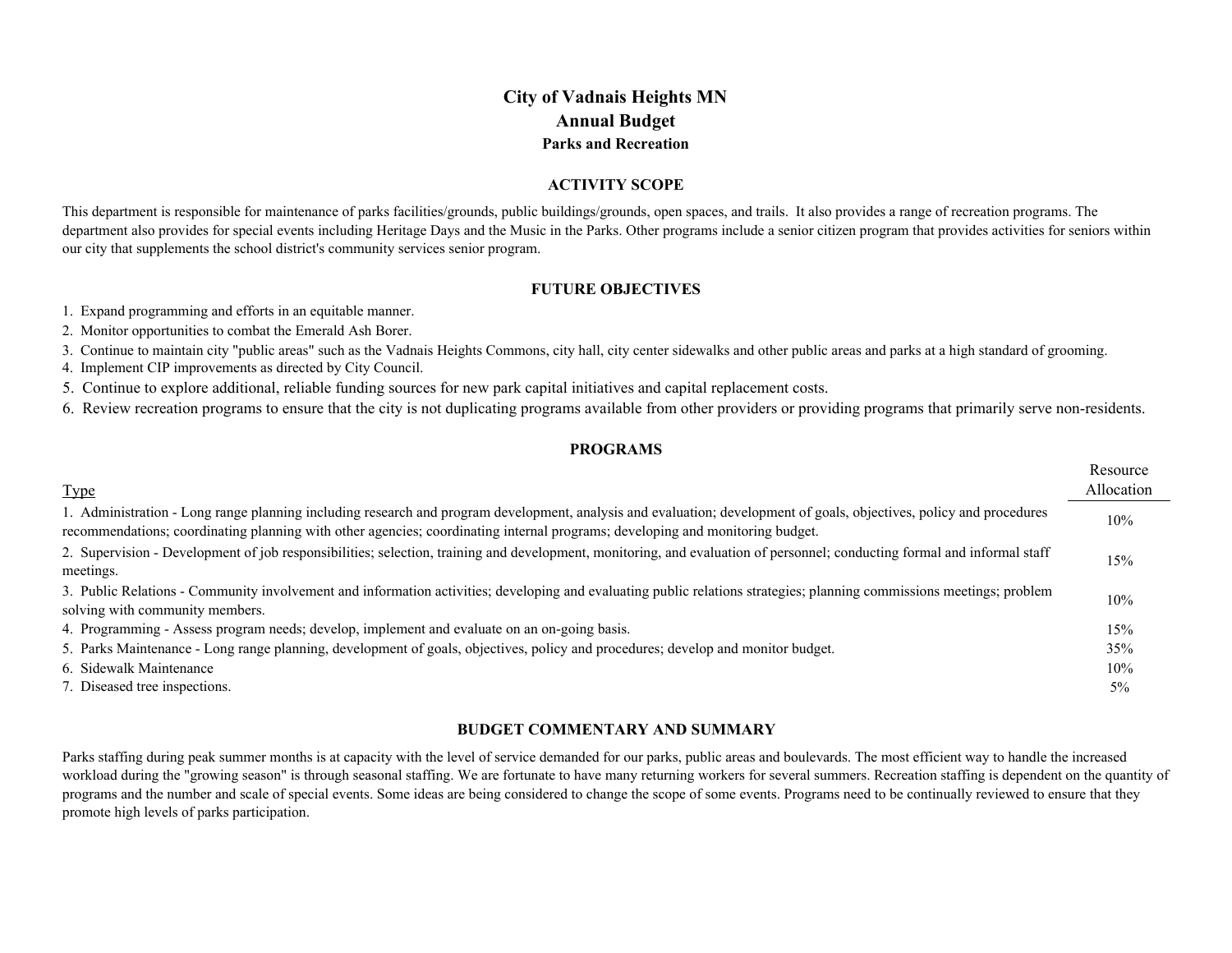# City of Vadnais Heights MN

## Annual Budget

### Parks and Recreation

### ACTIVITY SCOPE

This department is responsible for maintenance of parks facilities/grounds, public buildings/grounds, open spaces, and trails. It also provides a range of recreation programs. The department also provides for special events including Heritage Days and the Music in the Parks. Other programs include a senior citizen program that provides activities for seniors within our city that supplements the school district's community services senior program.

### FUTURE OBJECTIVES

1. Expand programming and efforts in an equitable manner.
2. Monitor opportunities to combat the Emerald Ash Borer.
3. Continue to maintain city "public areas" such as the Vadnais Heights Commons, city hall, city center sidewalks and other public areas and parks at a high standard of grooming.
4. Implement CIP improvements as directed by City Council.
5. Continue to explore additional, reliable funding sources for new park capital initiatives and capital replacement costs.
6. Review recreation programs to ensure that the city is not duplicating programs available from other providers or providing programs that primarily serve non-residents.

### PROGRAMS

| Type | Resource Allocation |
|---|---|
| 1. Administration - Long range planning including research and program development, analysis and evaluation; development of goals, objectives, policy and procedures recommendations; coordinating planning with other agencies; coordinating internal programs; developing and monitoring budget. | 10% |
| 2. Supervision - Development of job responsibilities; selection, training and development, monitoring, and evaluation of personnel; conducting formal and informal staff meetings. | 15% |
| 3. Public Relations - Community involvement and information activities; developing and evaluating public relations strategies; planning commissions meetings; problem solving with community members. | 10% |
| 4. Programming - Assess program needs; develop, implement and evaluate on an on-going basis. | 15% |
| 5. Parks Maintenance - Long range planning, development of goals, objectives, policy and procedures; develop and monitor budget. | 35% |
| 6. Sidewalk Maintenance | 10% |
| 7. Diseased tree inspections. | 5% |

### BUDGET COMMENTARY AND SUMMARY

Parks staffing during peak summer months is at capacity with the level of service demanded for our parks, public areas and boulevards. The most efficient way to handle the increased workload during the "growing season" is through seasonal staffing. We are fortunate to have many returning workers for several summers. Recreation staffing is dependent on the quantity of programs and the number and scale of special events. Some ideas are being considered to change the scope of some events. Programs need to be continually reviewed to ensure that they promote high levels of parks participation.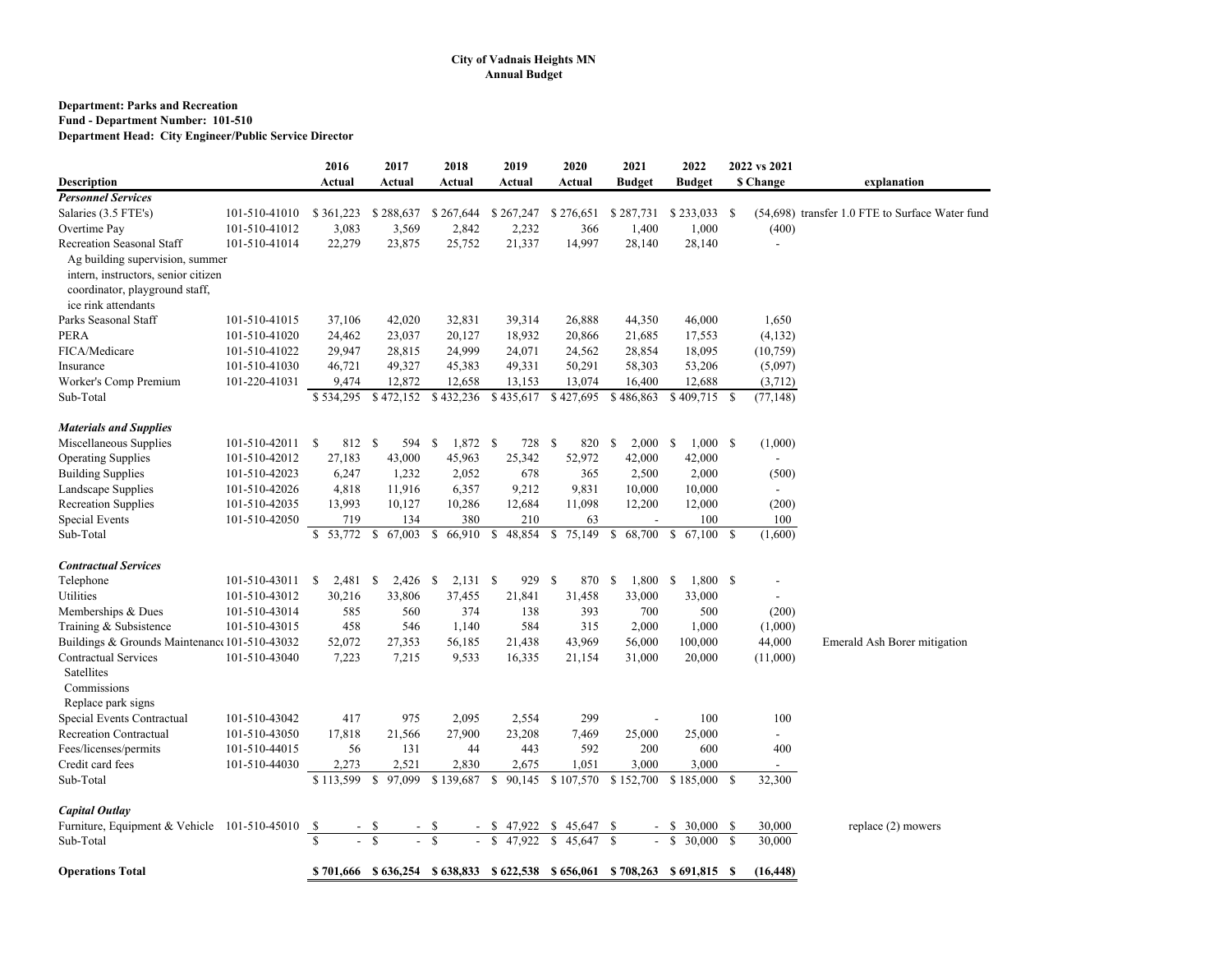**City of Vadnais Heights MN**
**Annual Budget**

**Department: Parks and Recreation**
**Fund - Department Number: 101-510**
**Department Head: City Engineer/Public Service Director**

| Description | | 2016 Actual | 2017 Actual | 2018 Actual | 2019 Actual | 2020 Actual | 2021 Budget | 2022 Budget | 2022 vs 2021 $ Change | explanation |
|---|---|---|---|---|---|---|---|---|---|---|
| ***Personnel Services*** | | | | | | | | | | |
| Salaries (3.5 FTE's) | 101-510-41010 | $ 361,223 | $ 288,637 | $ 267,644 | $ 267,247 | $ 276,651 | $ 287,731 | $ 233,033 | $ (54,698) | transfer 1.0 FTE to Surface Water fund |
| Overtime Pay | 101-510-41012 | 3,083 | 3,569 | 2,842 | 2,232 | 366 | 1,400 | 1,000 | (400) | |
| Recreation Seasonal Staff | 101-510-41014 | 22,279 | 23,875 | 25,752 | 21,337 | 14,997 | 28,140 | 28,140 | - | |
| Ag building supervision, summer intern, instructors, senior citizen coordinator, playground staff, ice rink attendants | | | | | | | | | | |
| Parks Seasonal Staff | 101-510-41015 | 37,106 | 42,020 | 32,831 | 39,314 | 26,888 | 44,350 | 46,000 | 1,650 | |
| PERA | 101-510-41020 | 24,462 | 23,037 | 20,127 | 18,932 | 20,866 | 21,685 | 17,553 | (4,132) | |
| FICA/Medicare | 101-510-41022 | 29,947 | 28,815 | 24,999 | 24,071 | 24,562 | 28,854 | 18,095 | (10,759) | |
| Insurance | 101-510-41030 | 46,721 | 49,327 | 45,383 | 49,331 | 50,291 | 58,303 | 53,206 | (5,097) | |
| Worker's Comp Premium | 101-220-41031 | 9,474 | 12,872 | 12,658 | 13,153 | 13,074 | 16,400 | 12,688 | (3,712) | |
| Sub-Total | | $ 534,295 | $ 472,152 | $ 432,236 | $ 435,617 | $ 427,695 | $ 486,863 | $ 409,715 | $ (77,148) | |
| ***Materials and Supplies*** | | | | | | | | | | |
| Miscellaneous Supplies | 101-510-42011 | $ 812 | $ 594 | $ 1,872 | $ 728 | $ 820 | $ 2,000 | $ 1,000 | $ (1,000) | |
| Operating Supplies | 101-510-42012 | 27,183 | 43,000 | 45,963 | 25,342 | 52,972 | 42,000 | 42,000 | - | |
| Building Supplies | 101-510-42023 | 6,247 | 1,232 | 2,052 | 678 | 365 | 2,500 | 2,000 | (500) | |
| Landscape Supplies | 101-510-42026 | 4,818 | 11,916 | 6,357 | 9,212 | 9,831 | 10,000 | 10,000 | - | |
| Recreation Supplies | 101-510-42035 | 13,993 | 10,127 | 10,286 | 12,684 | 11,098 | 12,200 | 12,000 | (200) | |
| Special Events | 101-510-42050 | 719 | 134 | 380 | 210 | 63 | - | 100 | 100 | |
| Sub-Total | | $ 53,772 | $ 67,003 | $ 66,910 | $ 48,854 | $ 75,149 | $ 68,700 | $ 67,100 | $ (1,600) | |
| ***Contractual Services*** | | | | | | | | | | |
| Telephone | 101-510-43011 | $ 2,481 | $ 2,426 | $ 2,131 | $ 929 | $ 870 | $ 1,800 | $ 1,800 | $ - | |
| Utilities | 101-510-43012 | 30,216 | 33,806 | 37,455 | 21,841 | 31,458 | 33,000 | 33,000 | - | |
| Memberships & Dues | 101-510-43014 | 585 | 560 | 374 | 138 | 393 | 700 | 500 | (200) | |
| Training & Subsistence | 101-510-43015 | 458 | 546 | 1,140 | 584 | 315 | 2,000 | 1,000 | (1,000) | |
| Buildings & Grounds Maintenance | 101-510-43032 | 52,072 | 27,353 | 56,185 | 21,438 | 43,969 | 56,000 | 100,000 | 44,000 | Emerald Ash Borer mitigation |
| Contractual Services | 101-510-43040 | 7,223 | 7,215 | 9,533 | 16,335 | 21,154 | 31,000 | 20,000 | (11,000) | |
| Satellites | | | | | | | | | | |
| Commissions | | | | | | | | | | |
| Replace park signs | | | | | | | | | | |
| Special Events Contractual | 101-510-43042 | 417 | 975 | 2,095 | 2,554 | 299 | - | 100 | 100 | |
| Recreation Contractual | 101-510-43050 | 17,818 | 21,566 | 27,900 | 23,208 | 7,469 | 25,000 | 25,000 | - | |
| Fees/licenses/permits | 101-510-44015 | 56 | 131 | 44 | 443 | 592 | 200 | 600 | 400 | |
| Credit card fees | 101-510-44030 | 2,273 | 2,521 | 2,830 | 2,675 | 1,051 | 3,000 | 3,000 | - | |
| Sub-Total | | $ 113,599 | $ 97,099 | $ 139,687 | $ 90,145 | $ 107,570 | $ 152,700 | $ 185,000 | $ 32,300 | |
| ***Capital Outlay*** | | | | | | | | | | |
| Furniture, Equipment & Vehicle | 101-510-45010 | $ - | $ - | $ - | $ 47,922 | $ 45,647 | $ - | $ 30,000 | $ 30,000 | replace (2) mowers |
| Sub-Total | | $ - | $ - | $ - | $ 47,922 | $ 45,647 | $ - | $ 30,000 | $ 30,000 | |
| **Operations Total** | | **$ 701,666** | **$ 636,254** | **$ 638,833** | **$ 622,538** | **$ 656,061** | **$ 708,263** | **$ 691,815** | **$ (16,448)** | |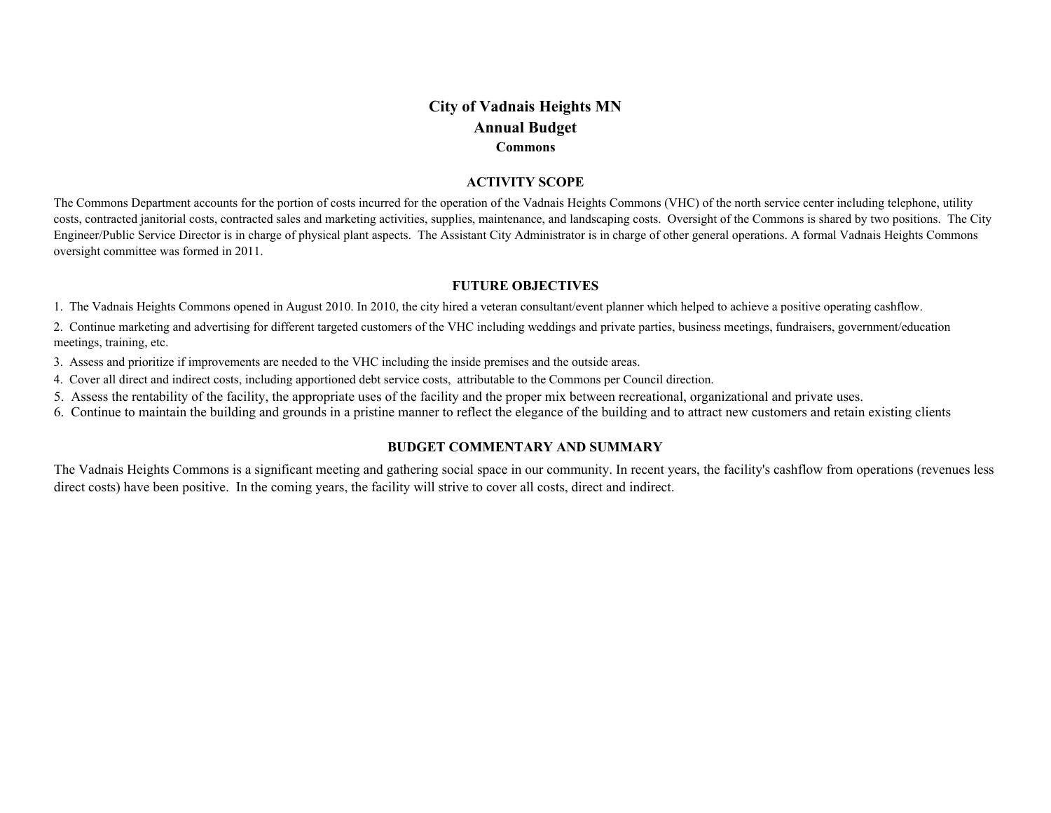# City of Vadnais Heights MN
## Annual Budget
### Commons

### ACTIVITY SCOPE

The Commons Department accounts for the portion of costs incurred for the operation of the Vadnais Heights Commons (VHC) of the north service center including telephone, utility costs, contracted janitorial costs, contracted sales and marketing activities, supplies, maintenance, and landscaping costs. Oversight of the Commons is shared by two positions. The City Engineer/Public Service Director is in charge of physical plant aspects. The Assistant City Administrator is in charge of other general operations. A formal Vadnais Heights Commons oversight committee was formed in 2011.

### FUTURE OBJECTIVES

1. The Vadnais Heights Commons opened in August 2010. In 2010, the city hired a veteran consultant/event planner which helped to achieve a positive operating cashflow.
2. Continue marketing and advertising for different targeted customers of the VHC including weddings and private parties, business meetings, fundraisers, government/education meetings, training, etc.
3. Assess and prioritize if improvements are needed to the VHC including the inside premises and the outside areas.
4. Cover all direct and indirect costs, including apportioned debt service costs, attributable to the Commons per Council direction.
5. Assess the rentability of the facility, the appropriate uses of the facility and the proper mix between recreational, organizational and private uses.
6. Continue to maintain the building and grounds in a pristine manner to reflect the elegance of the building and to attract new customers and retain existing clients

### BUDGET COMMENTARY AND SUMMARY

The Vadnais Heights Commons is a significant meeting and gathering social space in our community. In recent years, the facility's cashflow from operations (revenues less direct costs) have been positive. In the coming years, the facility will strive to cover all costs, direct and indirect.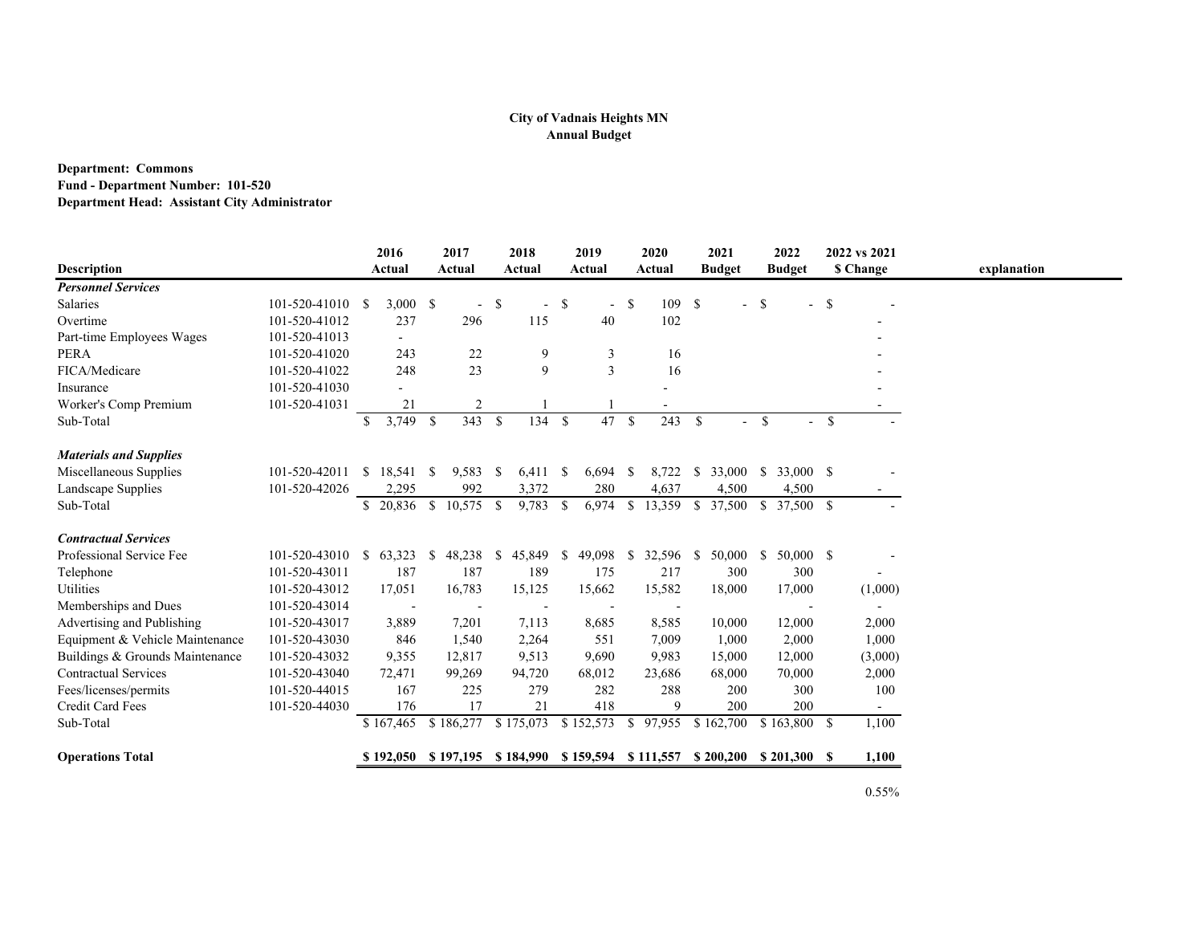**City of Vadnais Heights MN**
**Annual Budget**

**Department: Commons**
**Fund - Department Number: 101-520**
**Department Head: Assistant City Administrator**

| Description | | 2016 Actual | 2017 Actual | 2018 Actual | 2019 Actual | 2020 Actual | 2021 Budget | 2022 Budget | 2022 vs 2021 $ Change | explanation |
|---|---|---|---|---|---|---|---|---|---|---|
| ***Personnel Services*** | | | | | | | | | | |
| Salaries | 101-520-41010 | $ 3,000 | $ - | $ - | $ - | $ 109 | $ - | $ - | $ - | |
| Overtime | 101-520-41012 | 237 | 296 | 115 | 40 | 102 | | | - | |
| Part-time Employees Wages | 101-520-41013 | - | | | | | | | - | |
| PERA | 101-520-41020 | 243 | 22 | 9 | 3 | 16 | | | - | |
| FICA/Medicare | 101-520-41022 | 248 | 23 | 9 | 3 | 16 | | | - | |
| Insurance | 101-520-41030 | - | | | | - | | | - | |
| Worker's Comp Premium | 101-520-41031 | 21 | 2 | 1 | 1 | - | | | - | |
| Sub-Total | | $ 3,749 | $ 343 | $ 134 | $ 47 | $ 243 | $ - | $ - | $ - | |
| ***Materials and Supplies*** | | | | | | | | | | |
| Miscellaneous Supplies | 101-520-42011 | $ 18,541 | $ 9,583 | $ 6,411 | $ 6,694 | $ 8,722 | $ 33,000 | $ 33,000 | $ - | |
| Landscape Supplies | 101-520-42026 | 2,295 | 992 | 3,372 | 280 | 4,637 | 4,500 | 4,500 | - | |
| Sub-Total | | $ 20,836 | $ 10,575 | $ 9,783 | $ 6,974 | $ 13,359 | $ 37,500 | $ 37,500 | $ - | |
| ***Contractual Services*** | | | | | | | | | | |
| Professional Service Fee | 101-520-43010 | $ 63,323 | $ 48,238 | $ 45,849 | $ 49,098 | $ 32,596 | $ 50,000 | $ 50,000 | $ - | |
| Telephone | 101-520-43011 | 187 | 187 | 189 | 175 | 217 | 300 | 300 | - | |
| Utilities | 101-520-43012 | 17,051 | 16,783 | 15,125 | 15,662 | 15,582 | 18,000 | 17,000 | (1,000) | |
| Memberships and Dues | 101-520-43014 | - | - | - | - | - | | - | - | |
| Advertising and Publishing | 101-520-43017 | 3,889 | 7,201 | 7,113 | 8,685 | 8,585 | 10,000 | 12,000 | 2,000 | |
| Equipment & Vehicle Maintenance | 101-520-43030 | 846 | 1,540 | 2,264 | 551 | 7,009 | 1,000 | 2,000 | 1,000 | |
| Buildings & Grounds Maintenance | 101-520-43032 | 9,355 | 12,817 | 9,513 | 9,690 | 9,983 | 15,000 | 12,000 | (3,000) | |
| Contractual Services | 101-520-43040 | 72,471 | 99,269 | 94,720 | 68,012 | 23,686 | 68,000 | 70,000 | 2,000 | |
| Fees/licenses/permits | 101-520-44015 | 167 | 225 | 279 | 282 | 288 | 200 | 300 | 100 | |
| Credit Card Fees | 101-520-44030 | 176 | 17 | 21 | 418 | 9 | 200 | 200 | - | |
| Sub-Total | | $ 167,465 | $ 186,277 | $ 175,073 | $ 152,573 | $ 97,955 | $ 162,700 | $ 163,800 | $ 1,100 | |
| **Operations Total** | | **$ 192,050** | **$ 197,195** | **$ 184,990** | **$ 159,594** | **$ 111,557** | **$ 200,200** | **$ 201,300** | **$ 1,100** | |
| | | | | | | | | | 0.55% | |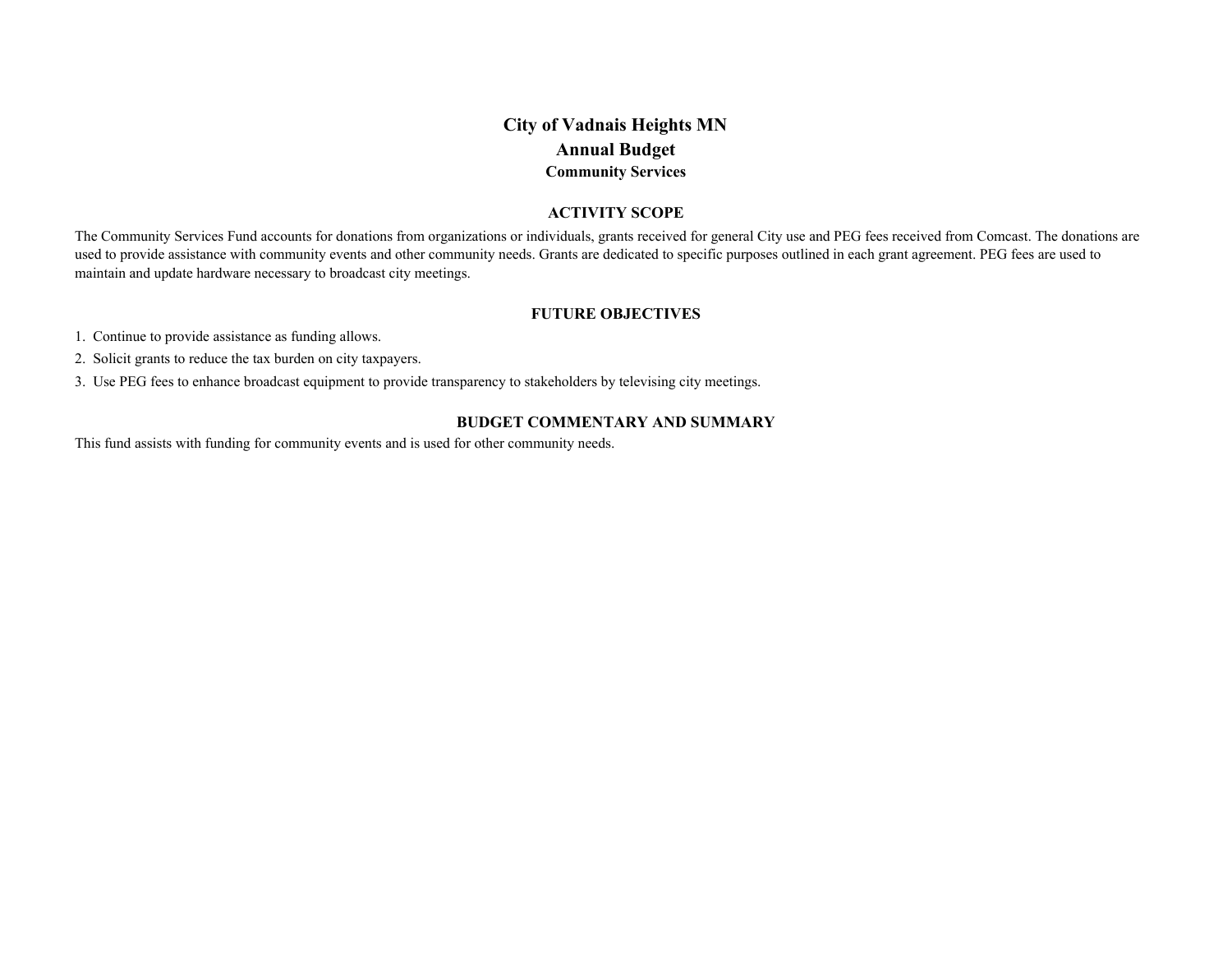# City of Vadnais Heights MN
## Annual Budget
### Community Services

### ACTIVITY SCOPE

The Community Services Fund accounts for donations from organizations or individuals, grants received for general City use and PEG fees received from Comcast. The donations are used to provide assistance with community events and other community needs. Grants are dedicated to specific purposes outlined in each grant agreement. PEG fees are used to maintain and update hardware necessary to broadcast city meetings.

### FUTURE OBJECTIVES

1. Continue to provide assistance as funding allows.
2. Solicit grants to reduce the tax burden on city taxpayers.
3. Use PEG fees to enhance broadcast equipment to provide transparency to stakeholders by televising city meetings.

### BUDGET COMMENTARY AND SUMMARY

This fund assists with funding for community events and is used for other community needs.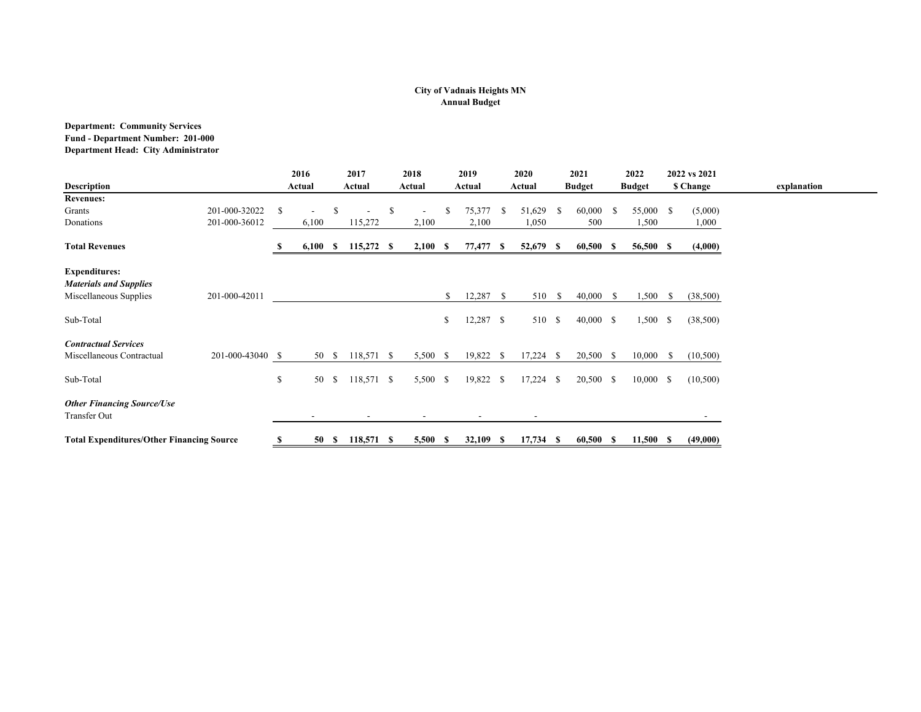**City of Vadnais Heights MN**
**Annual Budget**

**Department: Community Services**
**Fund - Department Number: 201-000**
**Department Head: City Administrator**

| Description | | 2016 Actual | 2017 Actual | 2018 Actual | 2019 Actual | 2020 Actual | 2021 Budget | 2022 Budget | 2022 vs 2021 $ Change | explanation |
|---|---|---|---|---|---|---|---|---|---|---|
| **Revenues:** | | | | | | | | | | |
| Grants | 201-000-32022 | $ - | $ - | $ - | $ 75,377 | $ 51,629 | $ 60,000 | $ 55,000 | $ (5,000) | |
| Donations | 201-000-36012 | 6,100 | 115,272 | 2,100 | 2,100 | 1,050 | 500 | 1,500 | 1,000 | |
| **Total Revenues** | | **$ 6,100** | **$ 115,272** | **$ 2,100** | **$ 77,477** | **$ 52,679** | **$ 60,500** | **$ 56,500** | **$ (4,000)** | |
| **Expenditures:** | | | | | | | | | | |
| ***Materials and Supplies*** | | | | | | | | | | |
| Miscellaneous Supplies | 201-000-42011 | | | | $ 12,287 | $ 510 | $ 40,000 | $ 1,500 | $ (38,500) | |
| Sub-Total | | | | | $ 12,287 | $ 510 | $ 40,000 | $ 1,500 | $ (38,500) | |
| ***Contractual Services*** | | | | | | | | | | |
| Miscellaneous Contractual | 201-000-43040 | $ 50 | $ 118,571 | $ 5,500 | $ 19,822 | $ 17,224 | $ 20,500 | $ 10,000 | $ (10,500) | |
| Sub-Total | | $ 50 | $ 118,571 | $ 5,500 | $ 19,822 | $ 17,224 | $ 20,500 | $ 10,000 | $ (10,500) | |
| ***Other Financing Source/Use*** | | | | | | | | | | |
| Transfer Out | | - | - | - | - | - | | | - | |
| **Total Expenditures/Other Financing Source** | | **$ 50** | **$ 118,571** | **$ 5,500** | **$ 32,109** | **$ 17,734** | **$ 60,500** | **$ 11,500** | **$ (49,000)** | |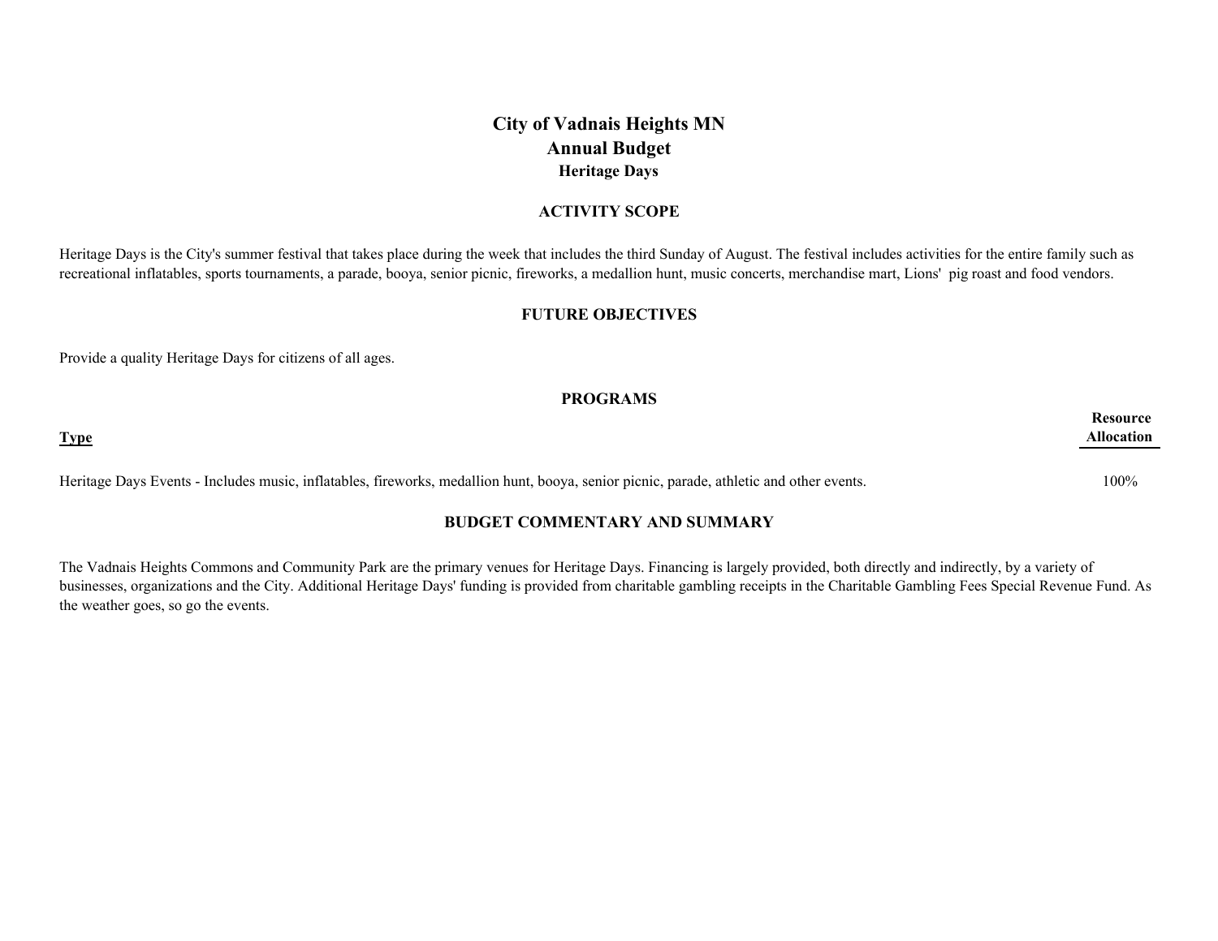# City of Vadnais Heights MN
## Annual Budget
### Heritage Days

### ACTIVITY SCOPE

Heritage Days is the City's summer festival that takes place during the week that includes the third Sunday of August. The festival includes activities for the entire family such as recreational inflatables, sports tournaments, a parade, booya, senior picnic, fireworks, a medallion hunt, music concerts, merchandise mart, Lions' pig roast and food vendors.

### FUTURE OBJECTIVES

Provide a quality Heritage Days for citizens of all ages.

### PROGRAMS

| **Type** | **Resource Allocation** |
| --- | --- |
| Heritage Days Events - Includes music, inflatables, fireworks, medallion hunt, booya, senior picnic, parade, athletic and other events. | 100% |

### BUDGET COMMENTARY AND SUMMARY

The Vadnais Heights Commons and Community Park are the primary venues for Heritage Days. Financing is largely provided, both directly and indirectly, by a variety of businesses, organizations and the City. Additional Heritage Days' funding is provided from charitable gambling receipts in the Charitable Gambling Fees Special Revenue Fund. As the weather goes, so go the events.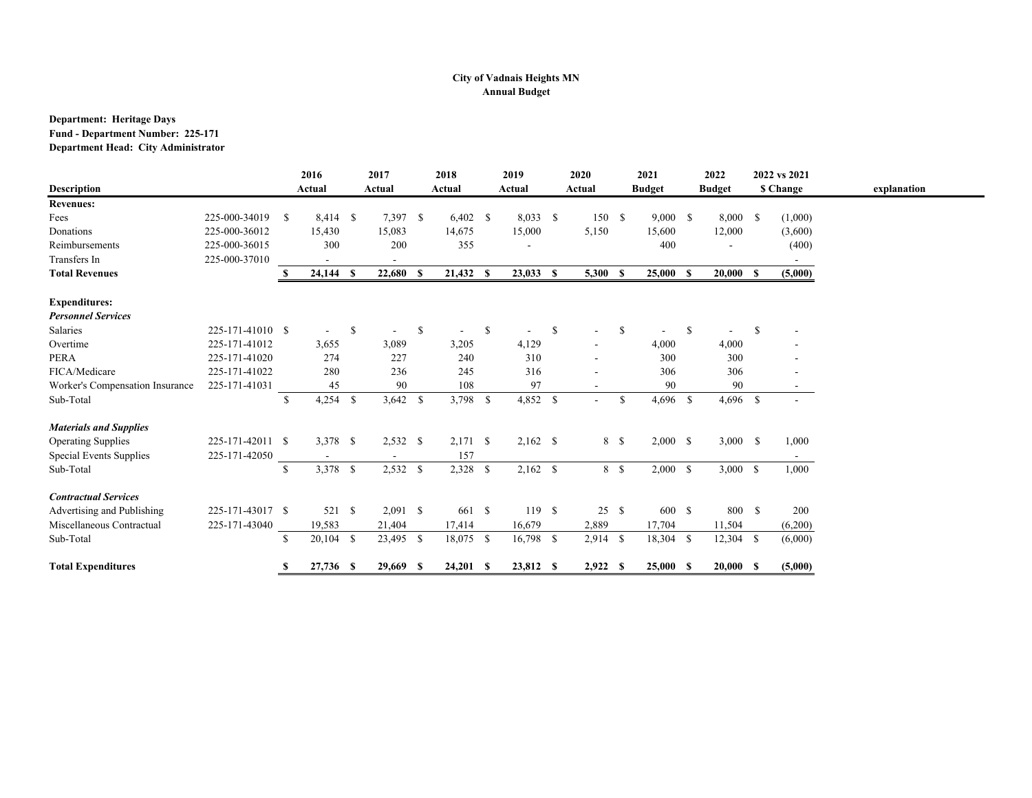**City of Vadnais Heights MN**
**Annual Budget**

**Department: Heritage Days**
**Fund - Department Number: 225-171**
**Department Head: City Administrator**

| Description | | 2016 Actual | 2017 Actual | 2018 Actual | 2019 Actual | 2020 Actual | 2021 Budget | 2022 Budget | 2022 vs 2021 $ Change | explanation |
|---|---|---|---|---|---|---|---|---|---|---|
| **Revenues:** | | | | | | | | | | |
| Fees | 225-000-34019 | $ 8,414 | $ 7,397 | $ 6,402 | $ 8,033 | $ 150 | $ 9,000 | $ 8,000 | $ (1,000) | |
| Donations | 225-000-36012 | 15,430 | 15,083 | 14,675 | 15,000 | 5,150 | 15,600 | 12,000 | (3,600) | |
| Reimbursements | 225-000-36015 | 300 | 200 | 355 | - | | 400 | - | (400) | |
| Transfers In | 225-000-37010 | - | - | | | | | | - | |
| **Total Revenues** | | **$ 24,144** | **$ 22,680** | **$ 21,432** | **$ 23,033** | **$ 5,300** | **$ 25,000** | **$ 20,000** | **$ (5,000)** | |
| | | | | | | | | | | |
| **Expenditures:** | | | | | | | | | | |
| ***Personnel Services*** | | | | | | | | | | |
| Salaries | 225-171-41010 | $ - | $ - | $ - | $ - | $ - | $ - | $ - | $ - | |
| Overtime | 225-171-41012 | 3,655 | 3,089 | 3,205 | 4,129 | - | 4,000 | 4,000 | - | |
| PERA | 225-171-41020 | 274 | 227 | 240 | 310 | - | 300 | 300 | - | |
| FICA/Medicare | 225-171-41022 | 280 | 236 | 245 | 316 | - | 306 | 306 | - | |
| Worker's Compensation Insurance | 225-171-41031 | 45 | 90 | 108 | 97 | - | 90 | 90 | - | |
| Sub-Total | | $ 4,254 | $ 3,642 | $ 3,798 | $ 4,852 | $ - | $ 4,696 | $ 4,696 | $ - | |
| | | | | | | | | | | |
| ***Materials and Supplies*** | | | | | | | | | | |
| Operating Supplies | 225-171-42011 | $ 3,378 | $ 2,532 | $ 2,171 | $ 2,162 | $ 8 | $ 2,000 | $ 3,000 | $ 1,000 | |
| Special Events Supplies | 225-171-42050 | - | - | 157 | | | | | - | |
| Sub-Total | | $ 3,378 | $ 2,532 | $ 2,328 | $ 2,162 | $ 8 | $ 2,000 | $ 3,000 | $ 1,000 | |
| | | | | | | | | | | |
| ***Contractual Services*** | | | | | | | | | | |
| Advertising and Publishing | 225-171-43017 | $ 521 | $ 2,091 | $ 661 | $ 119 | $ 25 | $ 600 | $ 800 | $ 200 | |
| Miscellaneous Contractual | 225-171-43040 | 19,583 | 21,404 | 17,414 | 16,679 | 2,889 | 17,704 | 11,504 | (6,200) | |
| Sub-Total | | $ 20,104 | $ 23,495 | $ 18,075 | $ 16,798 | $ 2,914 | $ 18,304 | $ 12,304 | $ (6,000) | |
| | | | | | | | | | | |
| **Total Expenditures** | | **$ 27,736** | **$ 29,669** | **$ 24,201** | **$ 23,812** | **$ 2,922** | **$ 25,000** | **$ 20,000** | **$ (5,000)** | |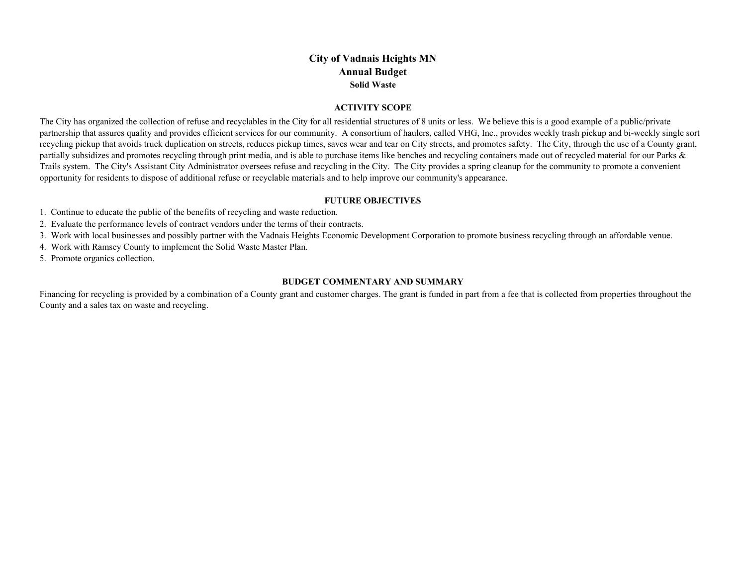# City of Vadnais Heights MN
## Annual Budget
### Solid Waste

#### ACTIVITY SCOPE

The City has organized the collection of refuse and recyclables in the City for all residential structures of 8 units or less. We believe this is a good example of a public/private partnership that assures quality and provides efficient services for our community. A consortium of haulers, called VHG, Inc., provides weekly trash pickup and bi-weekly single sort recycling pickup that avoids truck duplication on streets, reduces pickup times, saves wear and tear on City streets, and promotes safety. The City, through the use of a County grant, partially subsidizes and promotes recycling through print media, and is able to purchase items like benches and recycling containers made out of recycled material for our Parks & Trails system. The City's Assistant City Administrator oversees refuse and recycling in the City. The City provides a spring cleanup for the community to promote a convenient opportunity for residents to dispose of additional refuse or recyclable materials and to help improve our community's appearance.

#### FUTURE OBJECTIVES

1. Continue to educate the public of the benefits of recycling and waste reduction.
2. Evaluate the performance levels of contract vendors under the terms of their contracts.
3. Work with local businesses and possibly partner with the Vadnais Heights Economic Development Corporation to promote business recycling through an affordable venue.
4. Work with Ramsey County to implement the Solid Waste Master Plan.
5. Promote organics collection.

#### BUDGET COMMENTARY AND SUMMARY

Financing for recycling is provided by a combination of a County grant and customer charges. The grant is funded in part from a fee that is collected from properties throughout the County and a sales tax on waste and recycling.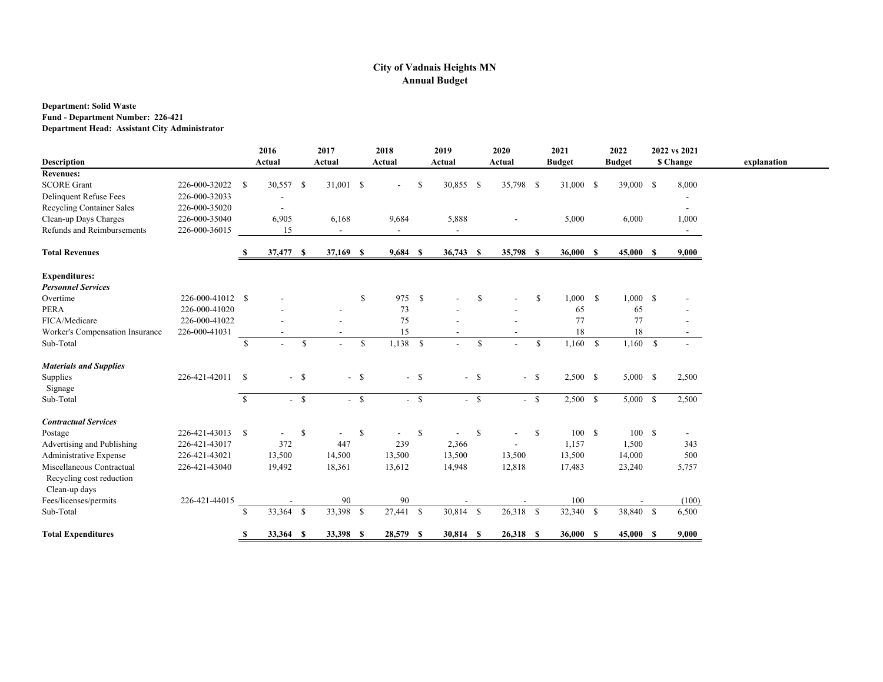**City of Vadnais Heights MN**
**Annual Budget**

**Department: Solid Waste**
**Fund - Department Number: 226-421**
**Department Head: Assistant City Administrator**

| Description | | 2016 Actual | 2017 Actual | 2018 Actual | 2019 Actual | 2020 Actual | 2021 Budget | 2022 Budget | 2022 vs 2021 $ Change | explanation |
|---|---|---|---|---|---|---|---|---|---|---|
| **Revenues:** | | | | | | | | | | |
| SCORE Grant | 226-000-32022 | $ 30,557 | $ 31,001 | $ - | $ 30,855 | $ 35,798 | $ 31,000 | $ 39,000 | $ 8,000 | |
| Delinquent Refuse Fees | 226-000-32033 | - | | | | | | | - | |
| Recycling Container Sales | 226-000-35020 | - | | | | | | | - | |
| Clean-up Days Charges | 226-000-35040 | 6,905 | 6,168 | 9,684 | 5,888 | - | 5,000 | 6,000 | 1,000 | |
| Refunds and Reimbursements | 226-000-36015 | 15 | - | - | - | | | | - | |
| **Total Revenues** | | **$ 37,477** | **$ 37,169** | **$ 9,684** | **$ 36,743** | **$ 35,798** | **$ 36,000** | **$ 45,000** | **$ 9,000** | |
| **Expenditures:** | | | | | | | | | | |
| ***Personnel Services*** | | | | | | | | | | |
| Overtime | 226-000-41012 | $ - | | $ 975 | $ - | $ - | $ 1,000 | $ 1,000 | $ - | |
| PERA | 226-000-41020 | - | - | 73 | - | - | 65 | 65 | - | |
| FICA/Medicare | 226-000-41022 | - | - | 75 | - | - | 77 | 77 | - | |
| Worker's Compensation Insurance | 226-000-41031 | - | - | 15 | - | - | 18 | 18 | - | |
| Sub-Total | | $ - | $ - | $ 1,138 | $ - | $ - | $ 1,160 | $ 1,160 | $ - | |
| ***Materials and Supplies*** | | | | | | | | | | |
| Supplies | 226-421-42011 | $ - | $ - | $ - | $ - | $ - | $ 2,500 | $ 5,000 | $ 2,500 | |
| Signage | | | | | | | | | | |
| Sub-Total | | $ - | $ - | $ - | $ - | $ - | $ 2,500 | $ 5,000 | $ 2,500 | |
| ***Contractual Services*** | | | | | | | | | | |
| Postage | 226-421-43013 | $ - | $ - | $ - | $ - | $ - | $ 100 | $ 100 | $ - | |
| Advertising and Publishing | 226-421-43017 | 372 | 447 | 239 | 2,366 | - | 1,157 | 1,500 | 343 | |
| Administrative Expense | 226-421-43021 | 13,500 | 14,500 | 13,500 | 13,500 | 13,500 | 13,500 | 14,000 | 500 | |
| Miscellaneous Contractual | 226-421-43040 | 19,492 | 18,361 | 13,612 | 14,948 | 12,818 | 17,483 | 23,240 | 5,757 | |
| Recycling cost reduction | | | | | | | | | | |
| Clean-up days | | | | | | | | | | |
| Fees/licenses/permits | 226-421-44015 | - | 90 | 90 | - | - | 100 | - | (100) | |
| Sub-Total | | $ 33,364 | $ 33,398 | $ 27,441 | $ 30,814 | $ 26,318 | $ 32,340 | $ 38,840 | $ 6,500 | |
| **Total Expenditures** | | **$ 33,364** | **$ 33,398** | **$ 28,579** | **$ 30,814** | **$ 26,318** | **$ 36,000** | **$ 45,000** | **$ 9,000** | |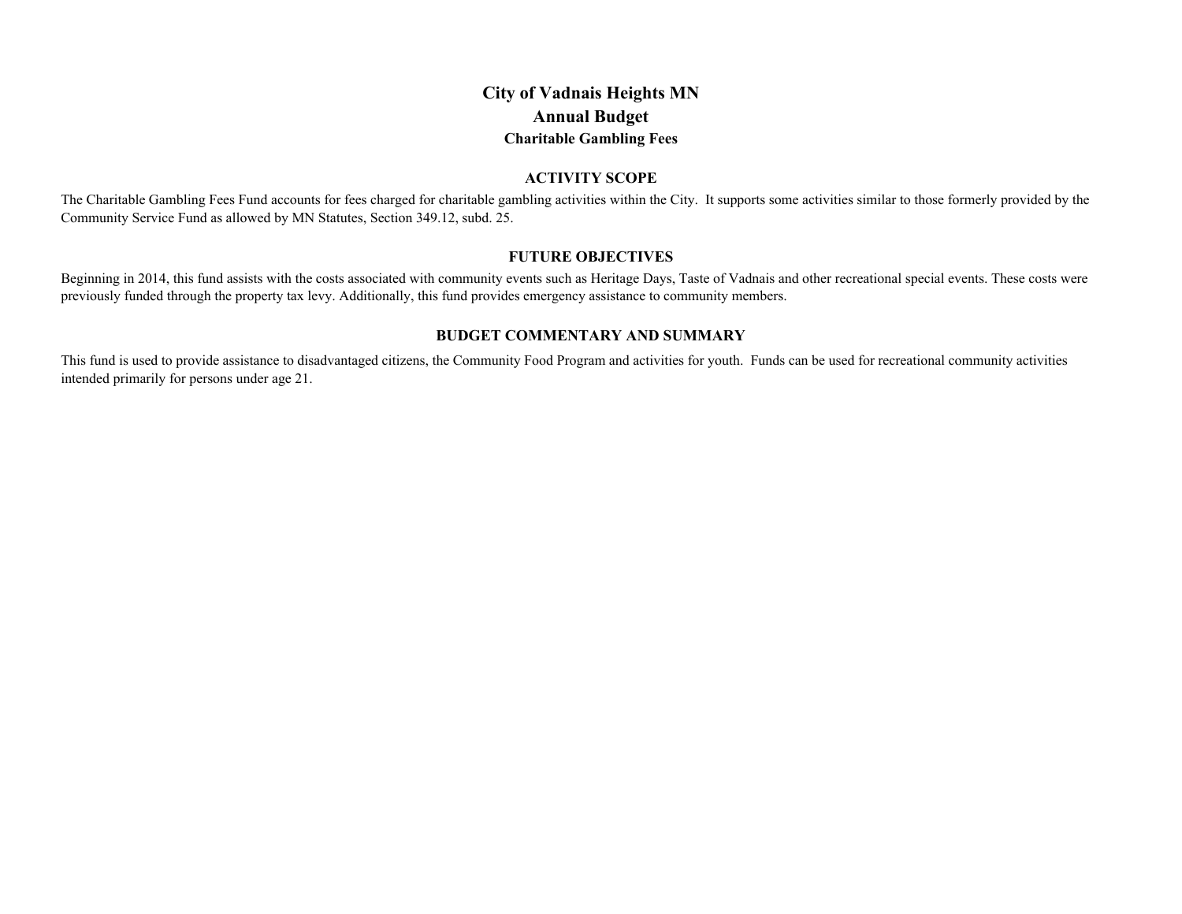# City of Vadnais Heights MN

## Annual Budget

### Charitable Gambling Fees

#### ACTIVITY SCOPE

The Charitable Gambling Fees Fund accounts for fees charged for charitable gambling activities within the City. It supports some activities similar to those formerly provided by the Community Service Fund as allowed by MN Statutes, Section 349.12, subd. 25.

#### FUTURE OBJECTIVES

Beginning in 2014, this fund assists with the costs associated with community events such as Heritage Days, Taste of Vadnais and other recreational special events. These costs were previously funded through the property tax levy. Additionally, this fund provides emergency assistance to community members.

#### BUDGET COMMENTARY AND SUMMARY

This fund is used to provide assistance to disadvantaged citizens, the Community Food Program and activities for youth. Funds can be used for recreational community activities intended primarily for persons under age 21.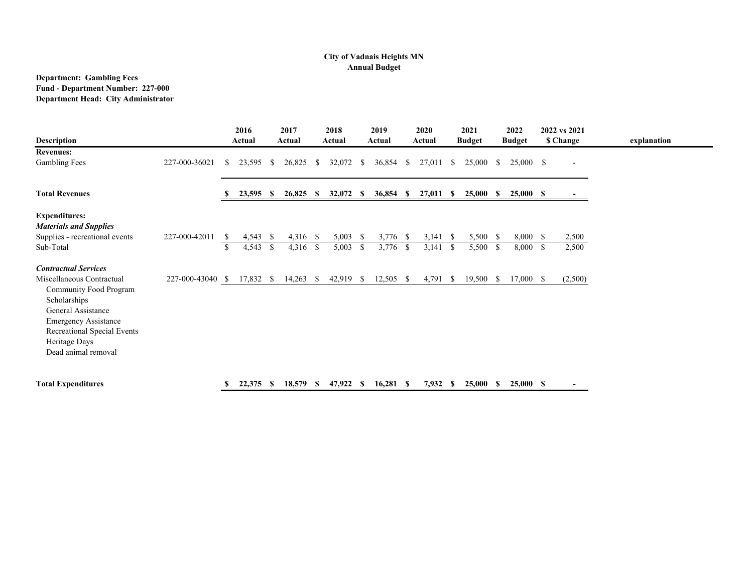**City of Vadnais Heights MN**
**Annual Budget**

**Department: Gambling Fees**
**Fund - Department Number: 227-000**
**Department Head: City Administrator**

| Description | | 2016 Actual | 2017 Actual | 2018 Actual | 2019 Actual | 2020 Actual | 2021 Budget | 2022 Budget | 2022 vs 2021 $ Change | explanation |
|---|---|---|---|---|---|---|---|---|---|---|
| **Revenues:** | | | | | | | | | | |
| Gambling Fees | 227-000-36021 | $ 23,595 | $ 26,825 | $ 32,072 | $ 36,854 | $ 27,011 | $ 25,000 | $ 25,000 | $ - | |
| **Total Revenues** | | **$ 23,595** | **$ 26,825** | **$ 32,072** | **$ 36,854** | **$ 27,011** | **$ 25,000** | **$ 25,000** | **$ -** | |
| **Expenditures:** | | | | | | | | | | |
| ***Materials and Supplies*** | | | | | | | | | | |
| Supplies - recreational events | 227-000-42011 | $ 4,543 | $ 4,316 | $ 5,003 | $ 3,776 | $ 3,141 | $ 5,500 | $ 8,000 | $ 2,500 | |
| Sub-Total | | $ 4,543 | $ 4,316 | $ 5,003 | $ 3,776 | $ 3,141 | $ 5,500 | $ 8,000 | $ 2,500 | |
| ***Contractual Services*** | | | | | | | | | | |
| Miscellaneous Contractual | 227-000-43040 | $ 17,832 | $ 14,263 | $ 42,919 | $ 12,505 | $ 4,791 | $ 19,500 | $ 17,000 | $ (2,500) | |
| Community Food Program | | | | | | | | | | |
| Scholarships | | | | | | | | | | |
| General Assistance | | | | | | | | | | |
| Emergency Assistance | | | | | | | | | | |
| Recreational Special Events | | | | | | | | | | |
| Heritage Days | | | | | | | | | | |
| Dead animal removal | | | | | | | | | | |
| **Total Expenditures** | | **$ 22,375** | **$ 18,579** | **$ 47,922** | **$ 16,281** | **$ 7,932** | **$ 25,000** | **$ 25,000** | **$ -** | |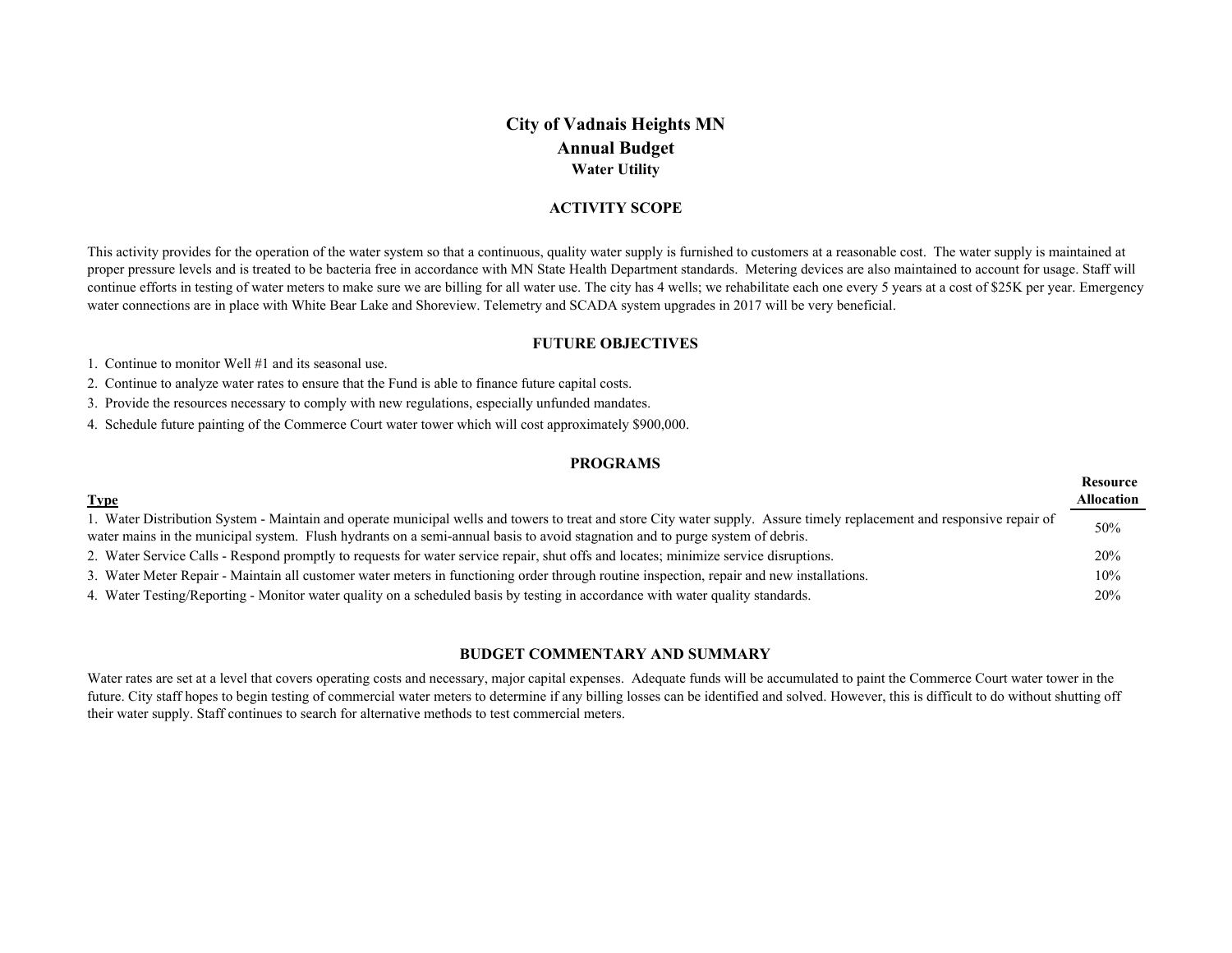# City of Vadnais Heights MN

## Annual Budget

### Water Utility

### ACTIVITY SCOPE

This activity provides for the operation of the water system so that a continuous, quality water supply is furnished to customers at a reasonable cost. The water supply is maintained at proper pressure levels and is treated to be bacteria free in accordance with MN State Health Department standards. Metering devices are also maintained to account for usage. Staff will continue efforts in testing of water meters to make sure we are billing for all water use. The city has 4 wells; we rehabilitate each one every 5 years at a cost of $25K per year. Emergency water connections are in place with White Bear Lake and Shoreview. Telemetry and SCADA system upgrades in 2017 will be very beneficial.

### FUTURE OBJECTIVES

1. Continue to monitor Well #1 and its seasonal use.
2. Continue to analyze water rates to ensure that the Fund is able to finance future capital costs.
3. Provide the resources necessary to comply with new regulations, especially unfunded mandates.
4. Schedule future painting of the Commerce Court water tower which will cost approximately $900,000.

### PROGRAMS

| Type | Resource Allocation |
|---|---|
| 1. Water Distribution System - Maintain and operate municipal wells and towers to treat and store City water supply. Assure timely replacement and responsive repair of water mains in the municipal system. Flush hydrants on a semi-annual basis to avoid stagnation and to purge system of debris. | 50% |
| 2. Water Service Calls - Respond promptly to requests for water service repair, shut offs and locates; minimize service disruptions. | 20% |
| 3. Water Meter Repair - Maintain all customer water meters in functioning order through routine inspection, repair and new installations. | 10% |
| 4. Water Testing/Reporting - Monitor water quality on a scheduled basis by testing in accordance with water quality standards. | 20% |

### BUDGET COMMENTARY AND SUMMARY

Water rates are set at a level that covers operating costs and necessary, major capital expenses. Adequate funds will be accumulated to paint the Commerce Court water tower in the future. City staff hopes to begin testing of commercial water meters to determine if any billing losses can be identified and solved. However, this is difficult to do without shutting off their water supply. Staff continues to search for alternative methods to test commercial meters.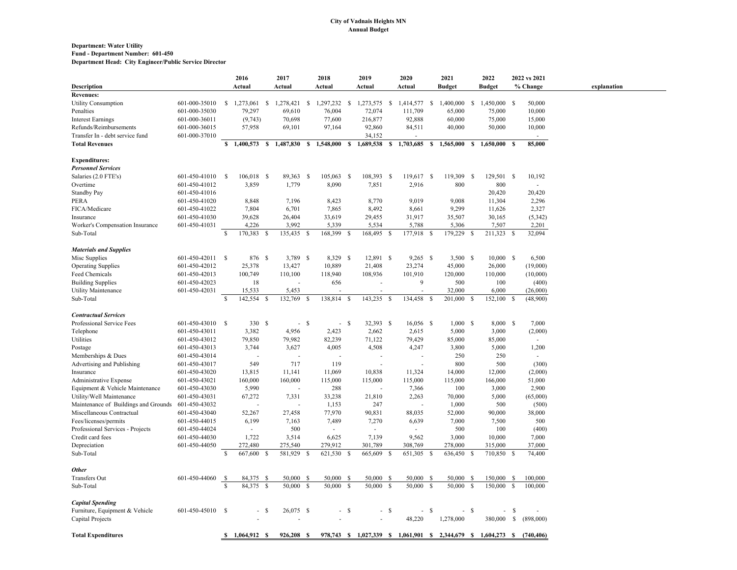**City of Vadnais Heights MN**
**Annual Budget**

**Department: Water Utility**
**Fund - Department Number: 601-450**
**Department Head: City Engineer/Public Service Director**

| Description | | 2016 Actual | 2017 Actual | 2018 Actual | 2019 Actual | 2020 Actual | 2021 Budget | 2022 Budget | 2022 vs 2021 % Change | explanation |
|---|---|---|---|---|---|---|---|---|---|---|
| **Revenues:** | | | | | | | | | | |
| Utility Consumption | 601-000-35010 | $ 1,273,061 | $ 1,278,421 | $ 1,297,232 | $ 1,273,575 | $ 1,414,577 | $ 1,400,000 | $ 1,450,000 | $ 50,000 | |
| Penalties | 601-000-35030 | 79,297 | 69,610 | 76,004 | 72,074 | 111,709 | 65,000 | 75,000 | 10,000 | |
| Interest Earnings | 601-000-36011 | (9,743) | 70,698 | 77,600 | 216,877 | 92,888 | 60,000 | 75,000 | 15,000 | |
| Refunds/Reimbursements | 601-000-36015 | 57,958 | 69,101 | 97,164 | 92,860 | 84,511 | 40,000 | 50,000 | 10,000 | |
| Transfer In - debt service fund | 601-000-37010 | | | | 34,152 | - | | | - | |
| **Total Revenues** | | **$ 1,400,573** | **$ 1,487,830** | **$ 1,548,000** | **$ 1,689,538** | **$ 1,703,685** | **$ 1,565,000** | **$ 1,650,000** | **$ 85,000** | |
| **Expenditures:** | | | | | | | | | | |
| ***Personnel Services*** | | | | | | | | | | |
| Salaries (2.0 FTE's) | 601-450-41010 | $ 106,018 | $ 89,363 | $ 105,063 | $ 108,393 | $ 119,617 | $ 119,309 | $ 129,501 | $ 10,192 | |
| Overtime | 601-450-41012 | 3,859 | 1,779 | 8,090 | 7,851 | 2,916 | 800 | 800 | - | |
| Standby Pay | 601-450-41016 | | | | | | | 20,420 | 20,420 | |
| PERA | 601-450-41020 | 8,848 | 7,196 | 8,423 | 8,770 | 9,019 | 9,008 | 11,304 | 2,296 | |
| FICA/Medicare | 601-450-41022 | 7,804 | 6,701 | 7,865 | 8,492 | 8,661 | 9,299 | 11,626 | 2,327 | |
| Insurance | 601-450-41030 | 39,628 | 26,404 | 33,619 | 29,455 | 31,917 | 35,507 | 30,165 | (5,342) | |
| Worker's Compensation Insurance | 601-450-41031 | 4,226 | 3,992 | 5,339 | 5,534 | 5,788 | 5,306 | 7,507 | 2,201 | |
| Sub-Total | | $ 170,383 | $ 135,435 | $ 168,399 | $ 168,495 | $ 177,918 | $ 179,229 | $ 211,323 | $ 32,094 | |
| ***Materials and Supplies*** | | | | | | | | | | |
| Misc Supplies | 601-450-42011 | $ 876 | $ 3,789 | $ 8,329 | $ 12,891 | $ 9,265 | $ 3,500 | $ 10,000 | $ 6,500 | |
| Operating Supplies | 601-450-42012 | 25,378 | 13,427 | 10,889 | 21,408 | 23,274 | 45,000 | 26,000 | (19,000) | |
| Feed Chemicals | 601-450-42013 | 100,749 | 110,100 | 118,940 | 108,936 | 101,910 | 120,000 | 110,000 | (10,000) | |
| Building Supplies | 601-450-42023 | 18 | - | 656 | - | 9 | 500 | 100 | (400) | |
| Utility Maintenance | 601-450-42031 | 15,533 | 5,453 | - | - | - | 32,000 | 6,000 | (26,000) | |
| Sub-Total | | $ 142,554 | $ 132,769 | $ 138,814 | $ 143,235 | $ 134,458 | $ 201,000 | $ 152,100 | $ (48,900) | |
| ***Contractual Services*** | | | | | | | | | | |
| Professional Service Fees | 601-450-43010 | $ 330 | $ - | $ - | $ 32,393 | $ 16,056 | $ 1,000 | $ 8,000 | $ 7,000 | |
| Telephone | 601-450-43011 | 3,382 | 4,956 | 2,423 | 2,662 | 2,615 | 5,000 | 3,000 | (2,000) | |
| Utilities | 601-450-43012 | 79,850 | 79,982 | 82,239 | 71,122 | 79,429 | 85,000 | 85,000 | - | |
| Postage | 601-450-43013 | 3,744 | 3,627 | 4,005 | 4,508 | 4,247 | 3,800 | 5,000 | 1,200 | |
| Memberships & Dues | 601-450-43014 | - | - | - | - | - | 250 | 250 | - | |
| Advertising and Publishing | 601-450-43017 | 549 | 717 | 119 | - | - | 800 | 500 | (300) | |
| Insurance | 601-450-43020 | 13,815 | 11,141 | 11,069 | 10,838 | 11,324 | 14,000 | 12,000 | (2,000) | |
| Administrative Expense | 601-450-43021 | 160,000 | 160,000 | 115,000 | 115,000 | 115,000 | 115,000 | 166,000 | 51,000 | |
| Equipment & Vehicle Maintenance | 601-450-43030 | 5,990 | - | 288 | - | 7,366 | 100 | 3,000 | 2,900 | |
| Utility/Well Maintenance | 601-450-43031 | 67,272 | 7,331 | 33,238 | 21,810 | 2,263 | 70,000 | 5,000 | (65,000) | |
| Maintenance of Buildings and Grounds | 601-450-43032 | - | - | 1,153 | 247 | - | 1,000 | 500 | (500) | |
| Miscellaneous Contractual | 601-450-43040 | 52,267 | 27,458 | 77,970 | 90,831 | 88,035 | 52,000 | 90,000 | 38,000 | |
| Fees/licenses/permits | 601-450-44015 | 6,199 | 7,163 | 7,489 | 7,270 | 6,639 | 7,000 | 7,500 | 500 | |
| Professional Services - Projects | 601-450-44024 | - | 500 | - | - | - | 500 | 100 | (400) | |
| Credit card fees | 601-450-44030 | 1,722 | 3,514 | 6,625 | 7,139 | 9,562 | 3,000 | 10,000 | 7,000 | |
| Depreciation | 601-450-44050 | 272,480 | 275,540 | 279,912 | 301,789 | 308,769 | 278,000 | 315,000 | 37,000 | |
| Sub-Total | | $ 667,600 | $ 581,929 | $ 621,530 | $ 665,609 | $ 651,305 | $ 636,450 | $ 710,850 | $ 74,400 | |
| ***Other*** | | | | | | | | | | |
| Transfers Out | 601-450-44060 | $ 84,375 | $ 50,000 | $ 50,000 | $ 50,000 | $ 50,000 | $ 50,000 | $ 150,000 | $ 100,000 | |
| Sub-Total | | $ 84,375 | $ 50,000 | $ 50,000 | $ 50,000 | $ 50,000 | $ 50,000 | $ 150,000 | $ 100,000 | |
| ***Capital Spending*** | | | | | | | | | | |
| Furniture, Equipment & Vehicle | 601-450-45010 | $ - | $ 26,075 | $ - | $ - | $ - | $ - | $ - | $ - | |
| Capital Projects | | - | - | - | - | 48,220 | 1,278,000 | 380,000 | $ (898,000) | |
| **Total Expenditures** | | **$ 1,064,912** | **$ 926,208** | **$ 978,743** | **$ 1,027,339** | **$ 1,061,901** | **$ 2,344,679** | **$ 1,604,273** | **$ (740,406)** | |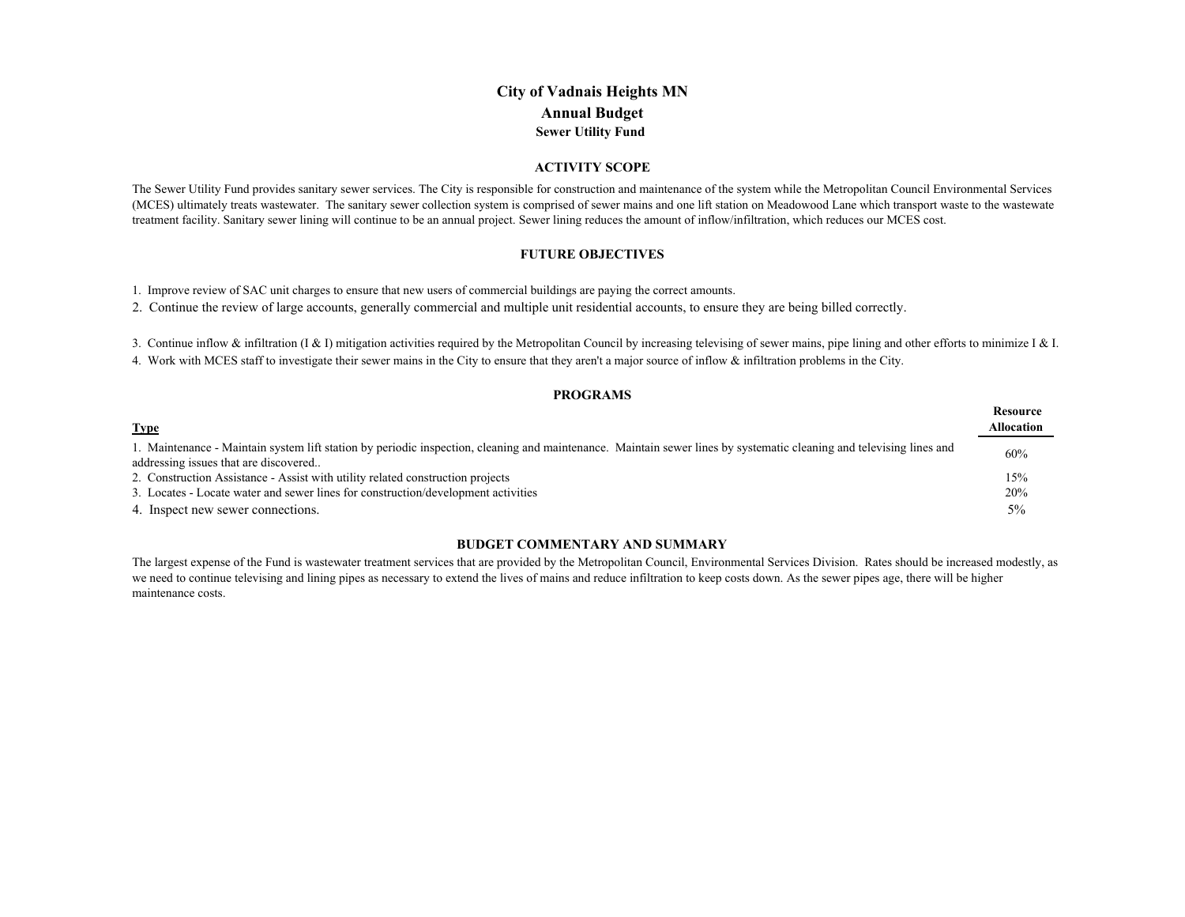# City of Vadnais Heights MN

## Annual Budget

### Sewer Utility Fund

#### ACTIVITY SCOPE

The Sewer Utility Fund provides sanitary sewer services. The City is responsible for construction and maintenance of the system while the Metropolitan Council Environmental Services (MCES) ultimately treats wastewater. The sanitary sewer collection system is comprised of sewer mains and one lift station on Meadowood Lane which transport waste to the wastewate treatment facility. Sanitary sewer lining will continue to be an annual project. Sewer lining reduces the amount of inflow/infiltration, which reduces our MCES cost.

#### FUTURE OBJECTIVES

1. Improve review of SAC unit charges to ensure that new users of commercial buildings are paying the correct amounts.
2. Continue the review of large accounts, generally commercial and multiple unit residential accounts, to ensure they are being billed correctly.
3. Continue inflow & infiltration (I & I) mitigation activities required by the Metropolitan Council by increasing televising of sewer mains, pipe lining and other efforts to minimize I & I.
4. Work with MCES staff to investigate their sewer mains in the City to ensure that they aren't a major source of inflow & infiltration problems in the City.

#### PROGRAMS

| Type | Resource Allocation |
|---|---|
| 1. Maintenance - Maintain system lift station by periodic inspection, cleaning and maintenance. Maintain sewer lines by systematic cleaning and televising lines and addressing issues that are discovered.. | 60% |
| 2. Construction Assistance - Assist with utility related construction projects | 15% |
| 3. Locates - Locate water and sewer lines for construction/development activities | 20% |
| 4. Inspect new sewer connections. | 5% |

#### BUDGET COMMENTARY AND SUMMARY

The largest expense of the Fund is wastewater treatment services that are provided by the Metropolitan Council, Environmental Services Division. Rates should be increased modestly, as we need to continue televising and lining pipes as necessary to extend the lives of mains and reduce infiltration to keep costs down. As the sewer pipes age, there will be higher maintenance costs.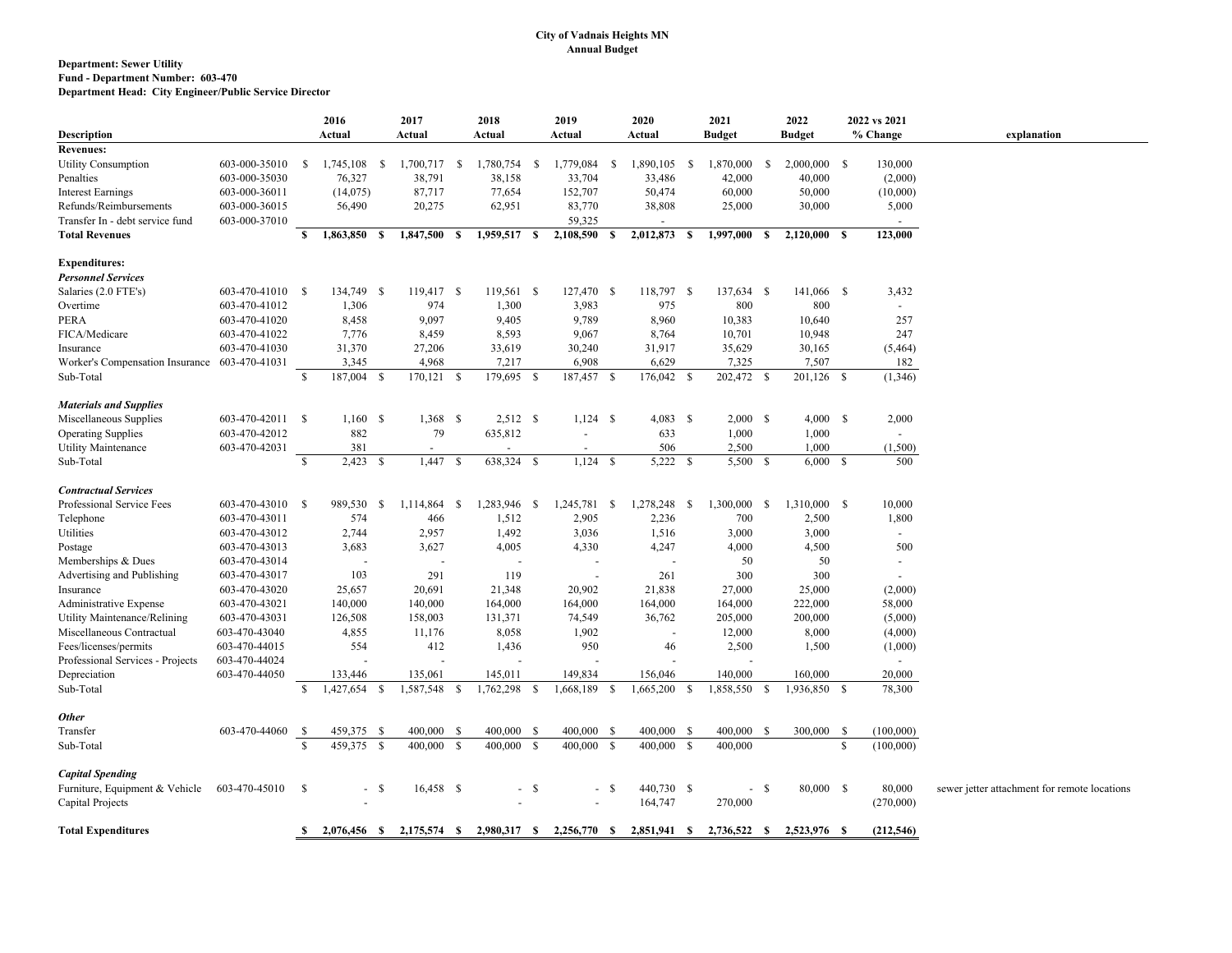**City of Vadnais Heights MN**
**Annual Budget**

**Department: Sewer Utility**
**Fund - Department Number: 603-470**
**Department Head: City Engineer/Public Service Director**

| Description | | 2016 Actual | 2017 Actual | 2018 Actual | 2019 Actual | 2020 Actual | 2021 Budget | 2022 Budget | 2022 vs 2021 % Change | explanation |
|---|---|---|---|---|---|---|---|---|---|---|
| **Revenues:** | | | | | | | | | | |
| Utility Consumption | 603-000-35010 | $ 1,745,108 | $ 1,700,717 | $ 1,780,754 | $ 1,779,084 | $ 1,890,105 | $ 1,870,000 | $ 2,000,000 | $ 130,000 | |
| Penalties | 603-000-35030 | 76,327 | 38,791 | 38,158 | 33,704 | 33,486 | 42,000 | 40,000 | (2,000) | |
| Interest Earnings | 603-000-36011 | (14,075) | 87,717 | 77,654 | 152,707 | 50,474 | 60,000 | 50,000 | (10,000) | |
| Refunds/Reimbursements | 603-000-36015 | 56,490 | 20,275 | 62,951 | 83,770 | 38,808 | 25,000 | 30,000 | 5,000 | |
| Transfer In - debt service fund | 603-000-37010 | | | | 59,325 | - | | | - | |
| **Total Revenues** | | **$ 1,863,850** | **$ 1,847,500** | **$ 1,959,517** | **$ 2,108,590** | **$ 2,012,873** | **$ 1,997,000** | **$ 2,120,000** | **$ 123,000** | |
| **Expenditures:** | | | | | | | | | | |
| ***Personnel Services*** | | | | | | | | | | |
| Salaries (2.0 FTE's) | 603-470-41010 | $ 134,749 | $ 119,417 | $ 119,561 | $ 127,470 | $ 118,797 | $ 137,634 | $ 141,066 | $ 3,432 | |
| Overtime | 603-470-41012 | 1,306 | 974 | 1,300 | 3,983 | 975 | 800 | 800 | - | |
| PERA | 603-470-41020 | 8,458 | 9,097 | 9,405 | 9,789 | 8,960 | 10,383 | 10,640 | 257 | |
| FICA/Medicare | 603-470-41022 | 7,776 | 8,459 | 8,593 | 9,067 | 8,764 | 10,701 | 10,948 | 247 | |
| Insurance | 603-470-41030 | 31,370 | 27,206 | 33,619 | 30,240 | 31,917 | 35,629 | 30,165 | (5,464) | |
| Worker's Compensation Insurance | 603-470-41031 | 3,345 | 4,968 | 7,217 | 6,908 | 6,629 | 7,325 | 7,507 | 182 | |
| Sub-Total | | $ 187,004 | $ 170,121 | $ 179,695 | $ 187,457 | $ 176,042 | $ 202,472 | $ 201,126 | $ (1,346) | |
| ***Materials and Supplies*** | | | | | | | | | | |
| Miscellaneous Supplies | 603-470-42011 | $ 1,160 | $ 1,368 | $ 2,512 | $ 1,124 | $ 4,083 | $ 2,000 | $ 4,000 | $ 2,000 | |
| Operating Supplies | 603-470-42012 | 882 | 79 | 635,812 | - | 633 | 1,000 | 1,000 | - | |
| Utility Maintenance | 603-470-42031 | 381 | - | - | - | 506 | 2,500 | 1,000 | (1,500) | |
| Sub-Total | | $ 2,423 | $ 1,447 | $ 638,324 | $ 1,124 | $ 5,222 | $ 5,500 | $ 6,000 | $ 500 | |
| ***Contractual Services*** | | | | | | | | | | |
| Professional Service Fees | 603-470-43010 | $ 989,530 | $ 1,114,864 | $ 1,283,946 | $ 1,245,781 | $ 1,278,248 | $ 1,300,000 | $ 1,310,000 | $ 10,000 | |
| Telephone | 603-470-43011 | 574 | 466 | 1,512 | 2,905 | 2,236 | 700 | 2,500 | 1,800 | |
| Utilities | 603-470-43012 | 2,744 | 2,957 | 1,492 | 3,036 | 1,516 | 3,000 | 3,000 | - | |
| Postage | 603-470-43013 | 3,683 | 3,627 | 4,005 | 4,330 | 4,247 | 4,000 | 4,500 | 500 | |
| Memberships & Dues | 603-470-43014 | - | - | - | - | - | 50 | 50 | - | |
| Advertising and Publishing | 603-470-43017 | 103 | 291 | 119 | - | 261 | 300 | 300 | - | |
| Insurance | 603-470-43020 | 25,657 | 20,691 | 21,348 | 20,902 | 21,838 | 27,000 | 25,000 | (2,000) | |
| Administrative Expense | 603-470-43021 | 140,000 | 140,000 | 164,000 | 164,000 | 164,000 | 164,000 | 222,000 | 58,000 | |
| Utility Maintenance/Relining | 603-470-43031 | 126,508 | 158,003 | 131,371 | 74,549 | 36,762 | 205,000 | 200,000 | (5,000) | |
| Miscellaneous Contractual | 603-470-43040 | 4,855 | 11,176 | 8,058 | 1,902 | - | 12,000 | 8,000 | (4,000) | |
| Fees/licenses/permits | 603-470-44015 | 554 | 412 | 1,436 | 950 | 46 | 2,500 | 1,500 | (1,000) | |
| Professional Services - Projects | 603-470-44024 | - | - | - | - | - | - | | - | |
| Depreciation | 603-470-44050 | 133,446 | 135,061 | 145,011 | 149,834 | 156,046 | 140,000 | 160,000 | 20,000 | |
| Sub-Total | | $ 1,427,654 | $ 1,587,548 | $ 1,762,298 | $ 1,668,189 | $ 1,665,200 | $ 1,858,550 | $ 1,936,850 | $ 78,300 | |
| ***Other*** | | | | | | | | | | |
| Transfer | 603-470-44060 | $ 459,375 | $ 400,000 | $ 400,000 | $ 400,000 | $ 400,000 | $ 400,000 | $ 300,000 | $ (100,000) | |
| Sub-Total | | $ 459,375 | $ 400,000 | $ 400,000 | $ 400,000 | $ 400,000 | $ 400,000 | | $ (100,000) | |
| ***Capital Spending*** | | | | | | | | | | |
| Furniture, Equipment & Vehicle | 603-470-45010 | $ - | $ 16,458 | $ - | $ - | $ 440,730 | $ - | $ 80,000 | $ 80,000 | sewer jetter attachment for remote locations |
| Capital Projects | | - | | - | - | 164,747 | 270,000 | | (270,000) | |
| **Total Expenditures** | | **$ 2,076,456** | **$ 2,175,574** | **$ 2,980,317** | **$ 2,256,770** | **$ 2,851,941** | **$ 2,736,522** | **$ 2,523,976** | **$ (212,546)** | |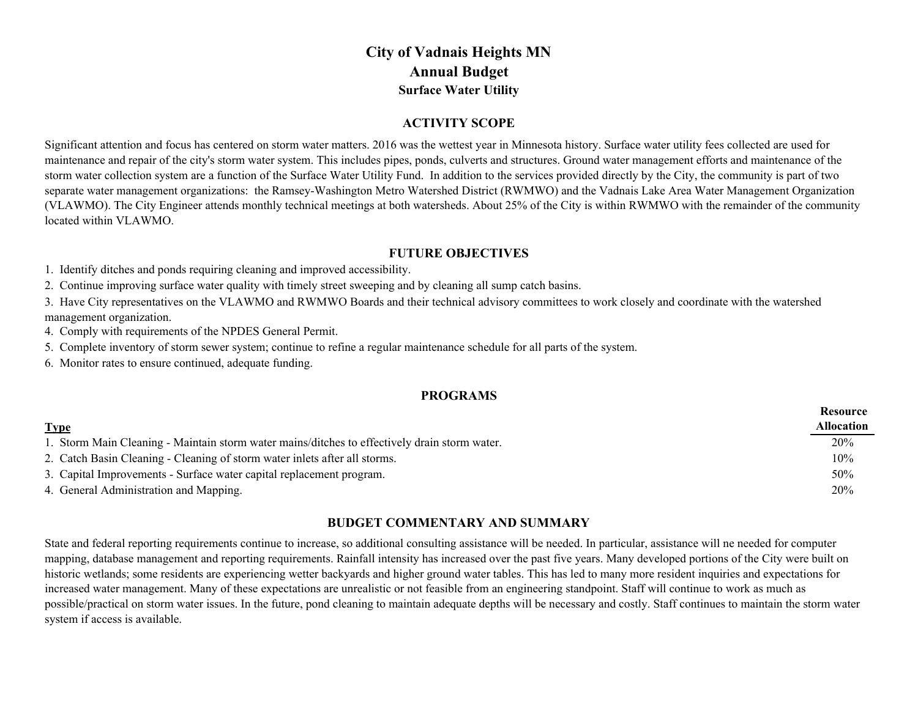# City of Vadnais Heights MN
## Annual Budget
### Surface Water Utility

## ACTIVITY SCOPE

Significant attention and focus has centered on storm water matters. 2016 was the wettest year in Minnesota history. Surface water utility fees collected are used for maintenance and repair of the city's storm water system. This includes pipes, ponds, culverts and structures. Ground water management efforts and maintenance of the storm water collection system are a function of the Surface Water Utility Fund. In addition to the services provided directly by the City, the community is part of two separate water management organizations: the Ramsey-Washington Metro Watershed District (RWMWO) and the Vadnais Lake Area Water Management Organization (VLAWMO). The City Engineer attends monthly technical meetings at both watersheds. About 25% of the City is within RWMWO with the remainder of the community located within VLAWMO.

## FUTURE OBJECTIVES

1. Identify ditches and ponds requiring cleaning and improved accessibility.
2. Continue improving surface water quality with timely street sweeping and by cleaning all sump catch basins.
3. Have City representatives on the VLAWMO and RWMWO Boards and their technical advisory committees to work closely and coordinate with the watershed management organization.
4. Comply with requirements of the NPDES General Permit.
5. Complete inventory of storm sewer system; continue to refine a regular maintenance schedule for all parts of the system.
6. Monitor rates to ensure continued, adequate funding.

## PROGRAMS

| Type | Resource Allocation |
|---|---|
| 1. Storm Main Cleaning - Maintain storm water mains/ditches to effectively drain storm water. | 20% |
| 2. Catch Basin Cleaning - Cleaning of storm water inlets after all storms. | 10% |
| 3. Capital Improvements - Surface water capital replacement program. | 50% |
| 4. General Administration and Mapping. | 20% |

## BUDGET COMMENTARY AND SUMMARY

State and federal reporting requirements continue to increase, so additional consulting assistance will be needed. In particular, assistance will ne needed for computer mapping, database management and reporting requirements. Rainfall intensity has increased over the past five years. Many developed portions of the City were built on historic wetlands; some residents are experiencing wetter backyards and higher ground water tables. This has led to many more resident inquiries and expectations for increased water management. Many of these expectations are unrealistic or not feasible from an engineering standpoint. Staff will continue to work as much as possible/practical on storm water issues. In the future, pond cleaning to maintain adequate depths will be necessary and costly. Staff continues to maintain the storm water system if access is available.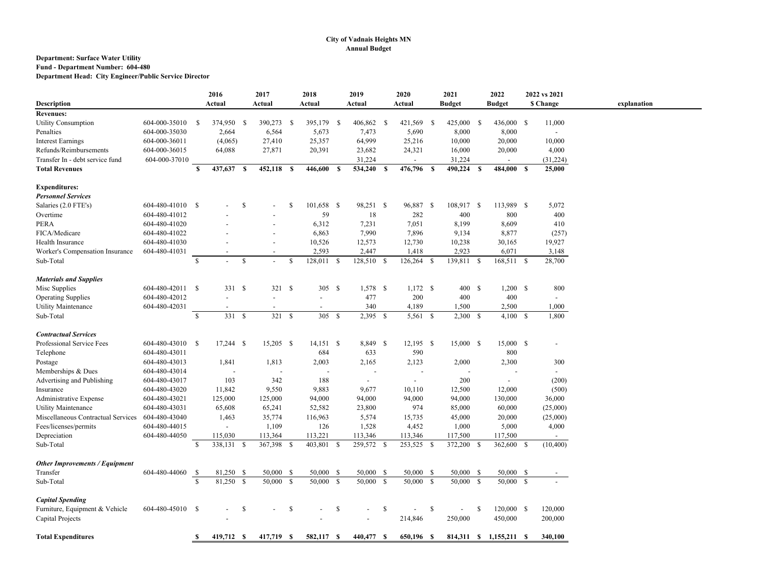**City of Vadnais Heights MN**
**Annual Budget**

**Department: Surface Water Utility**
**Fund - Department Number: 604-480**
**Department Head: City Engineer/Public Service Director**

| Description | | 2016 Actual | 2017 Actual | 2018 Actual | 2019 Actual | 2020 Actual | 2021 Budget | 2022 Budget | 2022 vs 2021 $ Change | explanation |
|---|---|---|---|---|---|---|---|---|---|---|
| **Revenues:** | | | | | | | | | | |
| Utility Consumption | 604-000-35010 | $ 374,950 | $ 390,273 | $ 395,179 | $ 406,862 | $ 421,569 | $ 425,000 | $ 436,000 | $ 11,000 | |
| Penalties | 604-000-35030 | 2,664 | 6,564 | 5,673 | 7,473 | 5,690 | 8,000 | 8,000 | - | |
| Interest Earnings | 604-000-36011 | (4,065) | 27,410 | 25,357 | 64,999 | 25,216 | 10,000 | 20,000 | 10,000 | |
| Refunds/Reimbursements | 604-000-36015 | 64,088 | 27,871 | 20,391 | 23,682 | 24,321 | 16,000 | 20,000 | 4,000 | |
| Transfer In - debt service fund | 604-000-37010 | | | | 31,224 | - | 31,224 | - | (31,224) | |
| **Total Revenues** | | **$ 437,637** | **$ 452,118** | **$ 446,600** | **$ 534,240** | **$ 476,796** | **$ 490,224** | **$ 484,000** | **$ 25,000** | |
| **Expenditures:** | | | | | | | | | | |
| ***Personnel Services*** | | | | | | | | | | |
| Salaries (2.0 FTE's) | 604-480-41010 | $ - | $ - | $ 101,658 | $ 98,251 | $ 96,887 | $ 108,917 | $ 113,989 | $ 5,072 | |
| Overtime | 604-480-41012 | - | - | 59 | 18 | 282 | 400 | 800 | 400 | |
| PERA | 604-480-41020 | - | - | 6,312 | 7,231 | 7,051 | 8,199 | 8,609 | 410 | |
| FICA/Medicare | 604-480-41022 | - | - | 6,863 | 7,990 | 7,896 | 9,134 | 8,877 | (257) | |
| Health Insurance | 604-480-41030 | - | - | 10,526 | 12,573 | 12,730 | 10,238 | 30,165 | 19,927 | |
| Worker's Compensation Insurance | 604-480-41031 | - | - | 2,593 | 2,447 | 1,418 | 2,923 | 6,071 | 3,148 | |
| Sub-Total | | $ - | $ - | $ 128,011 | $ 128,510 | $ 126,264 | $ 139,811 | $ 168,511 | $ 28,700 | |
| ***Materials and Supplies*** | | | | | | | | | | |
| Misc Supplies | 604-480-42011 | $ 331 | $ 321 | $ 305 | $ 1,578 | $ 1,172 | $ 400 | $ 1,200 | $ 800 | |
| Operating Supplies | 604-480-42012 | - | - | - | 477 | 200 | 400 | 400 | - | |
| Utility Maintenance | 604-480-42031 | - | - | - | 340 | 4,189 | 1,500 | 2,500 | 1,000 | |
| Sub-Total | | $ 331 | $ 321 | $ 305 | $ 2,395 | $ 5,561 | $ 2,300 | $ 4,100 | $ 1,800 | |
| ***Contractual Services*** | | | | | | | | | | |
| Professional Service Fees | 604-480-43010 | $ 17,244 | $ 15,205 | $ 14,151 | $ 8,849 | $ 12,195 | $ 15,000 | $ 15,000 | $ - | |
| Telephone | 604-480-43011 | | | 684 | 633 | 590 | | 800 | | |
| Postage | 604-480-43013 | 1,841 | 1,813 | 2,003 | 2,165 | 2,123 | 2,000 | 2,300 | 300 | |
| Memberships & Dues | 604-480-43014 | - | - | - | - | - | - | - | - | |
| Advertising and Publishing | 604-480-43017 | 103 | 342 | 188 | - | - | 200 | - | (200) | |
| Insurance | 604-480-43020 | 11,842 | 9,550 | 9,883 | 9,677 | 10,110 | 12,500 | 12,000 | (500) | |
| Administrative Expense | 604-480-43021 | 125,000 | 125,000 | 94,000 | 94,000 | 94,000 | 94,000 | 130,000 | 36,000 | |
| Utility Maintenance | 604-480-43031 | 65,608 | 65,241 | 52,582 | 23,800 | 974 | 85,000 | 60,000 | (25,000) | |
| Miscellaneous Contractual Services | 604-480-43040 | 1,463 | 35,774 | 116,963 | 5,574 | 15,735 | 45,000 | 20,000 | (25,000) | |
| Fees/licenses/permits | 604-480-44015 | - | 1,109 | 126 | 1,528 | 4,452 | 1,000 | 5,000 | 4,000 | |
| Depreciation | 604-480-44050 | 115,030 | 113,364 | 113,221 | 113,346 | 113,346 | 117,500 | 117,500 | - | |
| Sub-Total | | $ 338,131 | $ 367,398 | $ 403,801 | $ 259,572 | $ 253,525 | $ 372,200 | $ 362,600 | $ (10,400) | |
| ***Other Improvements / Equipment*** | | | | | | | | | | |
| Transfer | 604-480-44060 | $ 81,250 | $ 50,000 | $ 50,000 | $ 50,000 | $ 50,000 | $ 50,000 | $ 50,000 | $ - | |
| Sub-Total | | $ 81,250 | $ 50,000 | $ 50,000 | $ 50,000 | $ 50,000 | $ 50,000 | $ 50,000 | $ - | |
| ***Capital Spending*** | | | | | | | | | | |
| Furniture, Equipment & Vehicle | 604-480-45010 | $ - | $ - | $ - | $ - | $ - | $ - | $ 120,000 | $ 120,000 | |
| Capital Projects | | - | | - | - | 214,846 | 250,000 | 450,000 | 200,000 | |
| **Total Expenditures** | | **$ 419,712** | **$ 417,719** | **$ 582,117** | **$ 440,477** | **$ 650,196** | **$ 814,311** | **$ 1,155,211** | **$ 340,100** | |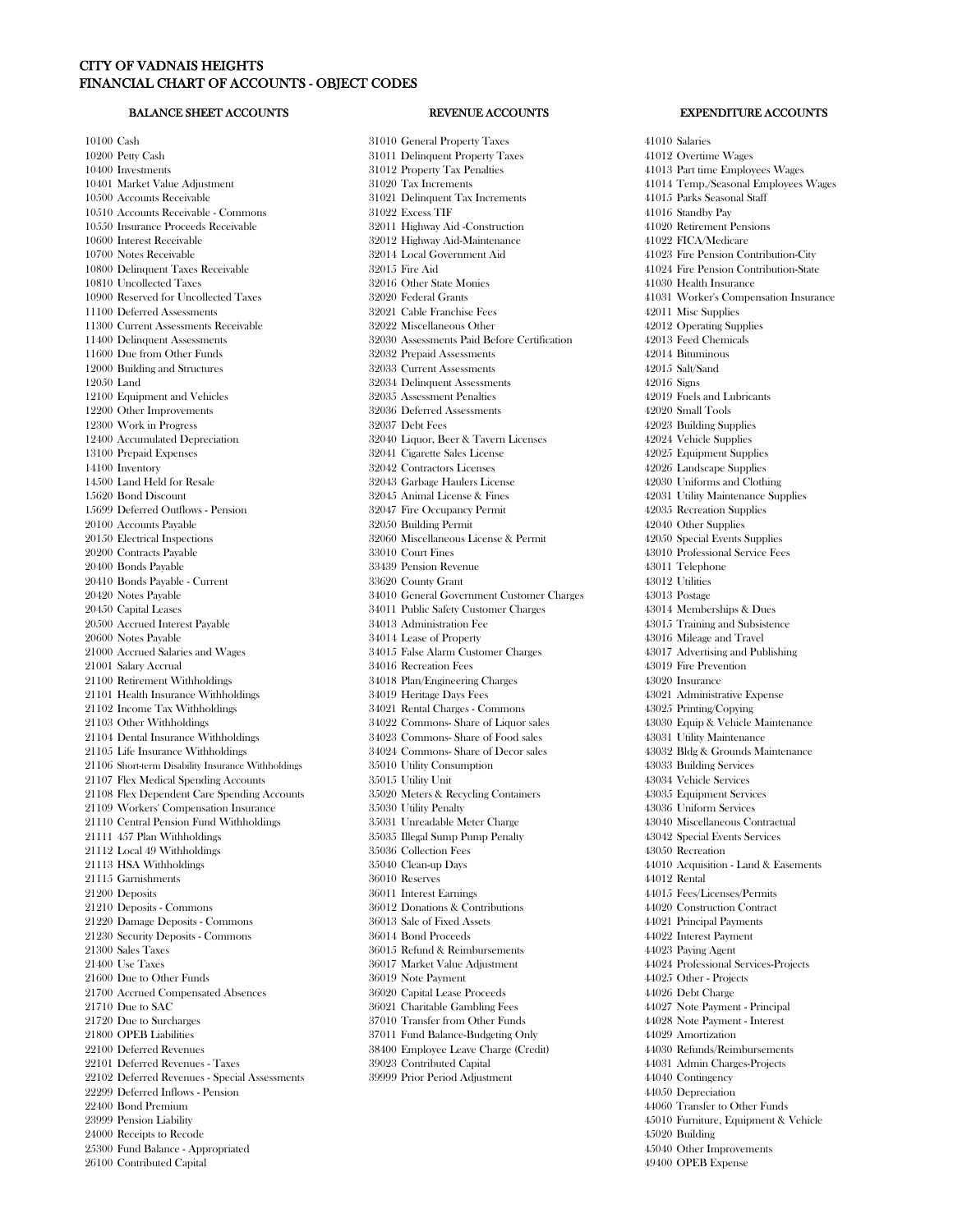# CITY OF VADNAIS HEIGHTS
# FINANCIAL CHART OF ACCOUNTS - OBJECT CODES

## BALANCE SHEET ACCOUNTS

10100 Cash
10200 Petty Cash
10400 Investments
10401 Market Value Adjustment
10500 Accounts Receivable
10510 Accounts Receivable - Commons
10550 Insurance Proceeds Receivable
10600 Interest Receivable
10700 Notes Receivable
10800 Delinquent Taxes Receivable
10810 Uncollected Taxes
10900 Reserved for Uncollected Taxes
11100 Deferred Assessments
11300 Current Assessments Receivable
11400 Delinquent Assessments
11600 Due from Other Funds
12000 Building and Structures
12050 Land
12100 Equipment and Vehicles
12200 Other Improvements
12300 Work in Progress
12400 Accumulated Depreciation
13100 Prepaid Expenses
14100 Inventory
14500 Land Held for Resale
15620 Bond Discount
15699 Deferred Outflows - Pension
20100 Accounts Payable
20150 Electrical Inspections
20200 Contracts Payable
20400 Bonds Payable
20410 Bonds Payable - Current
20420 Notes Payable
20450 Capital Leases
20500 Accrued Interest Payable
20600 Notes Payable
21000 Accrued Salaries and Wages
21001 Salary Accrual
21100 Retirement Withholdings
21101 Health Insurance Withholdings
21102 Income Tax Withholdings
21103 Other Withholdings
21104 Dental Insurance Withholdings
21105 Life Insurance Withholdings
21106 Short-term Disability Insurance Withholdings
21107 Flex Medical Spending Accounts
21108 Flex Dependent Care Spending Accounts
21109 Workers' Compensation Insurance
21110 Central Pension Fund Withholdings
21111 457 Plan Withholdings
21112 Local 49 Withholdings
21113 HSA Withholdings
21115 Garnishments
21200 Deposits
21210 Deposits - Commons
21220 Damage Deposits - Commons
21230 Security Deposits - Commons
21300 Sales Taxes
21400 Use Taxes
21600 Due to Other Funds
21700 Accrued Compensated Absences
21710 Due to SAC
21720 Due to Surcharges
21800 OPEB Liabilities
22100 Deferred Revenues
22101 Deferred Revenues - Taxes
22102 Deferred Revenues - Special Assessments
22299 Deferred Inflows - Pension
22400 Bond Premium
23999 Pension Liability
24000 Receipts to Recode
25300 Fund Balance - Appropriated
26100 Contributed Capital

## REVENUE ACCOUNTS

31010 General Property Taxes
31011 Delinquent Property Taxes
31012 Property Tax Penalties
31020 Tax Increments
31021 Delinquent Tax Increments
31022 Excess TIF
32011 Highway Aid -Construction
32012 Highway Aid-Maintenance
32014 Local Government Aid
32015 Fire Aid
32016 Other State Monies
32020 Federal Grants
32021 Cable Franchise Fees
32022 Miscellaneous Other
32030 Assessments Paid Before Certification
32032 Prepaid Assessments
32033 Current Assessments
32034 Delinquent Assessments
32035 Assessment Penalties
32036 Deferred Assessments
32037 Debt Fees
32040 Liquor, Beer & Tavern Licenses
32041 Cigarette Sales License
32042 Contractors Licenses
32043 Garbage Haulers License
32045 Animal License & Fines
32047 Fire Occupancy Permit
32050 Building Permit
32060 Miscellaneous License & Permit
33010 Court Fines
33439 Pension Revenue
33620 County Grant
34010 General Government Customer Charges
34011 Public Safety Customer Charges
34013 Administration Fee
34014 Lease of Property
34015 False Alarm Customer Charges
34016 Recreation Fees
34018 Plan/Engineering Charges
34019 Heritage Days Fees
34021 Rental Charges - Commons
34022 Commons- Share of Liquor sales
34023 Commons- Share of Food sales
34024 Commons- Share of Decor sales
35010 Utility Consumption
35015 Utility Unit
35020 Meters & Recycling Containers
35030 Utility Penalty
35031 Unreadable Meter Charge
35035 Illegal Sump Pump Penalty
35036 Collection Fees
35040 Clean-up Days
36010 Reserves
36011 Interest Earnings
36012 Donations & Contributions
36013 Sale of Fixed Assets
36014 Bond Proceeds
36015 Refund & Reimbursements
36017 Market Value Adjustment
36019 Note Payment
36020 Capital Lease Proceeds
36021 Charitable Gambling Fees
37010 Transfer from Other Funds
37011 Fund Balance-Budgeting Only
38400 Employee Leave Charge (Credit)
39023 Contributed Capital
39999 Prior Period Adjustment

## EXPENDITURE ACCOUNTS

41010 Salaries
41012 Overtime Wages
41013 Part time Employees Wages
41014 Temp./Seasonal Employees Wages
41015 Parks Seasonal Staff
41016 Standby Pay
41020 Retirement Pensions
41022 FICA/Medicare
41023 Fire Pension Contribution-City
41024 Fire Pension Contribution-State
41030 Health Insurance
41031 Worker's Compensation Insurance
42011 Misc Supplies
42012 Operating Supplies
42013 Feed Chemicals
42014 Bituminous
42015 Salt/Sand
42016 Signs
42019 Fuels and Lubricants
42020 Small Tools
42023 Building Supplies
42024 Vehicle Supplies
42025 Equipment Supplies
42026 Landscape Supplies
42030 Uniforms and Clothing
42031 Utility Maintenance Supplies
42035 Recreation Supplies
42040 Other Supplies
42050 Special Events Supplies
43010 Professional Service Fees
43011 Telephone
43012 Utilities
43013 Postage
43014 Memberships & Dues
43015 Training and Subsistence
43016 Mileage and Travel
43017 Advertising and Publishing
43019 Fire Prevention
43020 Insurance
43021 Administrative Expense
43025 Printing/Copying
43030 Equip & Vehicle Maintenance
43031 Utility Maintenance
43032 Bldg & Grounds Maintenance
43033 Building Services
43034 Vehicle Services
43035 Equipment Services
43036 Uniform Services
43040 Miscellaneous Contractual
43042 Special Events Services
43050 Recreation
44010 Acquisition - Land & Easements
44012 Rental
44015 Fees/Licenses/Permits
44020 Construction Contract
44021 Principal Payments
44022 Interest Payment
44023 Paying Agent
44024 Professional Services-Projects
44025 Other - Projects
44026 Debt Charge
44027 Note Payment - Principal
44028 Note Payment - Interest
44029 Amortization
44030 Refunds/Reimbursements
44031 Admin Charges-Projects
44040 Contingency
44050 Depreciation
44060 Transfer to Other Funds
45010 Furniture, Equipment & Vehicle
45020 Building
45040 Other Improvements
49400 OPEB Expense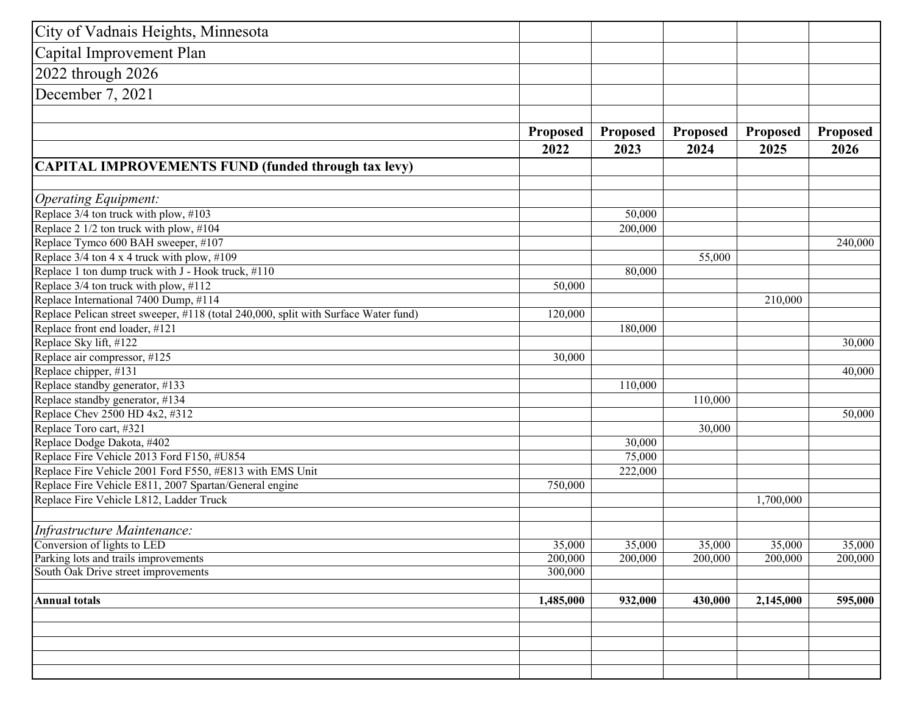City of Vadnais Heights, Minnesota

Capital Improvement Plan

2022 through 2026

December 7, 2021

| | Proposed 2022 | Proposed 2023 | Proposed 2024 | Proposed 2025 | Proposed 2026 |
|---|---|---|---|---|---|
| **CAPITAL IMPROVEMENTS FUND (funded through tax levy)** | | | | | |
| | | | | | |
| *Operating Equipment:* | | | | | |
| Replace 3/4 ton truck with plow, #103 | | 50,000 | | | |
| Replace 2 1/2 ton truck with plow, #104 | | 200,000 | | | |
| Replace Tymco 600 BAH sweeper, #107 | | | | | 240,000 |
| Replace 3/4 ton 4 x 4 truck with plow, #109 | | | 55,000 | | |
| Replace 1 ton dump truck with J - Hook truck, #110 | | 80,000 | | | |
| Replace 3/4 ton truck with plow, #112 | 50,000 | | | | |
| Replace International 7400 Dump, #114 | | | | 210,000 | |
| Replace Pelican street sweeper, #118 (total 240,000, split with Surface Water fund) | 120,000 | | | | |
| Replace front end loader, #121 | | 180,000 | | | |
| Replace Sky lift, #122 | | | | | 30,000 |
| Replace air compressor, #125 | 30,000 | | | | |
| Replace chipper, #131 | | | | | 40,000 |
| Replace standby generator, #133 | | 110,000 | | | |
| Replace standby generator, #134 | | | 110,000 | | |
| Replace Chev 2500 HD 4x2, #312 | | | | | 50,000 |
| Replace Toro cart, #321 | | | 30,000 | | |
| Replace Dodge Dakota, #402 | | 30,000 | | | |
| Replace Fire Vehicle 2013 Ford F150, #U854 | | 75,000 | | | |
| Replace Fire Vehicle 2001 Ford F550, #E813 with EMS Unit | | 222,000 | | | |
| Replace Fire Vehicle E811, 2007 Spartan/General engine | 750,000 | | | | |
| Replace Fire Vehicle L812, Ladder Truck | | | | 1,700,000 | |
| | | | | | |
| *Infrastructure Maintenance:* | | | | | |
| Conversion of lights to LED | 35,000 | 35,000 | 35,000 | 35,000 | 35,000 |
| Parking lots and trails improvements | 200,000 | 200,000 | 200,000 | 200,000 | 200,000 |
| South Oak Drive street improvements | 300,000 | | | | |
| | | | | | |
| **Annual totals** | **1,485,000** | **932,000** | **430,000** | **2,145,000** | **595,000** |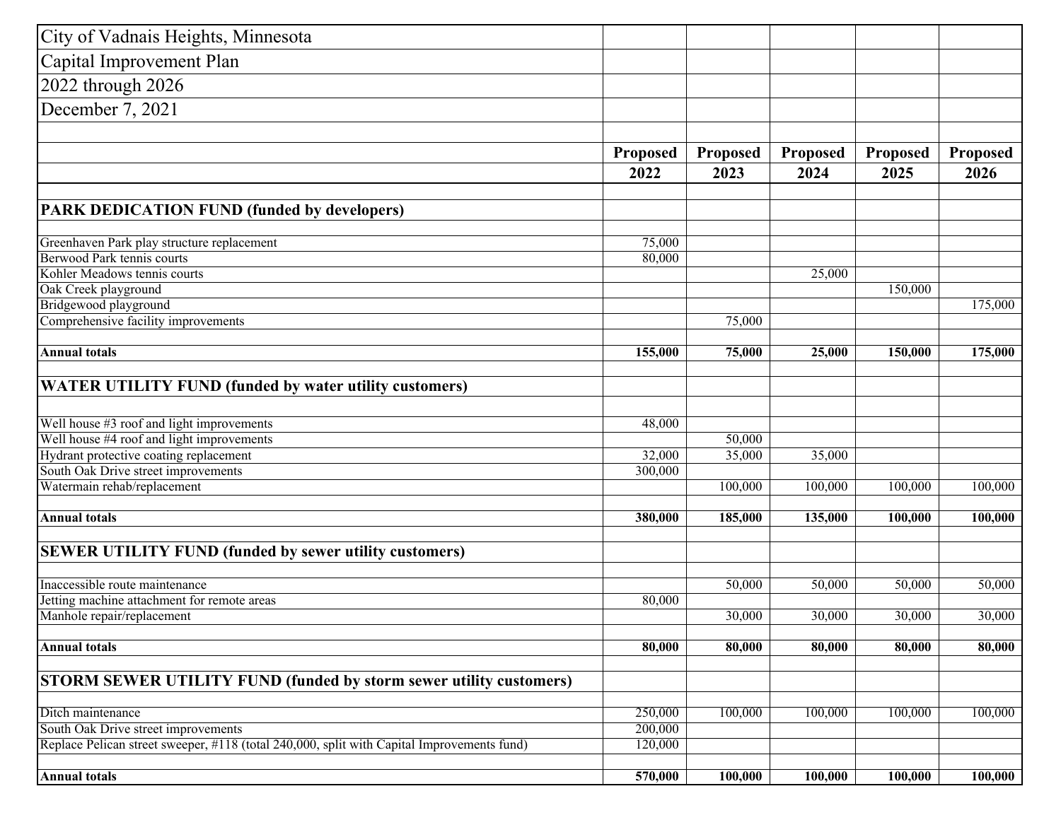City of Vadnais Heights, Minnesota

Capital Improvement Plan

2022 through 2026

December 7, 2021

| | Proposed 2022 | Proposed 2023 | Proposed 2024 | Proposed 2025 | Proposed 2026 |
|---|---|---|---|---|---|
| **PARK DEDICATION FUND (funded by developers)** | | | | | |
| Greenhaven Park play structure replacement | 75,000 | | | | |
| Berwood Park tennis courts | 80,000 | | | | |
| Kohler Meadows tennis courts | | | 25,000 | | |
| Oak Creek playground | | | | 150,000 | |
| Bridgewood playground | | | | | 175,000 |
| Comprehensive facility improvements | | 75,000 | | | |
| **Annual totals** | **155,000** | **75,000** | **25,000** | **150,000** | **175,000** |
| **WATER UTILITY FUND (funded by water utility customers)** | | | | | |
| Well house #3 roof and light improvements | 48,000 | | | | |
| Well house #4 roof and light improvements | | 50,000 | | | |
| Hydrant protective coating replacement | 32,000 | 35,000 | 35,000 | | |
| South Oak Drive street improvements | 300,000 | | | | |
| Watermain rehab/replacement | | 100,000 | 100,000 | 100,000 | 100,000 |
| **Annual totals** | **380,000** | **185,000** | **135,000** | **100,000** | **100,000** |
| **SEWER UTILITY FUND (funded by sewer utility customers)** | | | | | |
| Inaccessible route maintenance | | 50,000 | 50,000 | 50,000 | 50,000 |
| Jetting machine attachment for remote areas | 80,000 | | | | |
| Manhole repair/replacement | | 30,000 | 30,000 | 30,000 | 30,000 |
| **Annual totals** | **80,000** | **80,000** | **80,000** | **80,000** | **80,000** |
| **STORM SEWER UTILITY FUND (funded by storm sewer utility customers)** | | | | | |
| Ditch maintenance | 250,000 | 100,000 | 100,000 | 100,000 | 100,000 |
| South Oak Drive street improvements | 200,000 | | | | |
| Replace Pelican street sweeper, #118 (total 240,000, split with Capital Improvements fund) | 120,000 | | | | |
| **Annual totals** | **570,000** | **100,000** | **100,000** | **100,000** | **100,000** |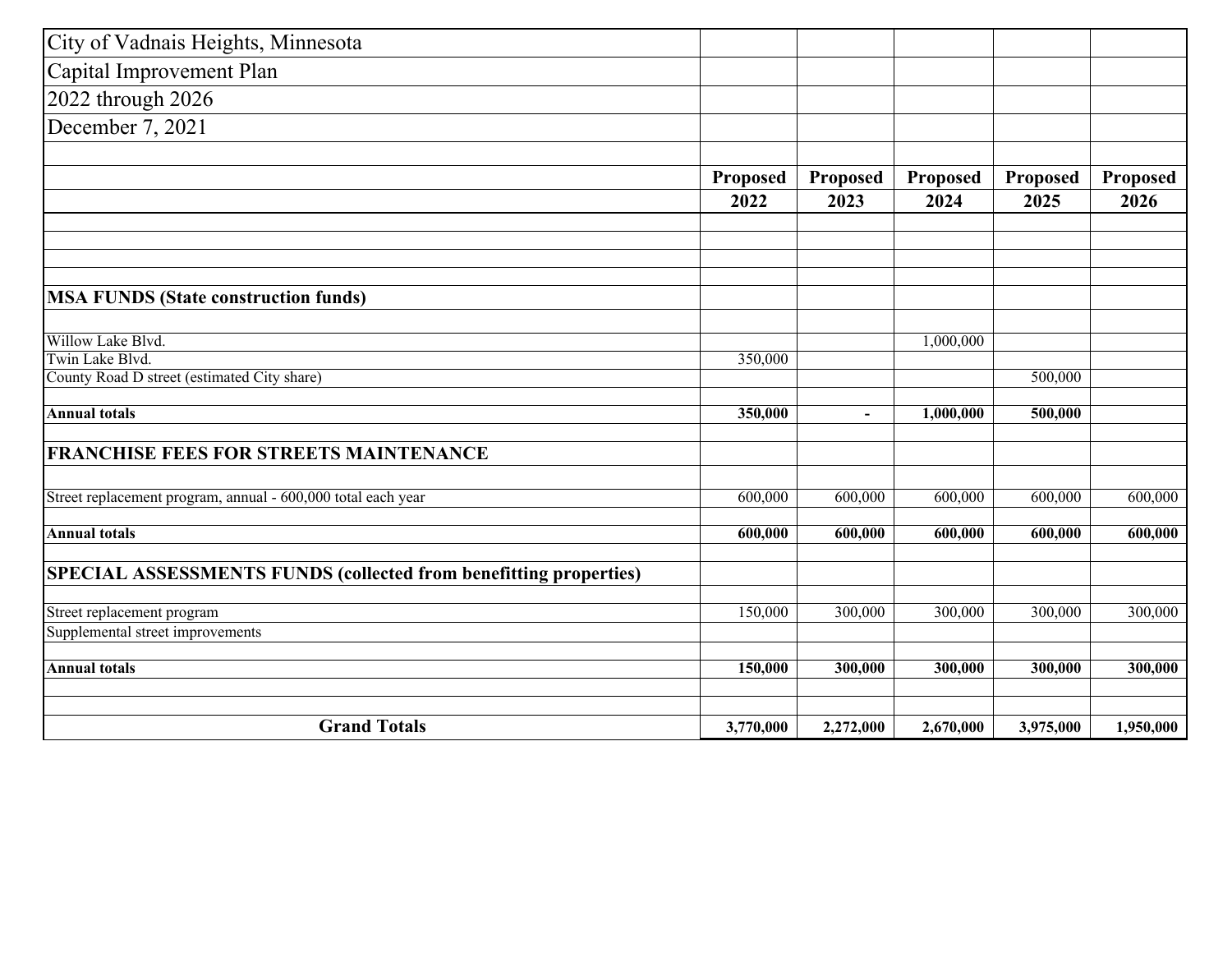City of Vadnais Heights, Minnesota

Capital Improvement Plan

2022 through 2026

December 7, 2021

| | Proposed 2022 | Proposed 2023 | Proposed 2024 | Proposed 2025 | Proposed 2026 |
|---|---|---|---|---|---|
| **MSA FUNDS (State construction funds)** | | | | | |
| Willow Lake Blvd. | | | 1,000,000 | | |
| Twin Lake Blvd. | 350,000 | | | | |
| County Road D street (estimated City share) | | | | 500,000 | |
| **Annual totals** | **350,000** | **-** | **1,000,000** | **500,000** | |
| **FRANCHISE FEES FOR STREETS MAINTENANCE** | | | | | |
| Street replacement program, annual - 600,000 total each year | 600,000 | 600,000 | 600,000 | 600,000 | 600,000 |
| **Annual totals** | **600,000** | **600,000** | **600,000** | **600,000** | **600,000** |
| **SPECIAL ASSESSMENTS FUNDS (collected from benefitting properties)** | | | | | |
| Street replacement program | 150,000 | 300,000 | 300,000 | 300,000 | 300,000 |
| Supplemental street improvements | | | | | |
| **Annual totals** | **150,000** | **300,000** | **300,000** | **300,000** | **300,000** |
| **Grand Totals** | **3,770,000** | **2,272,000** | **2,670,000** | **3,975,000** | **1,950,000** |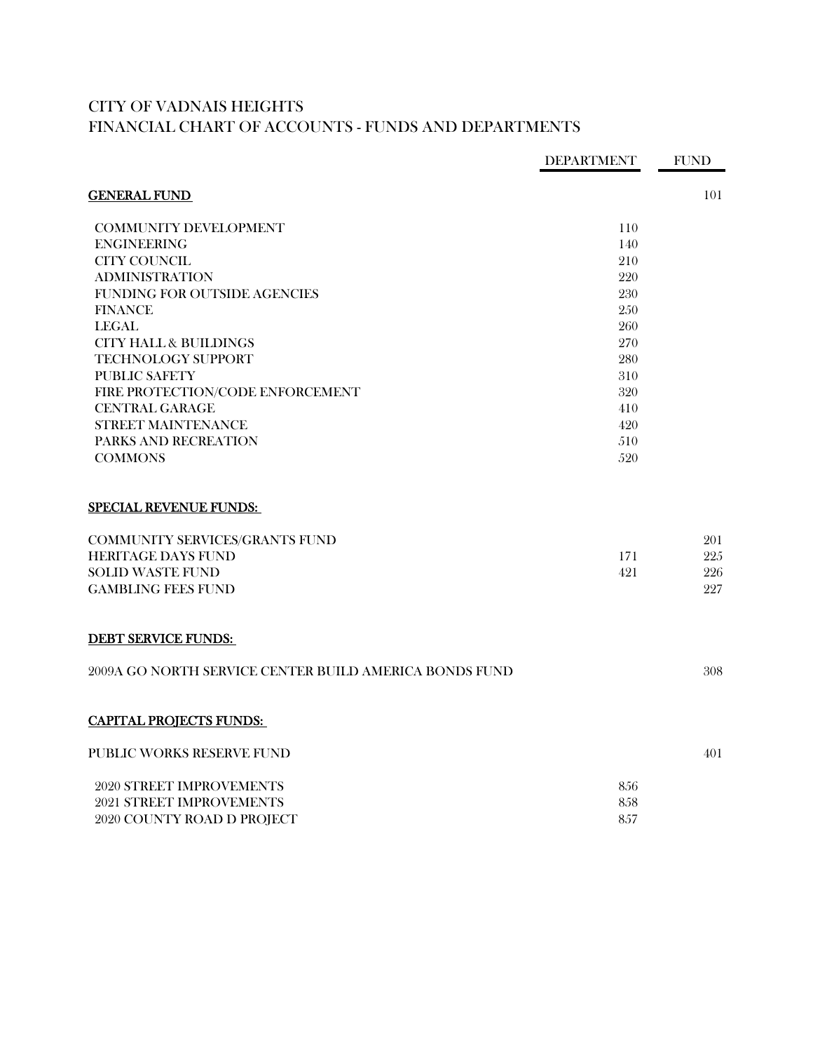# CITY OF VADNAIS HEIGHTS
## FINANCIAL CHART OF ACCOUNTS - FUNDS AND DEPARTMENTS

| | DEPARTMENT | FUND |
|---|---|---|
| **GENERAL FUND** | | 101 |
| COMMUNITY DEVELOPMENT | 110 | |
| ENGINEERING | 140 | |
| CITY COUNCIL | 210 | |
| ADMINISTRATION | 220 | |
| FUNDING FOR OUTSIDE AGENCIES | 230 | |
| FINANCE | 250 | |
| LEGAL | 260 | |
| CITY HALL & BUILDINGS | 270 | |
| TECHNOLOGY SUPPORT | 280 | |
| PUBLIC SAFETY | 310 | |
| FIRE PROTECTION/CODE ENFORCEMENT | 320 | |
| CENTRAL GARAGE | 410 | |
| STREET MAINTENANCE | 420 | |
| PARKS AND RECREATION | 510 | |
| COMMONS | 520 | |
| **SPECIAL REVENUE FUNDS:** | | |
| COMMUNITY SERVICES/GRANTS FUND | | 201 |
| HERITAGE DAYS FUND | 171 | 225 |
| SOLID WASTE FUND | 421 | 226 |
| GAMBLING FEES FUND | | 227 |
| **DEBT SERVICE FUNDS:** | | |
| 2009A GO NORTH SERVICE CENTER BUILD AMERICA BONDS FUND | | 308 |
| **CAPITAL PROJECTS FUNDS:** | | |
| PUBLIC WORKS RESERVE FUND | | 401 |
| 2020 STREET IMPROVEMENTS | 856 | |
| 2021 STREET IMPROVEMENTS | 858 | |
| 2020 COUNTY ROAD D PROJECT | 857 | |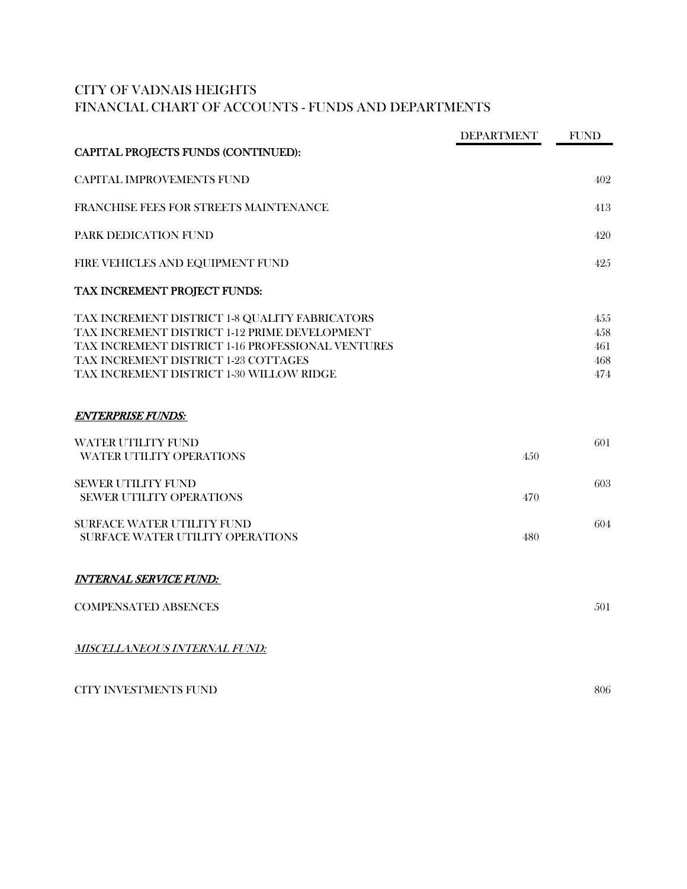CITY OF VADNAIS HEIGHTS
FINANCIAL CHART OF ACCOUNTS - FUNDS AND DEPARTMENTS

| | DEPARTMENT | FUND |
|---|---|---|
| **CAPITAL PROJECTS FUNDS (CONTINUED):** | | |
| CAPITAL IMPROVEMENTS FUND | | 402 |
| FRANCHISE FEES FOR STREETS MAINTENANCE | | 413 |
| PARK DEDICATION FUND | | 420 |
| FIRE VEHICLES AND EQUIPMENT FUND | | 425 |
| **TAX INCREMENT PROJECT FUNDS:** | | |
| TAX INCREMENT DISTRICT 1-8 QUALITY FABRICATORS | | 455 |
| TAX INCREMENT DISTRICT 1-12 PRIME DEVELOPMENT | | 458 |
| TAX INCREMENT DISTRICT 1-16 PROFESSIONAL VENTURES | | 461 |
| TAX INCREMENT DISTRICT 1-23 COTTAGES | | 468 |
| TAX INCREMENT DISTRICT 1-30 WILLOW RIDGE | | 474 |
| ***ENTERPRISE FUNDS:*** | | |
| WATER UTILITY FUND | | 601 |
| WATER UTILITY OPERATIONS | 450 | |
| SEWER UTILITY FUND | | 603 |
| SEWER UTILITY OPERATIONS | 470 | |
| SURFACE WATER UTILITY FUND | | 604 |
| SURFACE WATER UTILITY OPERATIONS | 480 | |
| ***INTERNAL SERVICE FUND:*** | | |
| COMPENSATED ABSENCES | | 501 |
| *MISCELLANEOUS INTERNAL FUND:* | | |
| CITY INVESTMENTS FUND | | 806 |